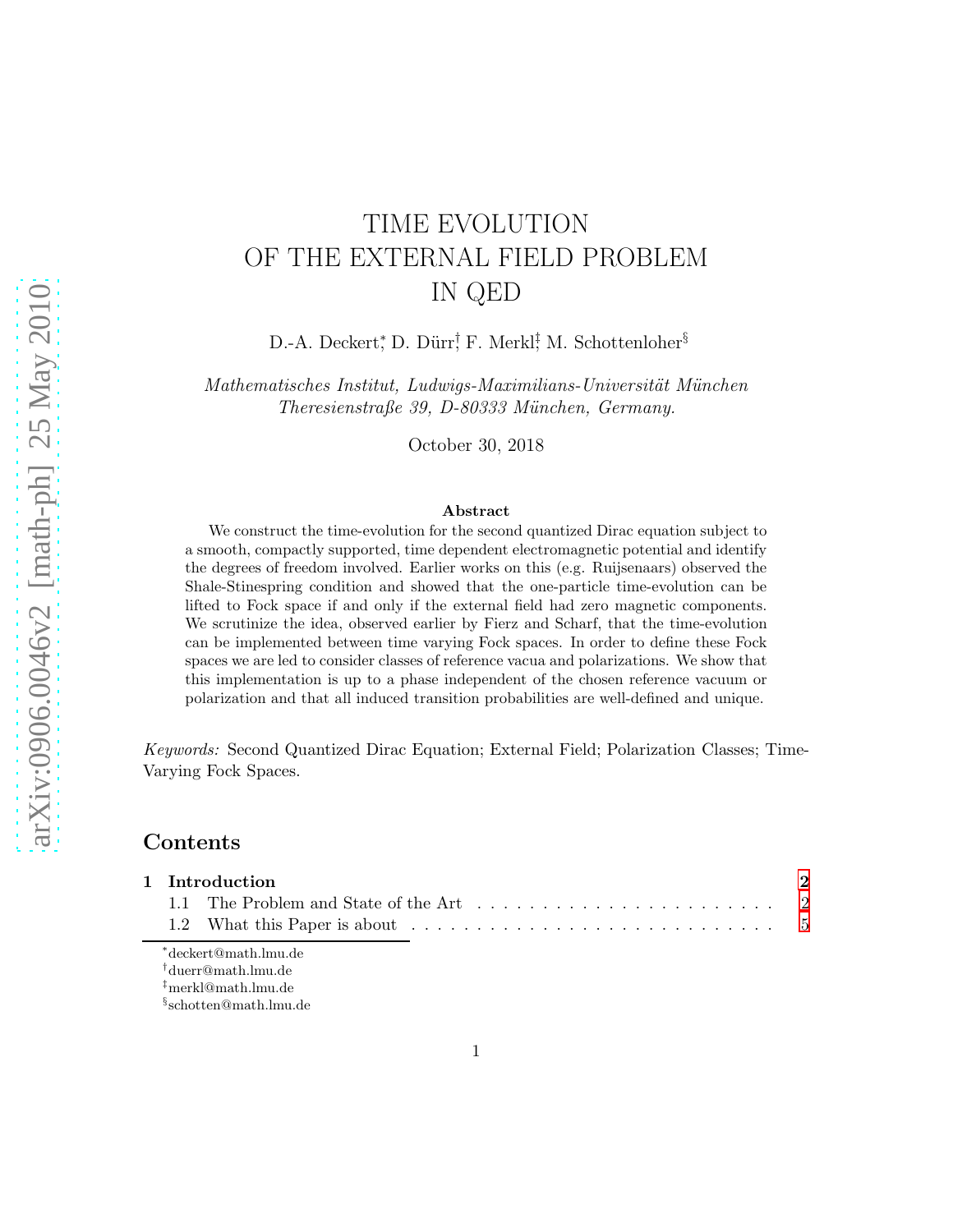# TIME EVOLUTION OF THE EXTERNAL FIELD PROBLEM IN QED

D.-A. Deckert[\*], D. Dürr[†], F. Merkl[‡], M. Schottenloher[§]

*Mathematisches Institut, Ludwigs-Maximilians-Universität München*
*Theresienstraße 39, D-80333 München, Germany.*

October 30, 2018

**Abstract**

We construct the time-evolution for the second quantized Dirac equation subject to a smooth, compactly supported, time dependent electromagnetic potential and identify the degrees of freedom involved. Earlier works on this (e.g. Ruijsenaars) observed the Shale-Stinespring condition and showed that the one-particle time-evolution can be lifted to Fock space if and only if the external field had zero magnetic components. We scrutinize the idea, observed earlier by Fierz and Scharf, that the time-evolution can be implemented between time varying Fock spaces. In order to define these Fock spaces we are led to consider classes of reference vacua and polarizations. We show that this implementation is up to a phase independent of the chosen reference vacuum or polarization and that all induced transition probabilities are well-defined and unique.

*Keywords:* Second Quantized Dirac Equation; External Field; Polarization Classes; Time-Varying Fock Spaces.

## Contents

| | | |
|---|---|---|
| **1** | **Introduction** | **2** |
| 1.1 | The Problem and State of the Art | 2 |
| 1.2 | What this Paper is about | 5 |

[\*] deckert@math.lmu.de
[†] duerr@math.lmu.de
[‡] merkl@math.lmu.de
[§] schotten@math.lmu.de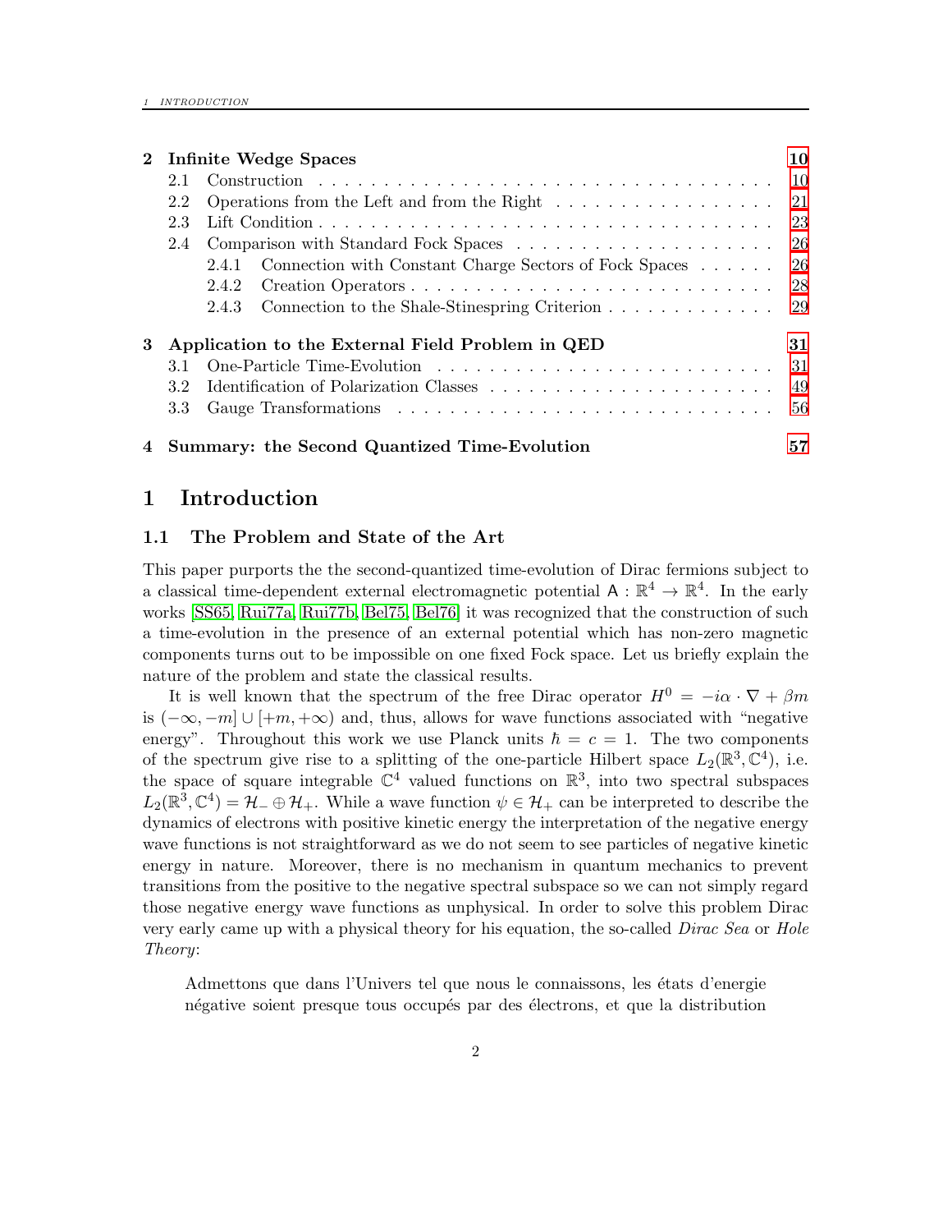| | | |
|---|---|---|
| **2** | **Infinite Wedge Spaces** | **10** |
| 2.1 | Construction | 10 |
| 2.2 | Operations from the Left and from the Right | 21 |
| 2.3 | Lift Condition | 23 |
| 2.4 | Comparison with Standard Fock Spaces | 26 |
| 2.4.1 | Connection with Constant Charge Sectors of Fock Spaces | 26 |
| 2.4.2 | Creation Operators | 28 |
| 2.4.3 | Connection to the Shale-Stinespring Criterion | 29 |
| **3** | **Application to the External Field Problem in QED** | **31** |
| 3.1 | One-Particle Time-Evolution | 31 |
| 3.2 | Identification of Polarization Classes | 49 |
| 3.3 | Gauge Transformations | 56 |
| **4** | **Summary: the Second Quantized Time-Evolution** | **57** |

# 1 Introduction

## 1.1 The Problem and State of the Art

This paper purports the the second-quantized time-evolution of Dirac fermions subject to a classical time-dependent external electromagnetic potential $\mathsf{A} : \mathbb{R}^4 \to \mathbb{R}^4$. In the early works [SS65, Rui77a, Rui77b, Bel75, Bel76] it was recognized that the construction of such a time-evolution in the presence of an external potential which has non-zero magnetic components turns out to be impossible on one fixed Fock space. Let us briefly explain the nature of the problem and state the classical results.

It is well known that the spectrum of the free Dirac operator $H^0 = -i\alpha \cdot \nabla + \beta m$ is $(-\infty, -m] \cup [+m, +\infty)$ and, thus, allows for wave functions associated with "negative energy". Throughout this work we use Planck units $\hbar = c = 1$. The two components of the spectrum give rise to a splitting of the one-particle Hilbert space $L_2(\mathbb{R}^3, \mathbb{C}^4)$, i.e. the space of square integrable $\mathbb{C}^4$ valued functions on $\mathbb{R}^3$, into two spectral subspaces $L_2(\mathbb{R}^3, \mathbb{C}^4) = \mathcal{H}_- \oplus \mathcal{H}_+$. While a wave function $\psi \in \mathcal{H}_+$ can be interpreted to describe the dynamics of electrons with positive kinetic energy the interpretation of the negative energy wave functions is not straightforward as we do not seem to see particles of negative kinetic energy in nature. Moreover, there is no mechanism in quantum mechanics to prevent transitions from the positive to the negative spectral subspace so we can not simply regard those negative energy wave functions as unphysical. In order to solve this problem Dirac very early came up with a physical theory for his equation, the so-called *Dirac Sea* or *Hole Theory*:

> Admettons que dans l'Univers tel que nous le connaissons, les états d'energie négative soient presque tous occupés par des électrons, et que la distribution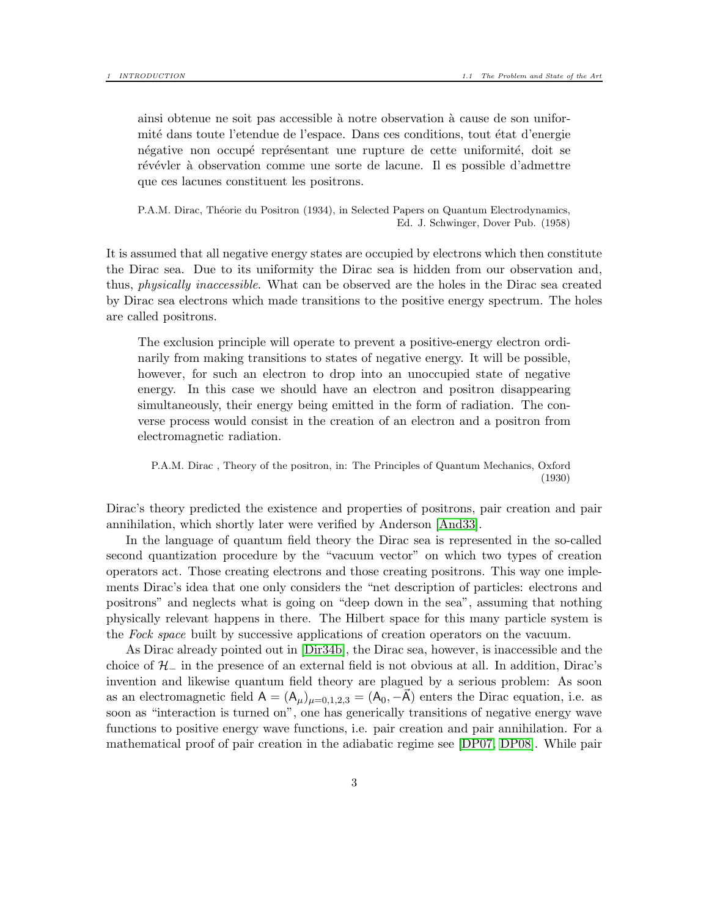> ainsi obtenue ne soit pas accessible à notre observation à cause de son uniformité dans toute l'etendue de l'espace. Dans ces conditions, tout état d'energie négative non occupé représentant une rupture de cette uniformité, doit se révévler à observation comme une sorte de lacune. Il es possible d'admettre que ces lacunes constituent les positrons.
>
> P.A.M. Dirac, Théorie du Positron (1934), in Selected Papers on Quantum Electrodynamics, Ed. J. Schwinger, Dover Pub. (1958)

It is assumed that all negative energy states are occupied by electrons which then constitute the Dirac sea. Due to its uniformity the Dirac sea is hidden from our observation and, thus, *physically inaccessible*. What can be observed are the holes in the Dirac sea created by Dirac sea electrons which made transitions to the positive energy spectrum. The holes are called positrons.

> The exclusion principle will operate to prevent a positive-energy electron ordinarily from making transitions to states of negative energy. It will be possible, however, for such an electron to drop into an unoccupied state of negative energy. In this case we should have an electron and positron disappearing simultaneously, their energy being emitted in the form of radiation. The converse process would consist in the creation of an electron and a positron from electromagnetic radiation.
>
> P.A.M. Dirac , Theory of the positron, in: The Principles of Quantum Mechanics, Oxford (1930)

Dirac's theory predicted the existence and properties of positrons, pair creation and pair annihilation, which shortly later were verified by Anderson [And33].

In the language of quantum field theory the Dirac sea is represented in the so-called second quantization procedure by the "vacuum vector" on which two types of creation operators act. Those creating electrons and those creating positrons. This way one implements Dirac's idea that one only considers the "net description of particles: electrons and positrons" and neglects what is going on "deep down in the sea", assuming that nothing physically relevant happens in there. The Hilbert space for this many particle system is the *Fock space* built by successive applications of creation operators on the vacuum.

As Dirac already pointed out in [Dir34b], the Dirac sea, however, is inaccessible and the choice of $\mathcal{H}_-$ in the presence of an external field is not obvious at all. In addition, Dirac's invention and likewise quantum field theory are plagued by a serious problem: As soon as an electromagnetic field $\mathsf{A} = (\mathsf{A}_\mu)_{\mu=0,1,2,3} = (\mathsf{A}_0, -\vec{\mathsf{A}})$ enters the Dirac equation, i.e. as soon as "interaction is turned on", one has generically transitions of negative energy wave functions to positive energy wave functions, i.e. pair creation and pair annihilation. For a mathematical proof of pair creation in the adiabatic regime see [DP07, DP08]. While pair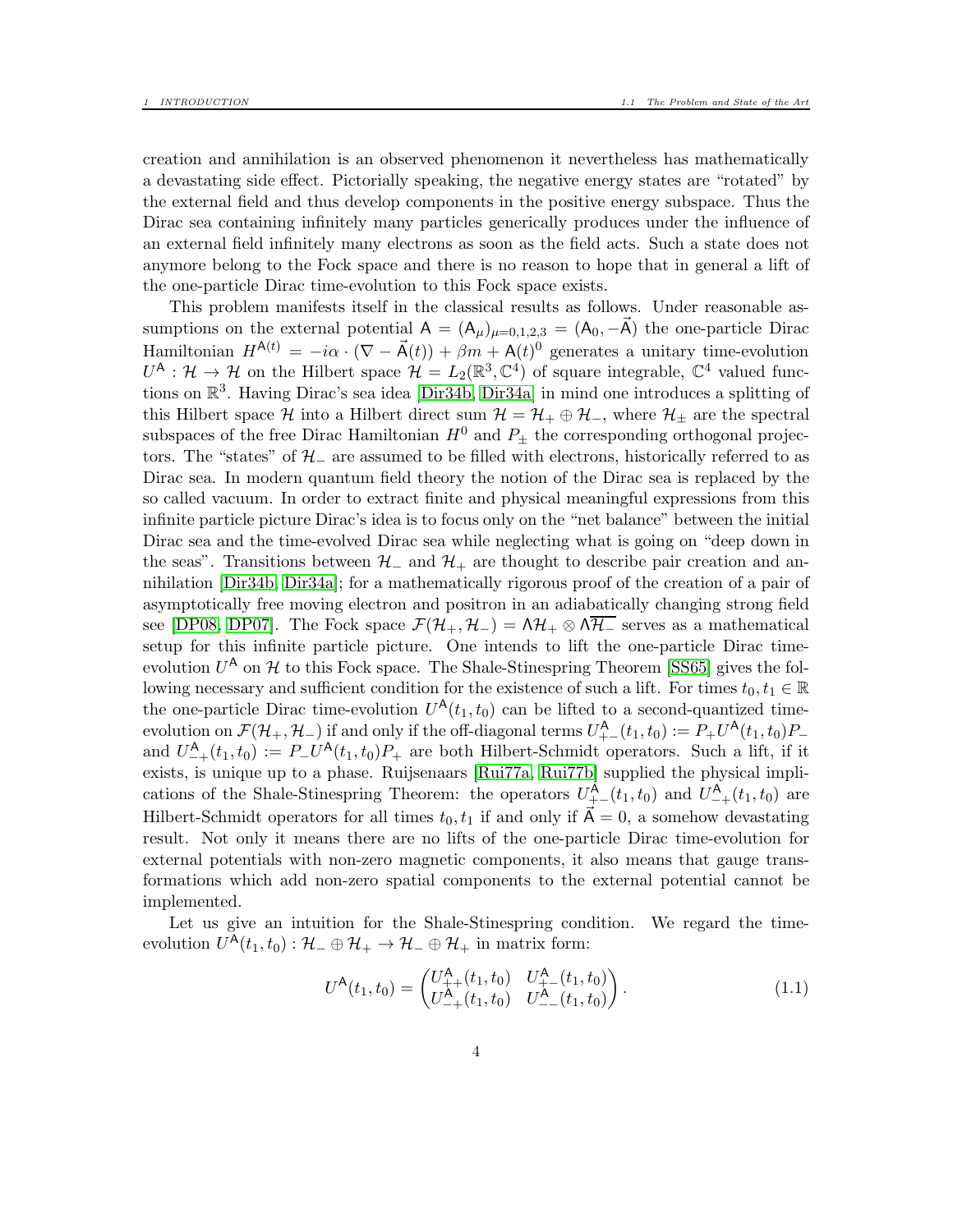creation and annihilation is an observed phenomenon it nevertheless has mathematically a devastating side effect. Pictorially speaking, the negative energy states are "rotated" by the external field and thus develop components in the positive energy subspace. Thus the Dirac sea containing infinitely many particles generically produces under the influence of an external field infinitely many electrons as soon as the field acts. Such a state does not anymore belong to the Fock space and there is no reason to hope that in general a lift of the one-particle Dirac time-evolution to this Fock space exists.

This problem manifests itself in the classical results as follows. Under reasonable assumptions on the external potential $\mathsf{A} = (\mathsf{A}_\mu)_{\mu=0,1,2,3} = (\mathsf{A}_0, -\vec{\mathsf{A}})$ the one-particle Dirac Hamiltonian $H^{\mathsf{A}(t)} = -i\alpha \cdot (\nabla - \vec{\mathsf{A}}(t)) + \beta m + \mathsf{A}(t)^0$ generates a unitary time-evolution $U^{\mathsf{A}} : \mathcal{H} \to \mathcal{H}$ on the Hilbert space $\mathcal{H} = L_2(\mathbb{R}^3, \mathbb{C}^4)$ of square integrable, $\mathbb{C}^4$ valued functions on $\mathbb{R}^3$. Having Dirac's sea idea [Dir34b, Dir34a] in mind one introduces a splitting of this Hilbert space $\mathcal{H}$ into a Hilbert direct sum $\mathcal{H} = \mathcal{H}_+ \oplus \mathcal{H}_-$, where $\mathcal{H}_\pm$ are the spectral subspaces of the free Dirac Hamiltonian $H^0$ and $P_\pm$ the corresponding orthogonal projectors. The "states" of $\mathcal{H}_-$ are assumed to be filled with electrons, historically referred to as Dirac sea. In modern quantum field theory the notion of the Dirac sea is replaced by the so called vacuum. In order to extract finite and physical meaningful expressions from this infinite particle picture Dirac's idea is to focus only on the "net balance" between the initial Dirac sea and the time-evolved Dirac sea while neglecting what is going on "deep down in the seas". Transitions between $\mathcal{H}_-$ and $\mathcal{H}_+$ are thought to describe pair creation and annihilation [Dir34b, Dir34a]; for a mathematically rigorous proof of the creation of a pair of asymptotically free moving electron and positron in an adiabatically changing strong field see [DP08, DP07]. The Fock space $\mathcal{F}(\mathcal{H}_+, \mathcal{H}_-) = \Lambda\mathcal{H}_+ \otimes \Lambda\overline{\mathcal{H}_-}$ serves as a mathematical setup for this infinite particle picture. One intends to lift the one-particle Dirac time-evolution $U^{\mathsf{A}}$ on $\mathcal{H}$ to this Fock space. The Shale-Stinespring Theorem [SS65] gives the following necessary and sufficient condition for the existence of such a lift. For times $t_0, t_1 \in \mathbb{R}$ the one-particle Dirac time-evolution $U^{\mathsf{A}}(t_1, t_0)$ can be lifted to a second-quantized time-evolution on $\mathcal{F}(\mathcal{H}_+, \mathcal{H}_-)$ if and only if the off-diagonal terms $U^{\mathsf{A}}_{+-}(t_1, t_0) := P_+ U^{\mathsf{A}}(t_1, t_0) P_-$ and $U^{\mathsf{A}}_{-+}(t_1, t_0) := P_- U^{\mathsf{A}}(t_1, t_0) P_+$ are both Hilbert-Schmidt operators. Such a lift, if it exists, is unique up to a phase. Ruijsenaars [Rui77a, Rui77b] supplied the physical implications of the Shale-Stinespring Theorem: the operators $U^{\mathsf{A}}_{+-}(t_1, t_0)$ and $U^{\mathsf{A}}_{-+}(t_1, t_0)$ are Hilbert-Schmidt operators for all times $t_0, t_1$ if and only if $\vec{\mathsf{A}} = 0$, a somehow devastating result. Not only it means there are no lifts of the one-particle Dirac time-evolution for external potentials with non-zero magnetic components, it also means that gauge transformations which add non-zero spatial components to the external potential cannot be implemented.

Let us give an intuition for the Shale-Stinespring condition. We regard the time-evolution $U^{\mathsf{A}}(t_1, t_0) : \mathcal{H}_- \oplus \mathcal{H}_+ \to \mathcal{H}_- \oplus \mathcal{H}_+$ in matrix form:

$$U^{\mathsf{A}}(t_1, t_0) = \begin{pmatrix} U^{\mathsf{A}}_{++}(t_1, t_0) & U^{\mathsf{A}}_{+-}(t_1, t_0) \\ U^{\mathsf{A}}_{-+}(t_1, t_0) & U^{\mathsf{A}}_{--}(t_1, t_0) \end{pmatrix}. \tag{1.1}$$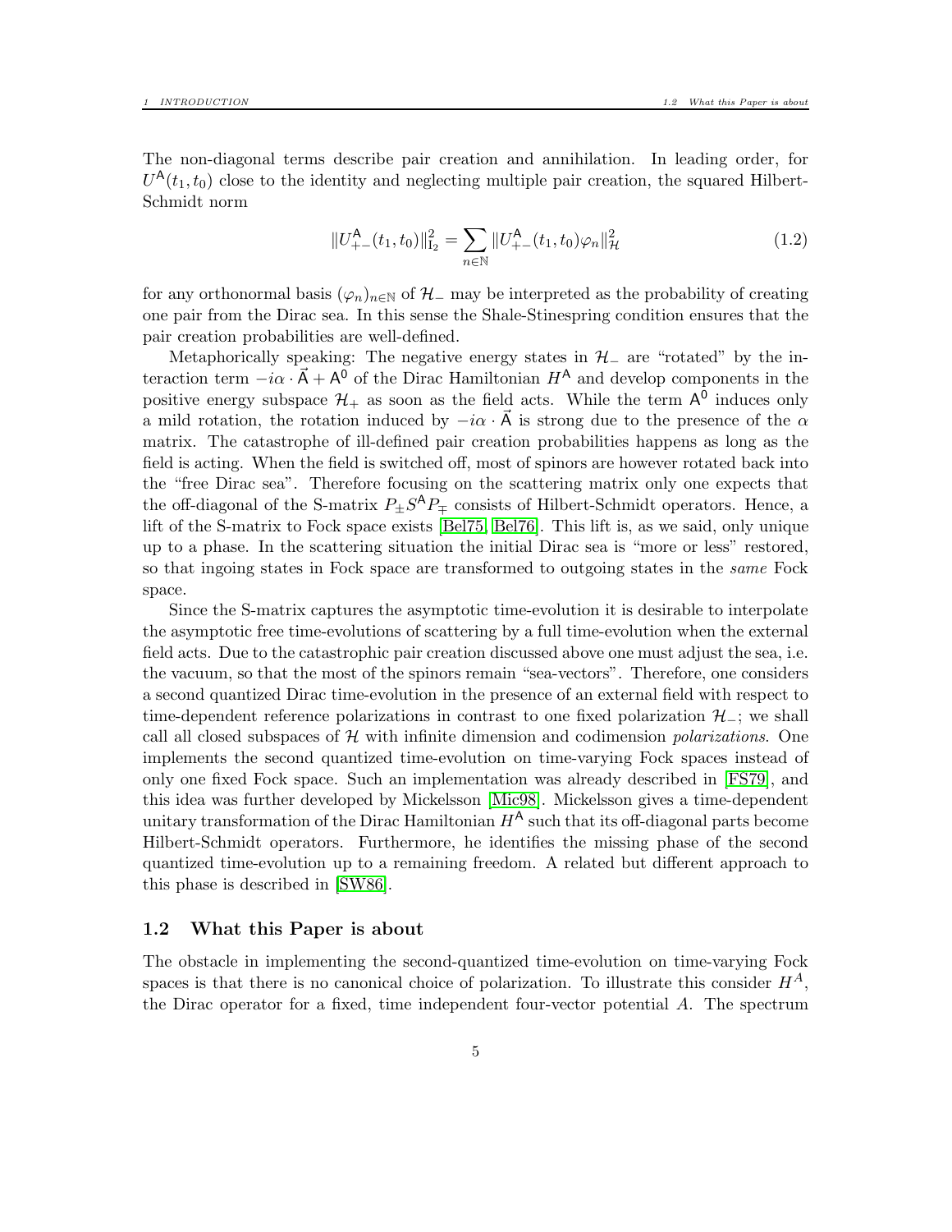The non-diagonal terms describe pair creation and annihilation. In leading order, for $U^{\mathsf{A}}(t_1, t_0)$ close to the identity and neglecting multiple pair creation, the squared Hilbert-Schmidt norm

$$\|U^{\mathsf{A}}_{+-}(t_1, t_0)\|^2_{\mathrm{I}_2} = \sum_{n \in \mathbb{N}} \|U^{\mathsf{A}}_{+-}(t_1, t_0)\varphi_n\|^2_{\mathcal{H}} \tag{1.2}$$

for any orthonormal basis $(\varphi_n)_{n\in\mathbb{N}}$ of $\mathcal{H}_-$ may be interpreted as the probability of creating one pair from the Dirac sea. In this sense the Shale-Stinespring condition ensures that the pair creation probabilities are well-defined.

Metaphorically speaking: The negative energy states in $\mathcal{H}_-$ are "rotated" by the interaction term $-i\alpha \cdot \vec{\mathsf{A}} + \mathsf{A}^0$ of the Dirac Hamiltonian $H^{\mathsf{A}}$ and develop components in the positive energy subspace $\mathcal{H}_+$ as soon as the field acts. While the term $\mathsf{A}^0$ induces only a mild rotation, the rotation induced by $-i\alpha \cdot \vec{\mathsf{A}}$ is strong due to the presence of the $\alpha$ matrix. The catastrophe of ill-defined pair creation probabilities happens as long as the field is acting. When the field is switched off, most of spinors are however rotated back into the "free Dirac sea". Therefore focusing on the scattering matrix only one expects that the off-diagonal of the S-matrix $P_\pm S^{\mathsf{A}} P_\mp$ consists of Hilbert-Schmidt operators. Hence, a lift of the S-matrix to Fock space exists [Bel75, Bel76]. This lift is, as we said, only unique up to a phase. In the scattering situation the initial Dirac sea is "more or less" restored, so that ingoing states in Fock space are transformed to outgoing states in the *same* Fock space.

Since the S-matrix captures the asymptotic time-evolution it is desirable to interpolate the asymptotic free time-evolutions of scattering by a full time-evolution when the external field acts. Due to the catastrophic pair creation discussed above one must adjust the sea, i.e. the vacuum, so that the most of the spinors remain "sea-vectors". Therefore, one considers a second quantized Dirac time-evolution in the presence of an external field with respect to time-dependent reference polarizations in contrast to one fixed polarization $\mathcal{H}_-$; we shall call all closed subspaces of $\mathcal{H}$ with infinite dimension and codimension *polarizations*. One implements the second quantized time-evolution on time-varying Fock spaces instead of only one fixed Fock space. Such an implementation was already described in [FS79], and this idea was further developed by Mickelsson [Mic98]. Mickelsson gives a time-dependent unitary transformation of the Dirac Hamiltonian $H^{\mathsf{A}}$ such that its off-diagonal parts become Hilbert-Schmidt operators. Furthermore, he identifies the missing phase of the second quantized time-evolution up to a remaining freedom. A related but different approach to this phase is described in [SW86].

## 1.2 What this Paper is about

The obstacle in implementing the second-quantized time-evolution on time-varying Fock spaces is that there is no canonical choice of polarization. To illustrate this consider $H^A$, the Dirac operator for a fixed, time independent four-vector potential $A$. The spectrum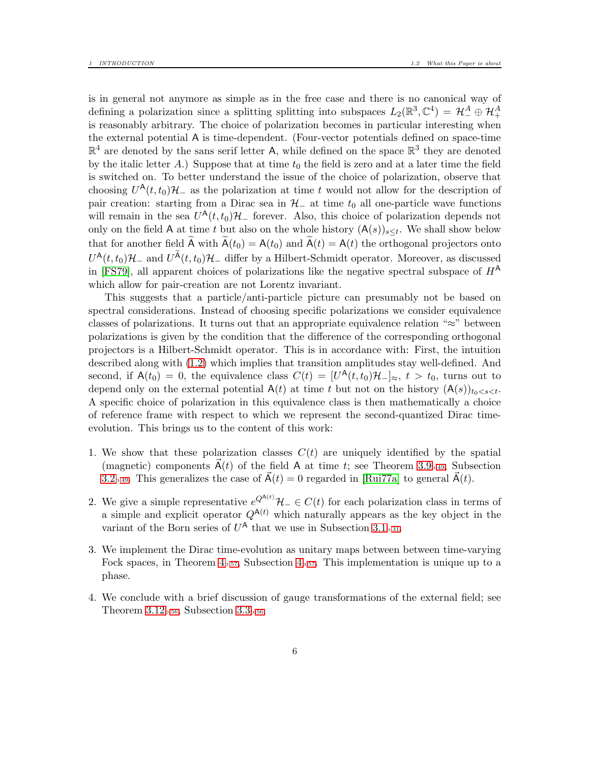is in general not anymore as simple as in the free case and there is no canonical way of defining a polarization since a splitting splitting into subspaces $L_2(\mathbb{R}^3, \mathbb{C}^4) = \mathcal{H}_-^A \oplus \mathcal{H}_+^A$ is reasonably arbitrary. The choice of polarization becomes in particular interesting when the external potential $\mathsf{A}$ is time-dependent. (Four-vector potentials defined on space-time $\mathbb{R}^4$ are denoted by the sans serif letter $\mathsf{A}$, while defined on the space $\mathbb{R}^3$ they are denoted by the italic letter $A$.) Suppose that at time $t_0$ the field is zero and at a later time the field is switched on. To better understand the issue of the choice of polarization, observe that choosing $U^{\mathsf{A}}(t, t_0)\mathcal{H}_-$ as the polarization at time $t$ would not allow for the description of pair creation: starting from a Dirac sea in $\mathcal{H}_-$ at time $t_0$ all one-particle wave functions will remain in the sea $U^{\mathsf{A}}(t, t_0)\mathcal{H}_-$ forever. Also, this choice of polarization depends not only on the field $\mathsf{A}$ at time $t$ but also on the whole history $(\mathsf{A}(s))_{s\leq t}$. We shall show below that for another field $\widetilde{\mathsf{A}}$ with $\widetilde{\mathsf{A}}(t_0) = \mathsf{A}(t_0)$ and $\widetilde{\mathsf{A}}(t) = \mathsf{A}(t)$ the orthogonal projectors onto $U^{\mathsf{A}}(t, t_0)\mathcal{H}_-$ and $U^{\widetilde{\mathsf{A}}}(t, t_0)\mathcal{H}_-$ differ by a Hilbert-Schmidt operator. Moreover, as discussed in [FS79], all apparent choices of polarizations like the negative spectral subspace of $H^{\mathsf{A}}$ which allow for pair-creation are not Lorentz invariant.

This suggests that a particle/anti-particle picture can presumably not be based on spectral considerations. Instead of choosing specific polarizations we consider equivalence classes of polarizations. It turns out that an appropriate equivalence relation "$\approx$" between polarizations is given by the condition that the difference of the corresponding orthogonal projectors is a Hilbert-Schmidt operator. This is in accordance with: First, the intuition described along with (1.2) which implies that transition amplitudes stay well-defined. And second, if $\mathsf{A}(t_0) = 0$, the equivalence class $C(t) = [U^{\mathsf{A}}(t, t_0)\mathcal{H}_-]_\approx$, $t > t_0$, turns out to depend only on the external potential $\mathsf{A}(t)$ at time $t$ but not on the history $(\mathsf{A}(s))_{t_0<s<t}$. A specific choice of polarization in this equivalence class is then mathematically a choice of reference frame with respect to which we represent the second-quantized Dirac time-evolution. This brings us to the content of this work:

1. We show that these polarization classes $C(t)$ are uniquely identified by the spatial (magnetic) components $\vec{\mathsf{A}}(t)$ of the field $\mathsf{A}$ at time $t$; see Theorem 3.9, 49, Subsection 3.2, 49. This generalizes the case of $\vec{\mathsf{A}}(t) = 0$ regarded in [Rui77a] to general $\vec{\mathsf{A}}(t)$.

2. We give a simple representative $e^{Q^{\mathsf{A}(t)}}\mathcal{H}_- \in C(t)$ for each polarization class in terms of a simple and explicit operator $Q^{\mathsf{A}(t)}$ which naturally appears as the key object in the variant of the Born series of $U^{\mathsf{A}}$ that we use in Subsection 3.1, 31.

3. We implement the Dirac time-evolution as unitary maps between between time-varying Fock spaces, in Theorem 4, 57, Subsection 4, 57. This implementation is unique up to a phase.

4. We conclude with a brief discussion of gauge transformations of the external field; see Theorem 3.12, 56, Subsection 3.3, 56.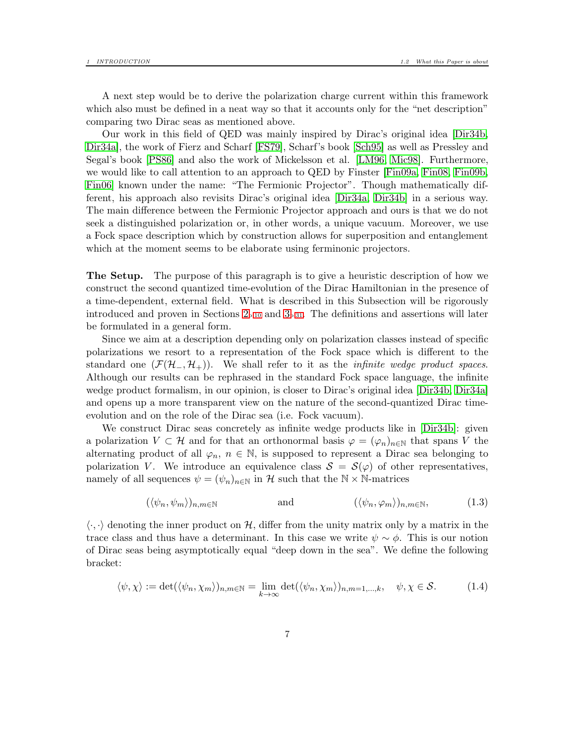A next step would be to derive the polarization charge current within this framework which also must be defined in a neat way so that it accounts only for the "net description" comparing two Dirac seas as mentioned above.

Our work in this field of QED was mainly inspired by Dirac's original idea [Dir34b, Dir34a], the work of Fierz and Scharf [FS79], Scharf's book [Sch95] as well as Pressley and Segal's book [PS86] and also the work of Mickelsson et al. [LM96, Mic98]. Furthermore, we would like to call attention to an approach to QED by Finster [Fin09a, Fin08, Fin09b, Fin06] known under the name: "The Fermionic Projector". Though mathematically different, his approach also revisits Dirac's original idea [Dir34a, Dir34b] in a serious way. The main difference between the Fermionic Projector approach and ours is that we do not seek a distinguished polarization or, in other words, a unique vacuum. Moreover, we use a Fock space description which by construction allows for superposition and entanglement which at the moment seems to be elaborate using ferminonic projectors.

**The Setup.** The purpose of this paragraph is to give a heuristic description of how we construct the second quantized time-evolution of the Dirac Hamiltonian in the presence of a time-dependent, external field. What is described in this Subsection will be rigorously introduced and proven in Sections 2 and 3. The definitions and assertions will later be formulated in a general form.

Since we aim at a description depending only on polarization classes instead of specific polarizations we resort to a representation of the Fock space which is different to the standard one ($\mathcal{F}(\mathcal{H}_-, \mathcal{H}_+)$). We shall refer to it as the *infinite wedge product spaces*. Although our results can be rephrased in the standard Fock space language, the infinite wedge product formalism, in our opinion, is closer to Dirac's original idea [Dir34b, Dir34a] and opens up a more transparent view on the nature of the second-quantized Dirac time-evolution and on the role of the Dirac sea (i.e. Fock vacuum).

We construct Dirac seas concretely as infinite wedge products like in [Dir34b]: given a polarization $V \subset \mathcal{H}$ and for that an orthonormal basis $\varphi = (\varphi_n)_{n\in\mathbb{N}}$ that spans $V$ the alternating product of all $\varphi_n$, $n \in \mathbb{N}$, is supposed to represent a Dirac sea belonging to polarization $V$. We introduce an equivalence class $\mathcal{S} = \mathcal{S}(\varphi)$ of other representatives, namely of all sequences $\psi = (\psi_n)_{n\in\mathbb{N}}$ in $\mathcal{H}$ such that the $\mathbb{N} \times \mathbb{N}$-matrices

$$(\langle\psi_n, \psi_m\rangle)_{n,m\in\mathbb{N}} \qquad \text{and} \qquad (\langle\psi_n, \varphi_m\rangle)_{n,m\in\mathbb{N}}, \tag{1.3}$$

$\langle\cdot,\cdot\rangle$ denoting the inner product on $\mathcal{H}$, differ from the unity matrix only by a matrix in the trace class and thus have a determinant. In this case we write $\psi \sim \phi$. This is our notion of Dirac seas being asymptotically equal "deep down in the sea". We define the following bracket:

$$\langle\psi, \chi\rangle := \det(\langle\psi_n, \chi_m\rangle)_{n,m\in\mathbb{N}} = \lim_{k\to\infty} \det(\langle\psi_n, \chi_m\rangle)_{n,m=1,\ldots,k}, \quad \psi, \chi \in \mathcal{S}. \tag{1.4}$$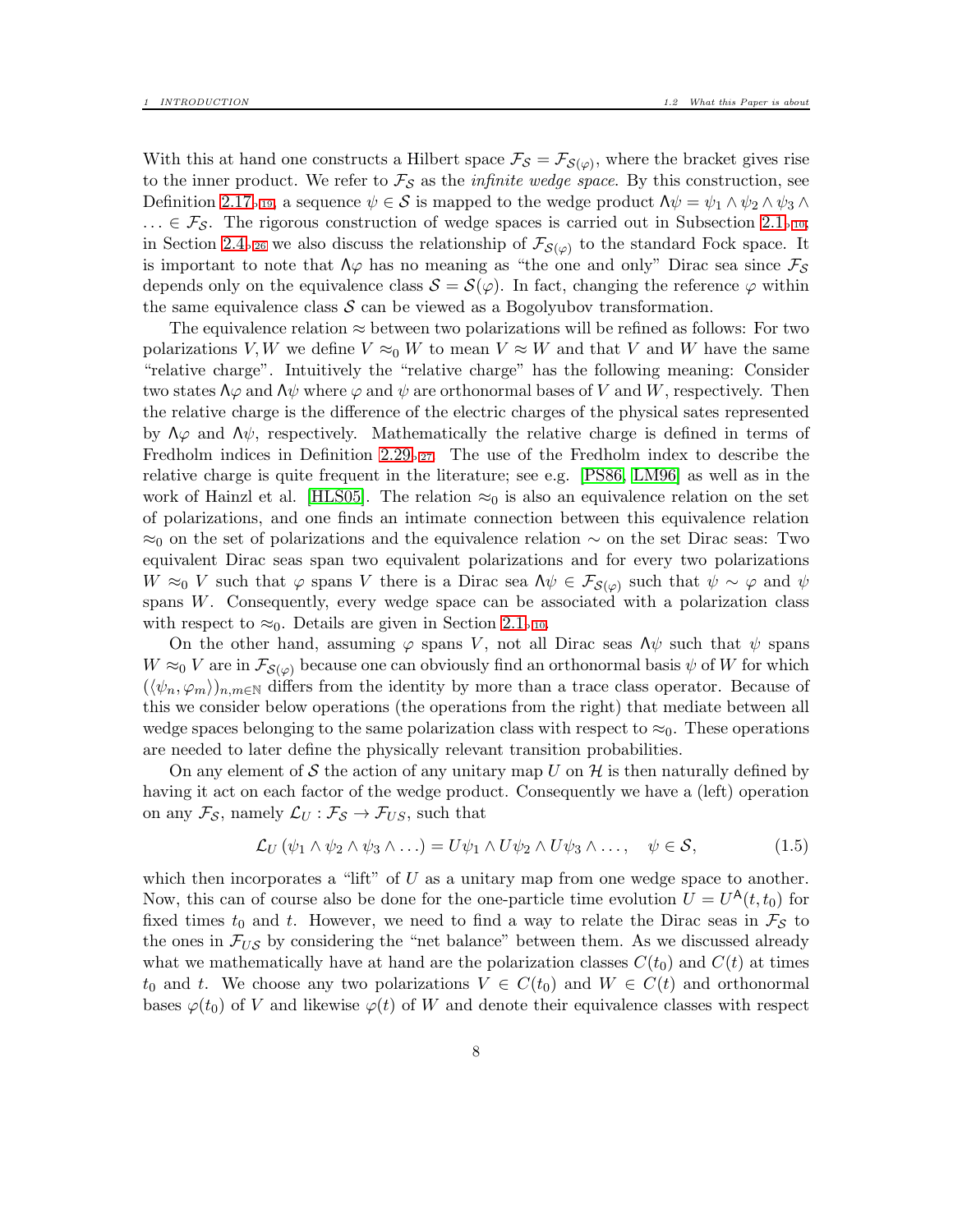With this at hand one constructs a Hilbert space $\mathcal{F}_{\mathcal{S}} = \mathcal{F}_{\mathcal{S}(\varphi)}$, where the bracket gives rise to the inner product. We refer to $\mathcal{F}_{\mathcal{S}}$ as the *infinite wedge space*. By this construction, see Definition 2.17,19, a sequence $\psi \in \mathcal{S}$ is mapped to the wedge product $\Lambda\psi = \psi_1 \wedge \psi_2 \wedge \psi_3 \wedge \ldots \in \mathcal{F}_{\mathcal{S}}$. The rigorous construction of wedge spaces is carried out in Subsection 2.1,10; in Section 2.4,26 we also discuss the relationship of $\mathcal{F}_{\mathcal{S}(\varphi)}$ to the standard Fock space. It is important to note that $\Lambda\varphi$ has no meaning as "the one and only" Dirac sea since $\mathcal{F}_{\mathcal{S}}$ depends only on the equivalence class $\mathcal{S} = \mathcal{S}(\varphi)$. In fact, changing the reference $\varphi$ within the same equivalence class $\mathcal{S}$ can be viewed as a Bogolyubov transformation.

The equivalence relation $\approx$ between two polarizations will be refined as follows: For two polarizations $V, W$ we define $V \approx_0 W$ to mean $V \approx W$ and that $V$ and $W$ have the same "relative charge". Intuitively the "relative charge" has the following meaning: Consider two states $\Lambda\varphi$ and $\Lambda\psi$ where $\varphi$ and $\psi$ are orthonormal bases of $V$ and $W$, respectively. Then the relative charge is the difference of the electric charges of the physical sates represented by $\Lambda\varphi$ and $\Lambda\psi$, respectively. Mathematically the relative charge is defined in terms of Fredholm indices in Definition 2.29,27. The use of the Fredholm index to describe the relative charge is quite frequent in the literature; see e.g. [PS86, LM96] as well as in the work of Hainzl et al. [HLS05]. The relation $\approx_0$ is also an equivalence relation on the set of polarizations, and one finds an intimate connection between this equivalence relation $\approx_0$ on the set of polarizations and the equivalence relation $\sim$ on the set Dirac seas: Two equivalent Dirac seas span two equivalent polarizations and for every two polarizations $W \approx_0 V$ such that $\varphi$ spans $V$ there is a Dirac sea $\Lambda\psi \in \mathcal{F}_{\mathcal{S}(\varphi)}$ such that $\psi \sim \varphi$ and $\psi$ spans $W$. Consequently, every wedge space can be associated with a polarization class with respect to $\approx_0$. Details are given in Section 2.1,10.

On the other hand, assuming $\varphi$ spans $V$, not all Dirac seas $\Lambda\psi$ such that $\psi$ spans $W \approx_0 V$ are in $\mathcal{F}_{\mathcal{S}(\varphi)}$ because one can obviously find an orthonormal basis $\psi$ of $W$ for which $(\langle \psi_n, \varphi_m \rangle)_{n,m\in\mathbb{N}}$ differs from the identity by more than a trace class operator. Because of this we consider below operations (the operations from the right) that mediate between all wedge spaces belonging to the same polarization class with respect to $\approx_0$. These operations are needed to later define the physically relevant transition probabilities.

On any element of $\mathcal{S}$ the action of any unitary map $U$ on $\mathcal{H}$ is then naturally defined by having it act on each factor of the wedge product. Consequently we have a (left) operation on any $\mathcal{F}_{\mathcal{S}}$, namely $\mathcal{L}_U : \mathcal{F}_{\mathcal{S}} \to \mathcal{F}_{U\mathcal{S}}$, such that

$$\mathcal{L}_U \left( \psi_1 \wedge \psi_2 \wedge \psi_3 \wedge \ldots \right) = U\psi_1 \wedge U\psi_2 \wedge U\psi_3 \wedge \ldots, \quad \psi \in \mathcal{S}, \tag{1.5}$$

which then incorporates a "lift" of $U$ as a unitary map from one wedge space to another. Now, this can of course also be done for the one-particle time evolution $U = U^{\mathsf{A}}(t, t_0)$ for fixed times $t_0$ and $t$. However, we need to find a way to relate the Dirac seas in $\mathcal{F}_{\mathcal{S}}$ to the ones in $\mathcal{F}_{U\mathcal{S}}$ by considering the "net balance" between them. As we discussed already what we mathematically have at hand are the polarization classes $C(t_0)$ and $C(t)$ at times $t_0$ and $t$. We choose any two polarizations $V \in C(t_0)$ and $W \in C(t)$ and orthonormal bases $\varphi(t_0)$ of $V$ and likewise $\varphi(t)$ of $W$ and denote their equivalence classes with respect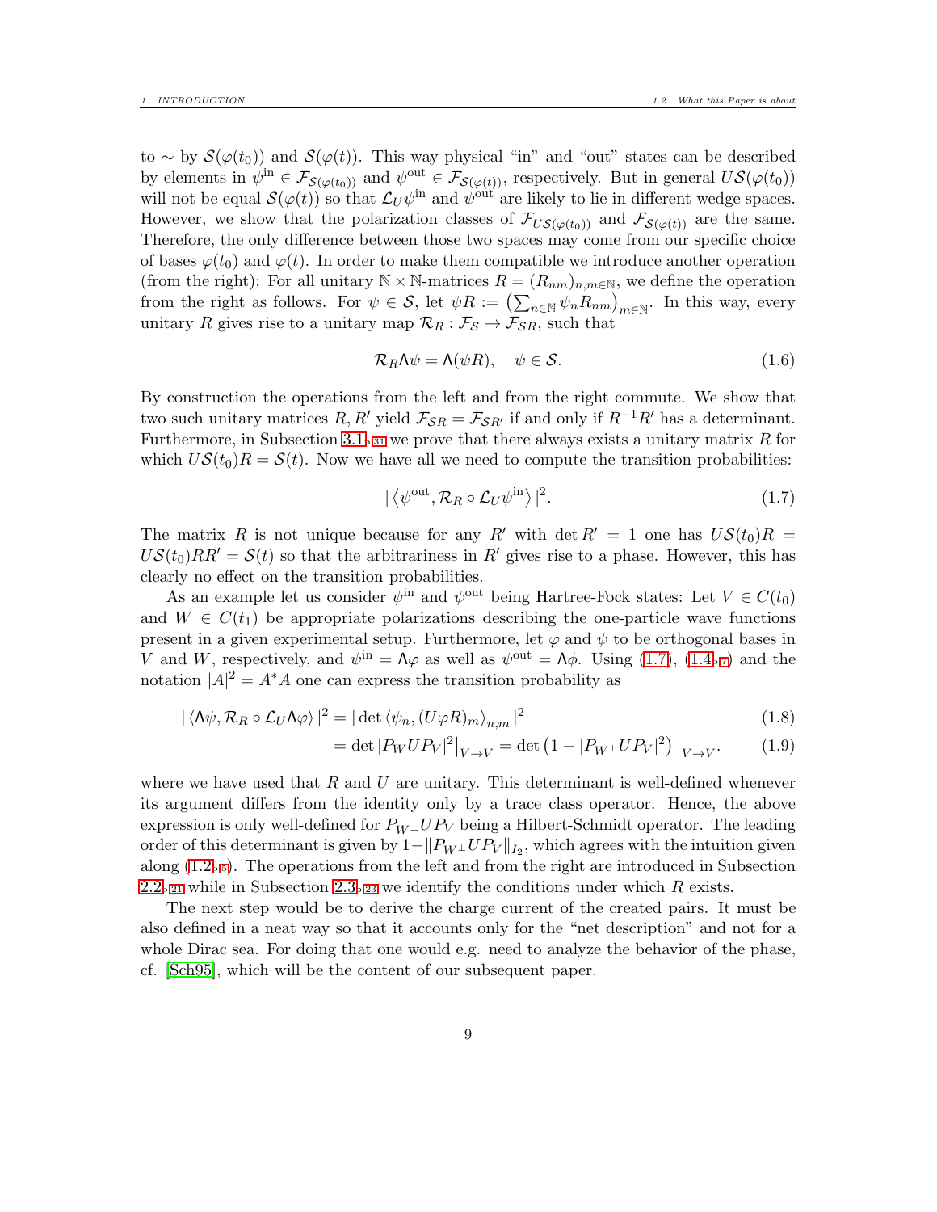to $\sim$ by $\mathcal{S}(\varphi(t_0))$ and $\mathcal{S}(\varphi(t))$. This way physical "in" and "out" states can be described by elements in $\psi^{\text{in}} \in \mathcal{F}_{\mathcal{S}(\varphi(t_0))}$ and $\psi^{\text{out}} \in \mathcal{F}_{\mathcal{S}(\varphi(t))}$, respectively. But in general $U\mathcal{S}(\varphi(t_0))$ will not be equal $\mathcal{S}(\varphi(t))$ so that $\mathcal{L}_U\psi^{\text{in}}$ and $\psi^{\text{out}}$ are likely to lie in different wedge spaces. However, we show that the polarization classes of $\mathcal{F}_{U\mathcal{S}(\varphi(t_0))}$ and $\mathcal{F}_{\mathcal{S}(\varphi(t))}$ are the same. Therefore, the only difference between those two spaces may come from our specific choice of bases $\varphi(t_0)$ and $\varphi(t)$. In order to make them compatible we introduce another operation (from the right): For all unitary $\mathbb{N}\times\mathbb{N}$-matrices $R = (R_{nm})_{n,m\in\mathbb{N}}$, we define the operation from the right as follows. For $\psi \in \mathcal{S}$, let $\psi R := \left(\sum_{n\in\mathbb{N}} \psi_n R_{nm}\right)_{m\in\mathbb{N}}$. In this way, every unitary $R$ gives rise to a unitary map $\mathcal{R}_R : \mathcal{F}_\mathcal{S} \to \mathcal{F}_{\mathcal{S}R}$, such that

$$\mathcal{R}_R \Lambda\psi = \Lambda(\psi R), \quad \psi \in \mathcal{S}. \tag{1.6}$$

By construction the operations from the left and from the right commute. We show that two such unitary matrices $R, R'$ yield $\mathcal{F}_{\mathcal{S}R} = \mathcal{F}_{\mathcal{S}R'}$ if and only if $R^{-1}R'$ has a determinant. Furthermore, in Subsection 3.1, 31 we prove that there always exists a unitary matrix $R$ for which $U\mathcal{S}(t_0)R = \mathcal{S}(t)$. Now we have all we need to compute the transition probabilities:

$$|\left\langle \psi^{\text{out}}, \mathcal{R}_R \circ \mathcal{L}_U \psi^{\text{in}} \right\rangle|^2. \tag{1.7}$$

The matrix $R$ is not unique because for any $R'$ with $\det R' = 1$ one has $U\mathcal{S}(t_0)R = U\mathcal{S}(t_0)RR' = \mathcal{S}(t)$ so that the arbitrariness in $R'$ gives rise to a phase. However, this has clearly no effect on the transition probabilities.

As an example let us consider $\psi^{\text{in}}$ and $\psi^{\text{out}}$ being Hartree-Fock states: Let $V \in C(t_0)$ and $W \in C(t_1)$ be appropriate polarizations describing the one-particle wave functions present in a given experimental setup. Furthermore, let $\varphi$ and $\psi$ to be orthogonal bases in $V$ and $W$, respectively, and $\psi^{\text{in}} = \Lambda\varphi$ as well as $\psi^{\text{out}} = \Lambda\phi$. Using (1.7), (1.4, 7) and the notation $|A|^2 = A^*A$ one can express the transition probability as

$$|\left\langle \Lambda\psi, \mathcal{R}_R \circ \mathcal{L}_U \Lambda\varphi \right\rangle|^2 = |\det \left\langle \psi_n, (U\varphi R)_m \right\rangle_{n,m}|^2 \tag{1.8}$$

$$= \det |P_W U P_V|^2\big|_{V\to V} = \det\left(1 - |P_{W^\perp} U P_V|^2\right)\big|_{V\to V}. \tag{1.9}$$

where we have used that $R$ and $U$ are unitary. This determinant is well-defined whenever its argument differs from the identity only by a trace class operator. Hence, the above expression is only well-defined for $P_{W^\perp} U P_V$ being a Hilbert-Schmidt operator. The leading order of this determinant is given by $1 - \|P_{W^\perp} U P_V\|_{I_2}$, which agrees with the intuition given along (1.2, 5). The operations from the left and from the right are introduced in Subsection 2.2, 21 while in Subsection 2.3, 23 we identify the conditions under which $R$ exists.

The next step would be to derive the charge current of the created pairs. It must be also defined in a neat way so that it accounts only for the "net description" and not for a whole Dirac sea. For doing that one would e.g. need to analyze the behavior of the phase, cf. [Sch95], which will be the content of our subsequent paper.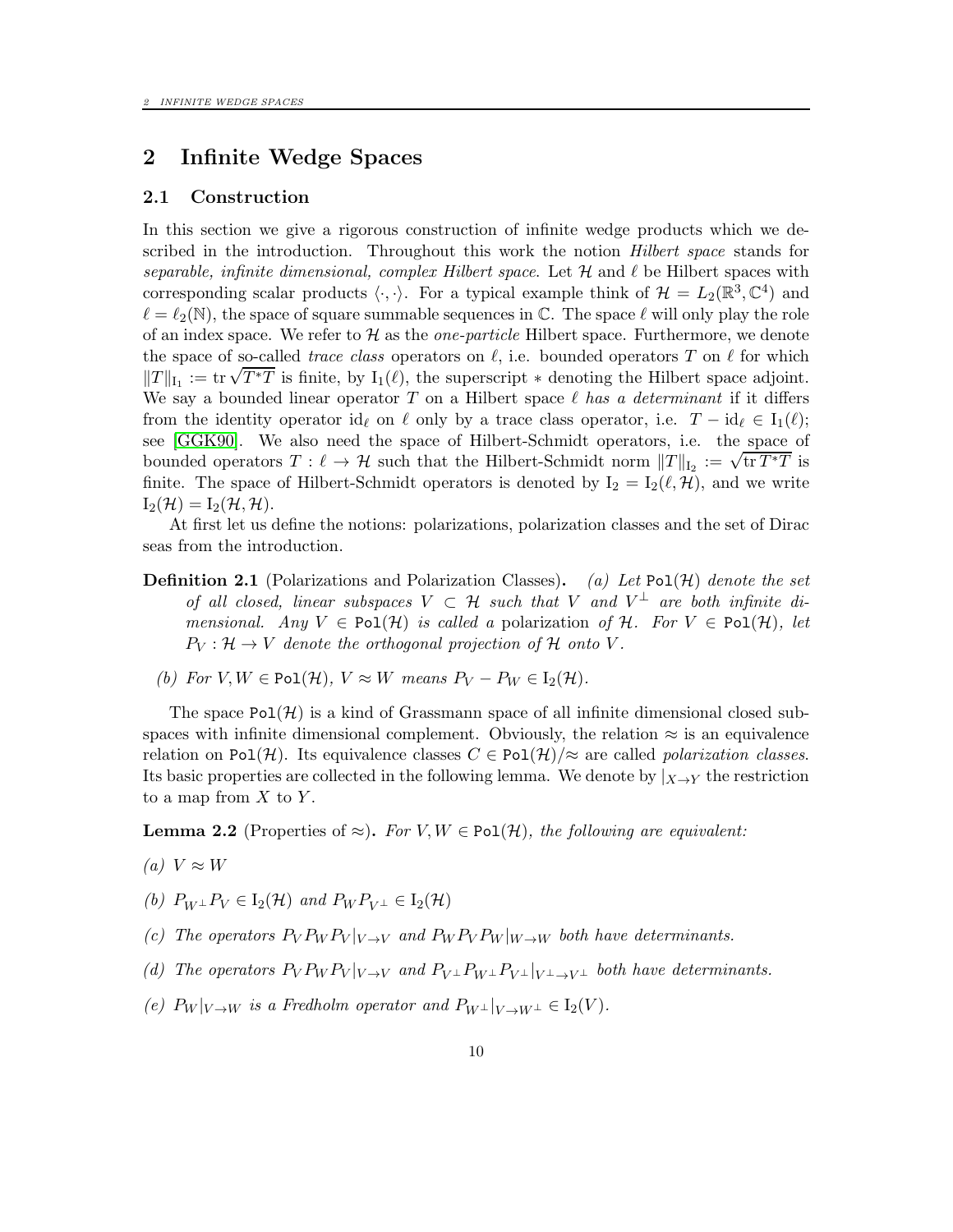# 2 Infinite Wedge Spaces

## 2.1 Construction

In this section we give a rigorous construction of infinite wedge products which we described in the introduction. Throughout this work the notion *Hilbert space* stands for *separable, infinite dimensional, complex Hilbert space*. Let $\mathcal{H}$ and $\ell$ be Hilbert spaces with corresponding scalar products $\langle\cdot,\cdot\rangle$. For a typical example think of $\mathcal{H} = L_2(\mathbb{R}^3, \mathbb{C}^4)$ and $\ell = \ell_2(\mathbb{N})$, the space of square summable sequences in $\mathbb{C}$. The space $\ell$ will only play the role of an index space. We refer to $\mathcal{H}$ as the *one-particle* Hilbert space. Furthermore, we denote the space of so-called *trace class* operators on $\ell$, i.e. bounded operators $T$ on $\ell$ for which $\|T\|_{\mathrm{I}_1} := \mathrm{tr}\,\sqrt{T^*T}$ is finite, by $\mathrm{I}_1(\ell)$, the superscript $*$ denoting the Hilbert space adjoint. We say a bounded linear operator $T$ on a Hilbert space $\ell$ *has a determinant* if it differs from the identity operator $\mathrm{id}_\ell$ on $\ell$ only by a trace class operator, i.e. $T - \mathrm{id}_\ell \in \mathrm{I}_1(\ell)$; see [GGK90]. We also need the space of Hilbert-Schmidt operators, i.e. the space of bounded operators $T : \ell \to \mathcal{H}$ such that the Hilbert-Schmidt norm $\|T\|_{\mathrm{I}_2} := \sqrt{\mathrm{tr}\,T^*T}$ is finite. The space of Hilbert-Schmidt operators is denoted by $\mathrm{I}_2 = \mathrm{I}_2(\ell, \mathcal{H})$, and we write $\mathrm{I}_2(\mathcal{H}) = \mathrm{I}_2(\mathcal{H}, \mathcal{H})$.

At first let us define the notions: polarizations, polarization classes and the set of Dirac seas from the introduction.

**Definition 2.1** (Polarizations and Polarization Classes)**.** *(a) Let $\mathtt{Pol}(\mathcal{H})$ denote the set of all closed, linear subspaces $V \subset \mathcal{H}$ such that $V$ and $V^\perp$ are both infinite dimensional. Any $V \in \mathtt{Pol}(\mathcal{H})$ is called a* polarization *of $\mathcal{H}$. For $V \in \mathtt{Pol}(\mathcal{H})$, let $P_V : \mathcal{H} \to V$ denote the orthogonal projection of $\mathcal{H}$ onto $V$.*

*(b) For $V, W \in \mathtt{Pol}(\mathcal{H})$, $V \approx W$ means $P_V - P_W \in \mathrm{I}_2(\mathcal{H})$.*

The space $\mathtt{Pol}(\mathcal{H})$ is a kind of Grassmann space of all infinite dimensional closed subspaces with infinite dimensional complement. Obviously, the relation $\approx$ is an equivalence relation on $\mathtt{Pol}(\mathcal{H})$. Its equivalence classes $C \in \mathtt{Pol}(\mathcal{H})/\approx$ are called *polarization classes*. Its basic properties are collected in the following lemma. We denote by $|_{X\to Y}$ the restriction to a map from $X$ to $Y$.

**Lemma 2.2** (Properties of $\approx$)**.** *For $V, W \in \mathtt{Pol}(\mathcal{H})$, the following are equivalent:*

*(a) $V \approx W$*

*(b) $P_{W^\perp} P_V \in \mathrm{I}_2(\mathcal{H})$ and $P_W P_{V^\perp} \in \mathrm{I}_2(\mathcal{H})$*

*(c) The operators $P_V P_W P_V|_{V\to V}$ and $P_W P_V P_W|_{W\to W}$ both have determinants.*

*(d) The operators $P_V P_W P_V|_{V\to V}$ and $P_{V^\perp} P_{W^\perp} P_{V^\perp}|_{V^\perp\to V^\perp}$ both have determinants.*

*(e) $P_W|_{V\to W}$ is a Fredholm operator and $P_{W^\perp}|_{V\to W^\perp} \in \mathrm{I}_2(V)$.*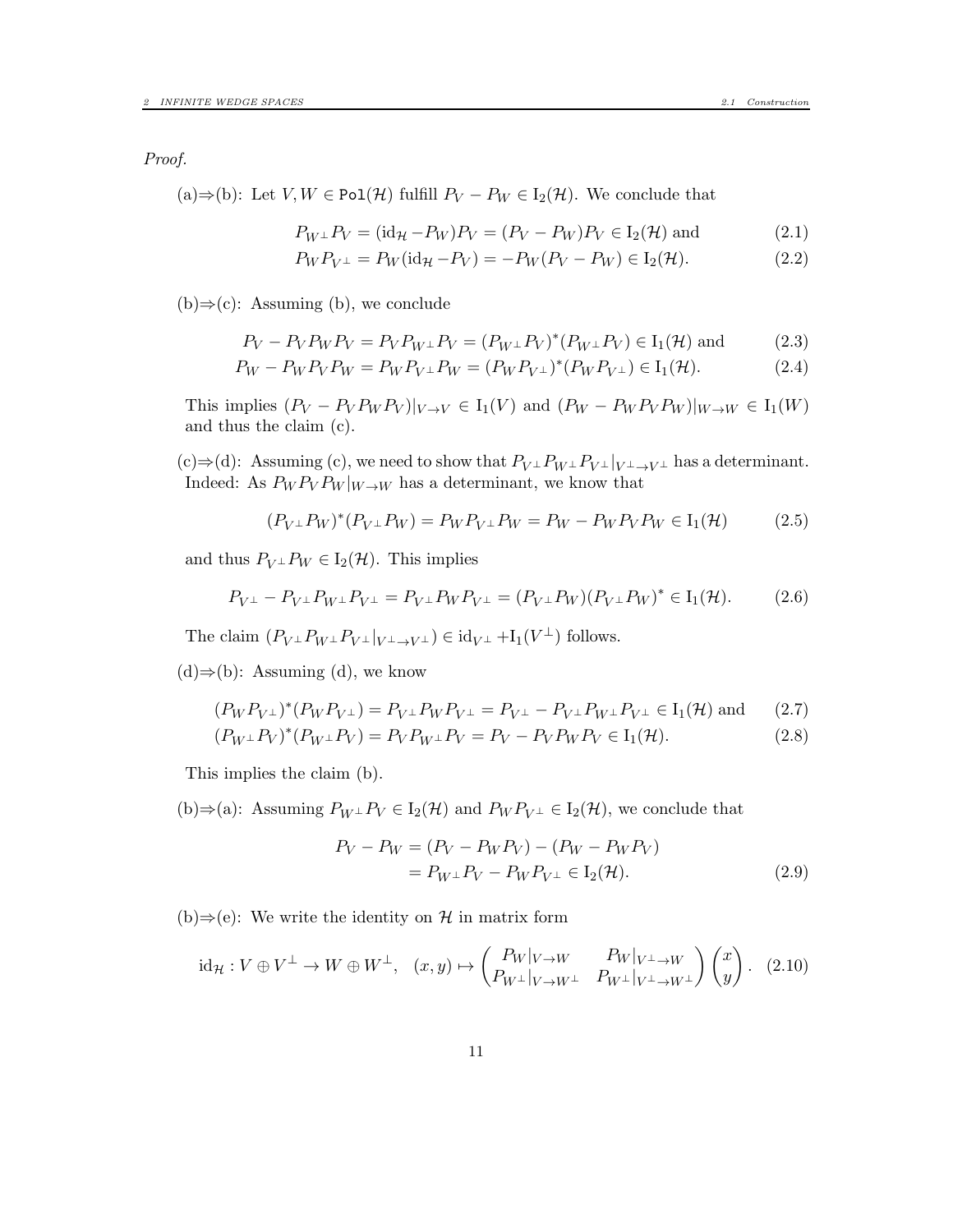*Proof.*

(a)⇒(b): Let $V, W \in \texttt{Pol}(\mathcal{H})$ fulfill $P_V - P_W \in \mathrm{I}_2(\mathcal{H})$. We conclude that

$$P_{W^\perp} P_V = (\mathrm{id}_\mathcal{H} - P_W) P_V = (P_V - P_W) P_V \in \mathrm{I}_2(\mathcal{H}) \text{ and} \tag{2.1}$$

$$P_W P_{V^\perp} = P_W (\mathrm{id}_\mathcal{H} - P_V) = -P_W (P_V - P_W) \in \mathrm{I}_2(\mathcal{H}). \tag{2.2}$$

(b)⇒(c): Assuming (b), we conclude

$$P_V - P_V P_W P_V = P_V P_{W^\perp} P_V = (P_{W^\perp} P_V)^* (P_{W^\perp} P_V) \in \mathrm{I}_1(\mathcal{H}) \text{ and} \tag{2.3}$$

$$P_W - P_W P_V P_W = P_W P_{V^\perp} P_W = (P_W P_{V^\perp})^* (P_W P_{V^\perp}) \in \mathrm{I}_1(\mathcal{H}). \tag{2.4}$$

This implies $(P_V - P_V P_W P_V)|_{V \to V} \in \mathrm{I}_1(V)$ and $(P_W - P_W P_V P_W)|_{W \to W} \in \mathrm{I}_1(W)$ and thus the claim (c).

(c)⇒(d): Assuming (c), we need to show that $P_{V^\perp} P_{W^\perp} P_{V^\perp}|_{V^\perp \to V^\perp}$ has a determinant. Indeed: As $P_W P_V P_W|_{W \to W}$ has a determinant, we know that

$$(P_{V^\perp} P_W)^* (P_{V^\perp} P_W) = P_W P_{V^\perp} P_W = P_W - P_W P_V P_W \in \mathrm{I}_1(\mathcal{H}) \tag{2.5}$$

and thus $P_{V^\perp} P_W \in \mathrm{I}_2(\mathcal{H})$. This implies

$$P_{V^\perp} - P_{V^\perp} P_{W^\perp} P_{V^\perp} = P_{V^\perp} P_W P_{V^\perp} = (P_{V^\perp} P_W)(P_{V^\perp} P_W)^* \in \mathrm{I}_1(\mathcal{H}). \tag{2.6}$$

The claim $(P_{V^\perp} P_{W^\perp} P_{V^\perp}|_{V^\perp \to V^\perp}) \in \mathrm{id}_{V^\perp} + \mathrm{I}_1(V^\perp)$ follows.

(d)⇒(b): Assuming (d), we know

$$(P_W P_{V^\perp})^* (P_W P_{V^\perp}) = P_{V^\perp} P_W P_{V^\perp} = P_{V^\perp} - P_{V^\perp} P_{W^\perp} P_{V^\perp} \in \mathrm{I}_1(\mathcal{H}) \text{ and} \tag{2.7}$$

$$(P_{W^\perp} P_V)^* (P_{W^\perp} P_V) = P_V P_{W^\perp} P_V = P_V - P_V P_W P_V \in \mathrm{I}_1(\mathcal{H}). \tag{2.8}$$

This implies the claim (b).

(b)⇒(a): Assuming $P_{W^\perp} P_V \in \mathrm{I}_2(\mathcal{H})$ and $P_W P_{V^\perp} \in \mathrm{I}_2(\mathcal{H})$, we conclude that

$$\begin{aligned} P_V - P_W &= (P_V - P_W P_V) - (P_W - P_W P_V) \\ &= P_{W^\perp} P_V - P_W P_{V^\perp} \in \mathrm{I}_2(\mathcal{H}). \end{aligned} \tag{2.9}$$

(b)⇒(e): We write the identity on $\mathcal{H}$ in matrix form

$$\mathrm{id}_\mathcal{H} : V \oplus V^\perp \to W \oplus W^\perp, \quad (x, y) \mapsto \begin{pmatrix} P_W|_{V \to W} & P_W|_{V^\perp \to W} \\ P_{W^\perp}|_{V \to W^\perp} & P_{W^\perp}|_{V^\perp \to W^\perp} \end{pmatrix} \begin{pmatrix} x \\ y \end{pmatrix}. \tag{2.10}$$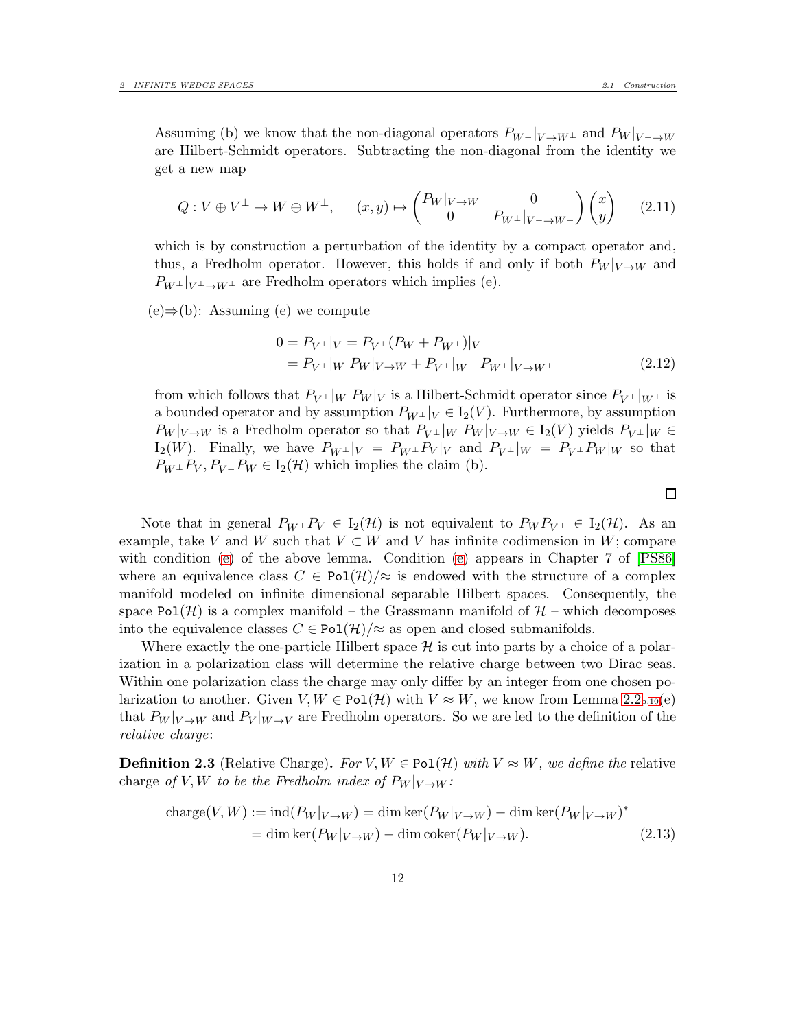Assuming (b) we know that the non-diagonal operators $P_{W^\perp}|_{V\to W^\perp}$ and $P_W|_{V^\perp\to W}$ are Hilbert-Schmidt operators. Subtracting the non-diagonal from the identity we get a new map

$$Q : V \oplus V^\perp \to W \oplus W^\perp, \qquad (x,y) \mapsto \begin{pmatrix} P_W|_{V\to W} & 0 \\ 0 & P_{W^\perp}|_{V^\perp \to W^\perp} \end{pmatrix} \begin{pmatrix} x \\ y \end{pmatrix} \tag{2.11}$$

which is by construction a perturbation of the identity by a compact operator and, thus, a Fredholm operator. However, this holds if and only if both $P_W|_{V\to W}$ and $P_{W^\perp}|_{V^\perp\to W^\perp}$ are Fredholm operators which implies (e).

(e)⇒(b): Assuming (e) we compute

$$\begin{aligned} 0 = P_{V^\perp}|_V &= P_{V^\perp}(P_W + P_{W^\perp})|_V \\ &= P_{V^\perp}|_W \; P_W|_{V\to W} + P_{V^\perp}|_{W^\perp} \; P_{W^\perp}|_{V\to W^\perp} \end{aligned} \tag{2.12}$$

from which follows that $P_{V^\perp}|_W \; P_W|_V$ is a Hilbert-Schmidt operator since $P_{V^\perp}|_{W^\perp}$ is a bounded operator and by assumption $P_{W^\perp}|_V \in \mathrm{I}_2(V)$. Furthermore, by assumption $P_W|_{V\to W}$ is a Fredholm operator so that $P_{V^\perp}|_W \; P_W|_{V\to W} \in \mathrm{I}_2(V)$ yields $P_{V^\perp}|_W \in \mathrm{I}_2(W)$. Finally, we have $P_{W^\perp}|_V = P_{W^\perp}P_V|_V$ and $P_{V^\perp}|_W = P_{V^\perp}P_W|_W$ so that $P_{W^\perp}P_V, P_{V^\perp}P_W \in \mathrm{I}_2(\mathcal{H})$ which implies the claim (b).

□

Note that in general $P_{W^\perp}P_V \in \mathrm{I}_2(\mathcal{H})$ is not equivalent to $P_W P_{V^\perp} \in \mathrm{I}_2(\mathcal{H})$. As an example, take $V$ and $W$ such that $V \subset W$ and $V$ has infinite codimension in $W$; compare with condition (e) of the above lemma. Condition (e) appears in Chapter 7 of [PS86] where an equivalence class $C \in \mathtt{Pol}(\mathcal{H})/\approx$ is endowed with the structure of a complex manifold modeled on infinite dimensional separable Hilbert spaces. Consequently, the space $\mathtt{Pol}(\mathcal{H})$ is a complex manifold – the Grassmann manifold of $\mathcal{H}$ – which decomposes into the equivalence classes $C \in \mathtt{Pol}(\mathcal{H})/\approx$ as open and closed submanifolds.

Where exactly the one-particle Hilbert space $\mathcal{H}$ is cut into parts by a choice of a polarization in a polarization class will determine the relative charge between two Dirac seas. Within one polarization class the charge may only differ by an integer from one chosen polarization to another. Given $V, W \in \mathtt{Pol}(\mathcal{H})$ with $V \approx W$, we know from Lemma 2.2 (e) that $P_W|_{V\to W}$ and $P_V|_{W\to V}$ are Fredholm operators. So we are led to the definition of the *relative charge*:

**Definition 2.3** (Relative Charge). *For $V, W \in \mathtt{Pol}(\mathcal{H})$ with $V \approx W$, we define the* relative charge *of $V, W$ to be the Fredholm index of $P_W|_{V\to W}$:*

$$\begin{aligned} \mathrm{charge}(V,W) := \mathrm{ind}(P_W|_{V\to W}) &= \dim\ker(P_W|_{V\to W}) - \dim\ker(P_W|_{V\to W})^* \\ &= \dim\ker(P_W|_{V\to W}) - \dim\mathrm{coker}(P_W|_{V\to W}). \end{aligned} \tag{2.13}$$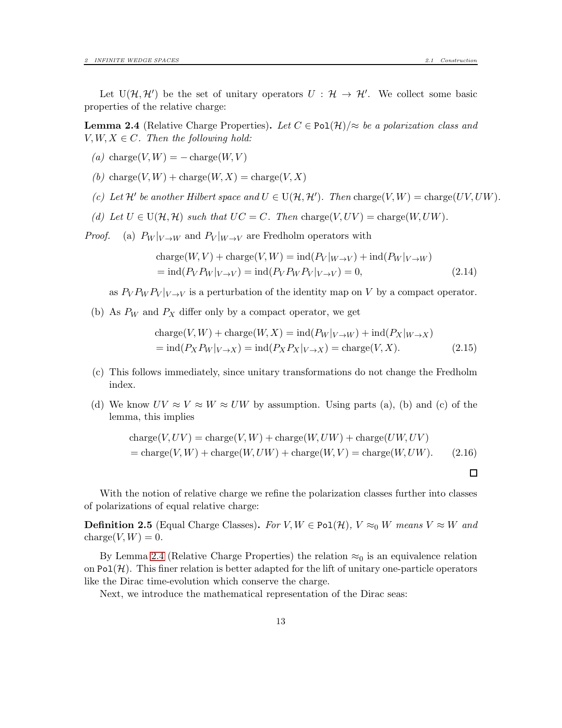Let $\mathrm{U}(\mathcal{H}, \mathcal{H}')$ be the set of unitary operators $U : \mathcal{H} \to \mathcal{H}'$. We collect some basic properties of the relative charge:

**Lemma 2.4** (Relative Charge Properties)**.** *Let $C \in \mathtt{Pol}(\mathcal{H})/\approx$ be a polarization class and $V, W, X \in C$. Then the following hold:*

*(a)* $\operatorname{charge}(V, W) = -\operatorname{charge}(W, V)$

*(b)* $\operatorname{charge}(V, W) + \operatorname{charge}(W, X) = \operatorname{charge}(V, X)$

*(c) Let $\mathcal{H}'$ be another Hilbert space and $U \in \mathrm{U}(\mathcal{H}, \mathcal{H}')$. Then* $\operatorname{charge}(V, W) = \operatorname{charge}(UV, UW)$.

*(d) Let $U \in \mathrm{U}(\mathcal{H}, \mathcal{H})$ such that $UC = C$. Then* $\operatorname{charge}(V, UV) = \operatorname{charge}(W, UW)$.

*Proof.* (a) $P_W|_{V\to W}$ and $P_V|_{W\to V}$ are Fredholm operators with

$$\begin{aligned}
&\operatorname{charge}(W, V) + \operatorname{charge}(V, W) = \operatorname{ind}(P_V|_{W\to V}) + \operatorname{ind}(P_W|_{V\to W}) \\
&= \operatorname{ind}(P_V P_W|_{V\to V}) = \operatorname{ind}(P_V P_W P_V|_{V\to V}) = 0,
\end{aligned} \tag{2.14}$$

as $P_V P_W P_V|_{V\to V}$ is a perturbation of the identity map on $V$ by a compact operator.

(b) As $P_W$ and $P_X$ differ only by a compact operator, we get

$$\begin{aligned}
&\operatorname{charge}(V, W) + \operatorname{charge}(W, X) = \operatorname{ind}(P_W|_{V\to W}) + \operatorname{ind}(P_X|_{W\to X}) \\
&= \operatorname{ind}(P_X P_W|_{V\to X}) = \operatorname{ind}(P_X P_X|_{V\to X}) = \operatorname{charge}(V, X).
\end{aligned} \tag{2.15}$$

(c) This follows immediately, since unitary transformations do not change the Fredholm index.

(d) We know $UV \approx V \approx W \approx UW$ by assumption. Using parts (a), (b) and (c) of the lemma, this implies

$$\begin{aligned}
&\operatorname{charge}(V, UV) = \operatorname{charge}(V, W) + \operatorname{charge}(W, UW) + \operatorname{charge}(UW, UV) \\
&= \operatorname{charge}(V, W) + \operatorname{charge}(W, UW) + \operatorname{charge}(W, V) = \operatorname{charge}(W, UW).
\end{aligned} \tag{2.16}$$

□

With the notion of relative charge we refine the polarization classes further into classes of polarizations of equal relative charge:

**Definition 2.5** (Equal Charge Classes)**.** *For $V, W \in \mathtt{Pol}(\mathcal{H})$, $V \approx_0 W$ means $V \approx W$ and* $\operatorname{charge}(V, W) = 0$.

By Lemma 2.4 (Relative Charge Properties) the relation $\approx_0$ is an equivalence relation on $\mathtt{Pol}(\mathcal{H})$. This finer relation is better adapted for the lift of unitary one-particle operators like the Dirac time-evolution which conserve the charge.

Next, we introduce the mathematical representation of the Dirac seas: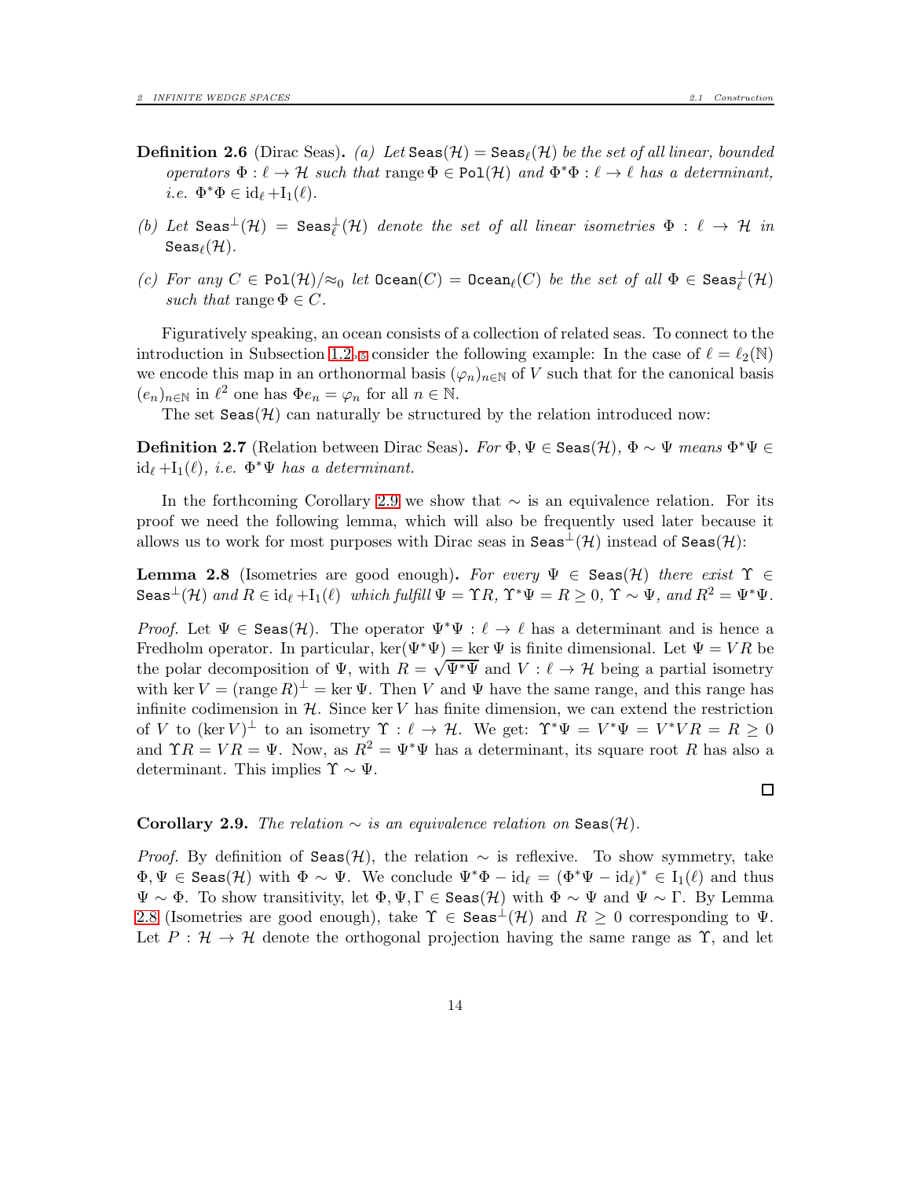**Definition 2.6** (Dirac Seas). *(a) Let* $\mathtt{Seas}(\mathcal{H}) = \mathtt{Seas}_\ell(\mathcal{H})$ *be the set of all linear, bounded operators* $\Phi : \ell \to \mathcal{H}$ *such that* $\operatorname{range}\Phi \in \mathtt{Pol}(\mathcal{H})$ *and* $\Phi^*\Phi : \ell \to \ell$ *has a determinant, i.e.* $\Phi^*\Phi \in \mathrm{id}_\ell + \mathrm{I}_1(\ell)$.

*(b) Let* $\mathtt{Seas}^\perp(\mathcal{H}) = \mathtt{Seas}^\perp_\ell(\mathcal{H})$ *denote the set of all linear isometries* $\Phi : \ell \to \mathcal{H}$ *in* $\mathtt{Seas}_\ell(\mathcal{H})$.

*(c) For any* $C \in \mathtt{Pol}(\mathcal{H})/{\approx_0}$ *let* $\mathtt{Ocean}(C) = \mathtt{Ocean}_\ell(C)$ *be the set of all* $\Phi \in \mathtt{Seas}^\perp_\ell(\mathcal{H})$ *such that* $\operatorname{range}\Phi \in C$.

Figuratively speaking, an ocean consists of a collection of related seas. To connect to the introduction in Subsection 1.2, 5 consider the following example: In the case of $\ell = \ell_2(\mathbb{N})$ we encode this map in an orthonormal basis $(\varphi_n)_{n\in\mathbb{N}}$ of $V$ such that for the canonical basis $(e_n)_{n\in\mathbb{N}}$ in $\ell^2$ one has $\Phi e_n = \varphi_n$ for all $n \in \mathbb{N}$.

The set $\mathtt{Seas}(\mathcal{H})$ can naturally be structured by the relation introduced now:

**Definition 2.7** (Relation between Dirac Seas). *For* $\Phi, \Psi \in \mathtt{Seas}(\mathcal{H})$, $\Phi \sim \Psi$ *means* $\Phi^*\Psi \in \mathrm{id}_\ell + \mathrm{I}_1(\ell)$, *i.e.* $\Phi^*\Psi$ *has a determinant.*

In the forthcoming Corollary 2.9 we show that $\sim$ is an equivalence relation. For its proof we need the following lemma, which will also be frequently used later because it allows us to work for most purposes with Dirac seas in $\mathtt{Seas}^\perp(\mathcal{H})$ instead of $\mathtt{Seas}(\mathcal{H})$:

**Lemma 2.8** (Isometries are good enough). *For every* $\Psi \in \mathtt{Seas}(\mathcal{H})$ *there exist* $\Upsilon \in \mathtt{Seas}^\perp(\mathcal{H})$ *and* $R \in \mathrm{id}_\ell + \mathrm{I}_1(\ell)$ *which fulfill* $\Psi = \Upsilon R$, $\Upsilon^*\Psi = R \geq 0$, $\Upsilon \sim \Psi$, *and* $R^2 = \Psi^*\Psi$.

*Proof.* Let $\Psi \in \mathtt{Seas}(\mathcal{H})$. The operator $\Psi^*\Psi : \ell \to \ell$ has a determinant and is hence a Fredholm operator. In particular, $\ker(\Psi^*\Psi) = \ker\Psi$ is finite dimensional. Let $\Psi = VR$ be the polar decomposition of $\Psi$, with $R = \sqrt{\Psi^*\Psi}$ and $V : \ell \to \mathcal{H}$ being a partial isometry with $\ker V = (\operatorname{range} R)^\perp = \ker\Psi$. Then $V$ and $\Psi$ have the same range, and this range has infinite codimension in $\mathcal{H}$. Since $\ker V$ has finite dimension, we can extend the restriction of $V$ to $(\ker V)^\perp$ to an isometry $\Upsilon : \ell \to \mathcal{H}$. We get: $\Upsilon^*\Psi = V^*\Psi = V^*VR = R \geq 0$ and $\Upsilon R = VR = \Psi$. Now, as $R^2 = \Psi^*\Psi$ has a determinant, its square root $R$ has also a determinant. This implies $\Upsilon \sim \Psi$.

$\square$

**Corollary 2.9.** *The relation* $\sim$ *is an equivalence relation on* $\mathtt{Seas}(\mathcal{H})$.

*Proof.* By definition of $\mathtt{Seas}(\mathcal{H})$, the relation $\sim$ is reflexive. To show symmetry, take $\Phi, \Psi \in \mathtt{Seas}(\mathcal{H})$ with $\Phi \sim \Psi$. We conclude $\Psi^*\Phi - \mathrm{id}_\ell = (\Phi^*\Psi - \mathrm{id}_\ell)^* \in \mathrm{I}_1(\ell)$ and thus $\Psi \sim \Phi$. To show transitivity, let $\Phi, \Psi, \Gamma \in \mathtt{Seas}(\mathcal{H})$ with $\Phi \sim \Psi$ and $\Psi \sim \Gamma$. By Lemma 2.8 (Isometries are good enough), take $\Upsilon \in \mathtt{Seas}^\perp(\mathcal{H})$ and $R \geq 0$ corresponding to $\Psi$. Let $P : \mathcal{H} \to \mathcal{H}$ denote the orthogonal projection having the same range as $\Upsilon$, and let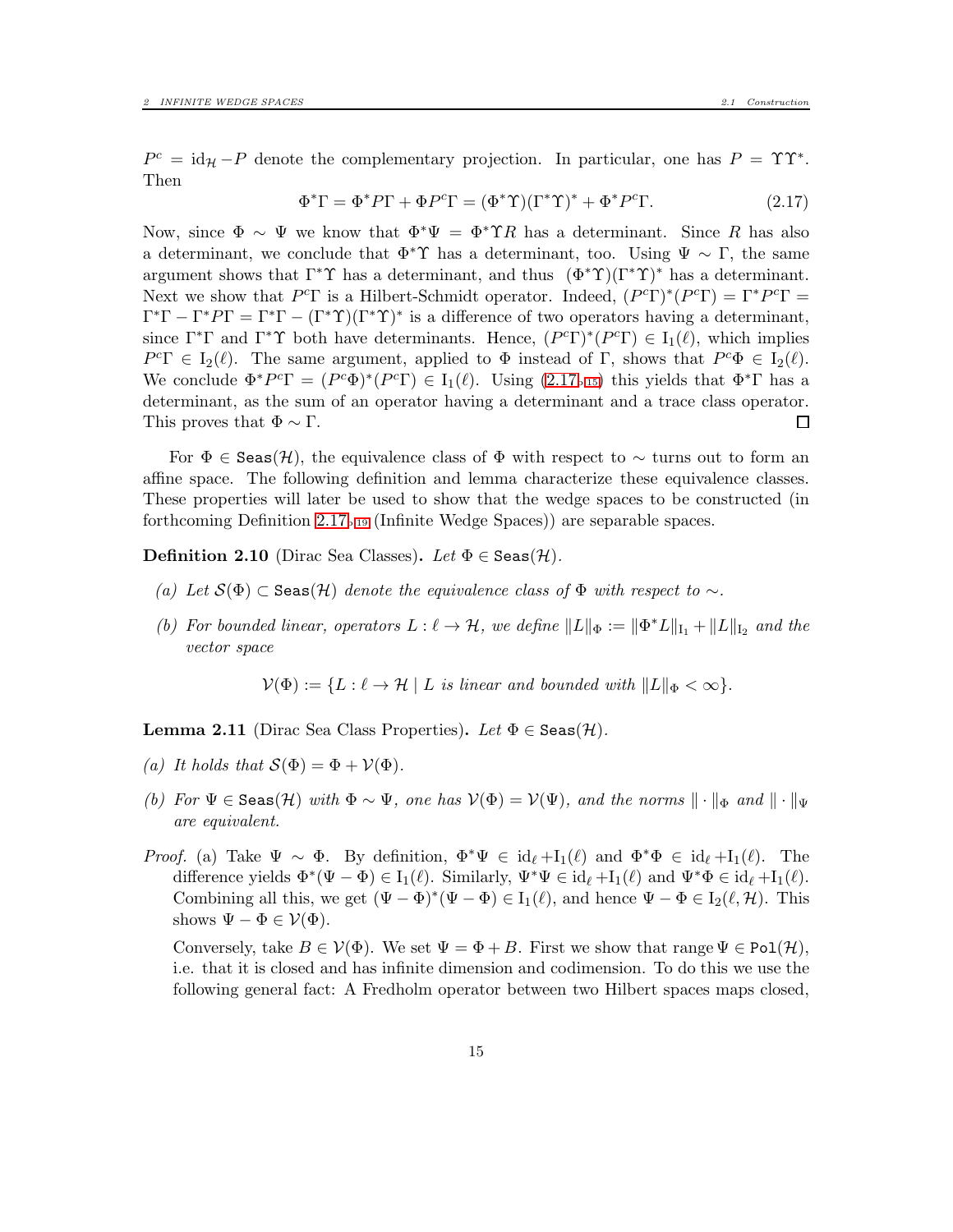$P^c = \mathrm{id}_\mathcal{H} - P$ denote the complementary projection. In particular, one has $P = \Upsilon\Upsilon^*$. Then

$$\Phi^*\Gamma = \Phi^* P\Gamma + \Phi P^c\Gamma = (\Phi^*\Upsilon)(\Gamma^*\Upsilon)^* + \Phi^* P^c\Gamma. \tag{2.17}$$

Now, since $\Phi \sim \Psi$ we know that $\Phi^*\Psi = \Phi^*\Upsilon R$ has a determinant. Since $R$ has also a determinant, we conclude that $\Phi^*\Upsilon$ has a determinant, too. Using $\Psi \sim \Gamma$, the same argument shows that $\Gamma^*\Upsilon$ has a determinant, and thus $(\Phi^*\Upsilon)(\Gamma^*\Upsilon)^*$ has a determinant. Next we show that $P^c\Gamma$ is a Hilbert-Schmidt operator. Indeed, $(P^c\Gamma)^*(P^c\Gamma) = \Gamma^* P^c\Gamma = \Gamma^*\Gamma - \Gamma^* P\Gamma = \Gamma^*\Gamma - (\Gamma^*\Upsilon)(\Gamma^*\Upsilon)^*$ is a difference of two operators having a determinant, since $\Gamma^*\Gamma$ and $\Gamma^*\Upsilon$ both have determinants. Hence, $(P^c\Gamma)^*(P^c\Gamma) \in \mathrm{I}_1(\ell)$, which implies $P^c\Gamma \in \mathrm{I}_2(\ell)$. The same argument, applied to $\Phi$ instead of $\Gamma$, shows that $P^c\Phi \in \mathrm{I}_2(\ell)$. We conclude $\Phi^* P^c\Gamma = (P^c\Phi)^*(P^c\Gamma) \in \mathrm{I}_1(\ell)$. Using (2.17) this yields that $\Phi^*\Gamma$ has a determinant, as the sum of an operator having a determinant and a trace class operator. This proves that $\Phi \sim \Gamma$. □

For $\Phi \in \mathtt{Seas}(\mathcal{H})$, the equivalence class of $\Phi$ with respect to $\sim$ turns out to form an affine space. The following definition and lemma characterize these equivalence classes. These properties will later be used to show that the wedge spaces to be constructed (in forthcoming Definition 2.17 (Infinite Wedge Spaces)) are separable spaces.

**Definition 2.10** (Dirac Sea Classes)**.** *Let $\Phi \in \mathtt{Seas}(\mathcal{H})$.*

*(a) Let $\mathcal{S}(\Phi) \subset \mathtt{Seas}(\mathcal{H})$ denote the equivalence class of $\Phi$ with respect to $\sim$.*

*(b) For bounded linear, operators $L : \ell \to \mathcal{H}$, we define $\|L\|_\Phi := \|\Phi^* L\|_{\mathrm{I}_1} + \|L\|_{\mathrm{I}_2}$ and the vector space*

$$\mathcal{V}(\Phi) := \{L : \ell \to \mathcal{H} \mid L \text{ is linear and bounded with } \|L\|_\Phi < \infty\}.$$

**Lemma 2.11** (Dirac Sea Class Properties)**.** *Let $\Phi \in \mathtt{Seas}(\mathcal{H})$.*

*(a) It holds that $\mathcal{S}(\Phi) = \Phi + \mathcal{V}(\Phi)$.*

*(b) For $\Psi \in \mathtt{Seas}(\mathcal{H})$ with $\Phi \sim \Psi$, one has $\mathcal{V}(\Phi) = \mathcal{V}(\Psi)$, and the norms $\|\cdot\|_\Phi$ and $\|\cdot\|_\Psi$ are equivalent.*

*Proof.* (a) Take $\Psi \sim \Phi$. By definition, $\Phi^*\Psi \in \mathrm{id}_\ell + \mathrm{I}_1(\ell)$ and $\Phi^*\Phi \in \mathrm{id}_\ell + \mathrm{I}_1(\ell)$. The difference yields $\Phi^*(\Psi - \Phi) \in \mathrm{I}_1(\ell)$. Similarly, $\Psi^*\Psi \in \mathrm{id}_\ell + \mathrm{I}_1(\ell)$ and $\Psi^*\Phi \in \mathrm{id}_\ell + \mathrm{I}_1(\ell)$. Combining all this, we get $(\Psi - \Phi)^*(\Psi - \Phi) \in \mathrm{I}_1(\ell)$, and hence $\Psi - \Phi \in \mathrm{I}_2(\ell, \mathcal{H})$. This shows $\Psi - \Phi \in \mathcal{V}(\Phi)$.

Conversely, take $B \in \mathcal{V}(\Phi)$. We set $\Psi = \Phi + B$. First we show that $\operatorname{range}\Psi \in \mathtt{Pol}(\mathcal{H})$, i.e. that it is closed and has infinite dimension and codimension. To do this we use the following general fact: A Fredholm operator between two Hilbert spaces maps closed,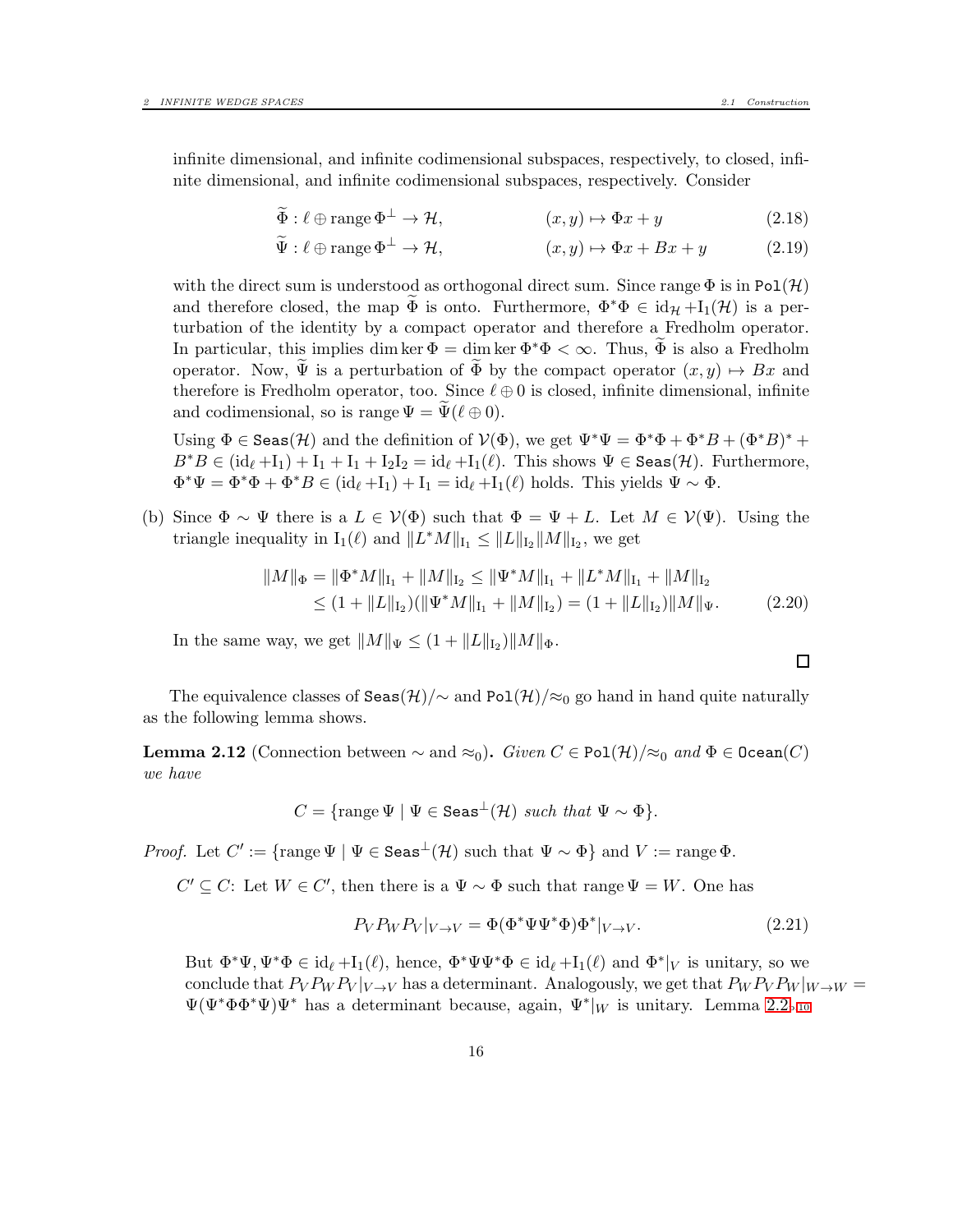infinite dimensional, and infinite codimensional subspaces, respectively, to closed, infinite dimensional, and infinite codimensional subspaces, respectively. Consider

$$\widetilde{\Phi} : \ell \oplus \operatorname{range} \Phi^{\perp} \to \mathcal{H}, \qquad (x, y) \mapsto \Phi x + y \tag{2.18}$$

$$\widetilde{\Psi} : \ell \oplus \operatorname{range} \Phi^{\perp} \to \mathcal{H}, \qquad (x, y) \mapsto \Phi x + Bx + y \tag{2.19}$$

with the direct sum is understood as orthogonal direct sum. Since range $\Phi$ is in $\texttt{Pol}(\mathcal{H})$ and therefore closed, the map $\widetilde{\Phi}$ is onto. Furthermore, $\Phi^*\Phi \in \mathrm{id}_{\mathcal{H}} + \mathrm{I}_1(\mathcal{H})$ is a perturbation of the identity by a compact operator and therefore a Fredholm operator. In particular, this implies $\dim\ker\Phi = \dim\ker\Phi^*\Phi < \infty$. Thus, $\widetilde{\Phi}$ is also a Fredholm operator. Now, $\widetilde{\Psi}$ is a perturbation of $\widetilde{\Phi}$ by the compact operator $(x, y) \mapsto Bx$ and therefore is Fredholm operator, too. Since $\ell \oplus 0$ is closed, infinite dimensional, infinite and codimensional, so is range $\Psi = \widetilde{\Psi}(\ell \oplus 0)$.

Using $\Phi \in \texttt{Seas}(\mathcal{H})$ and the definition of $\mathcal{V}(\Phi)$, we get $\Psi^*\Psi = \Phi^*\Phi + \Phi^*B + (\Phi^*B)^* + B^*B \in (\mathrm{id}_\ell + \mathrm{I}_1) + \mathrm{I}_1 + \mathrm{I}_1 + \mathrm{I}_2\mathrm{I}_2 = \mathrm{id}_\ell + \mathrm{I}_1(\ell)$. This shows $\Psi \in \texttt{Seas}(\mathcal{H})$. Furthermore, $\Phi^*\Psi = \Phi^*\Phi + \Phi^*B \in (\mathrm{id}_\ell + \mathrm{I}_1) + \mathrm{I}_1 = \mathrm{id}_\ell + \mathrm{I}_1(\ell)$ holds. This yields $\Psi \sim \Phi$.

(b) Since $\Phi \sim \Psi$ there is a $L \in \mathcal{V}(\Phi)$ such that $\Phi = \Psi + L$. Let $M \in \mathcal{V}(\Psi)$. Using the triangle inequality in $\mathrm{I}_1(\ell)$ and $\|L^*M\|_{\mathrm{I}_1} \le \|L\|_{\mathrm{I}_2}\|M\|_{\mathrm{I}_2}$, we get

$$\begin{aligned}\|M\|_\Phi = \|\Phi^*M\|_{\mathrm{I}_1} + \|M\|_{\mathrm{I}_2} &\le \|\Psi^*M\|_{\mathrm{I}_1} + \|L^*M\|_{\mathrm{I}_1} + \|M\|_{\mathrm{I}_2} \\ &\le (1 + \|L\|_{\mathrm{I}_2})(\|\Psi^*M\|_{\mathrm{I}_1} + \|M\|_{\mathrm{I}_2}) = (1 + \|L\|_{\mathrm{I}_2})\|M\|_\Psi.\end{aligned} \tag{2.20}$$

In the same way, we get $\|M\|_\Psi \le (1 + \|L\|_{\mathrm{I}_2})\|M\|_\Phi$.

□

The equivalence classes of $\texttt{Seas}(\mathcal{H})/\!\sim$ and $\texttt{Pol}(\mathcal{H})/\!\approx_0$ go hand in hand quite naturally as the following lemma shows.

**Lemma 2.12** (Connection between $\sim$ and $\approx_0$)**.** *Given $C \in \texttt{Pol}(\mathcal{H})/\!\approx_0$ and $\Phi \in \texttt{Ocean}(C)$ we have*

$$C = \{\operatorname{range} \Psi \mid \Psi \in \texttt{Seas}^{\perp}(\mathcal{H}) \text{ such that } \Psi \sim \Phi\}.$$

*Proof.* Let $C' := \{\operatorname{range}\Psi \mid \Psi \in \texttt{Seas}^{\perp}(\mathcal{H}) \text{ such that } \Psi \sim \Phi\}$ and $V := \operatorname{range}\Phi$.

$C' \subseteq C$: Let $W \in C'$, then there is a $\Psi \sim \Phi$ such that range $\Psi = W$. One has

$$P_V P_W P_V|_{V \to V} = \Phi(\Phi^*\Psi\Psi^*\Phi)\Phi^*|_{V \to V}. \tag{2.21}$$

But $\Phi^*\Psi, \Psi^*\Phi \in \mathrm{id}_\ell + \mathrm{I}_1(\ell)$, hence, $\Phi^*\Psi\Psi^*\Phi \in \mathrm{id}_\ell + \mathrm{I}_1(\ell)$ and $\Phi^*|_V$ is unitary, so we conclude that $P_V P_W P_V|_{V \to V}$ has a determinant. Analogously, we get that $P_W P_V P_W|_{W \to W} = \Psi(\Psi^*\Phi\Phi^*\Psi)\Psi^*$ has a determinant because, again, $\Psi^*|_W$ is unitary. Lemma 2.2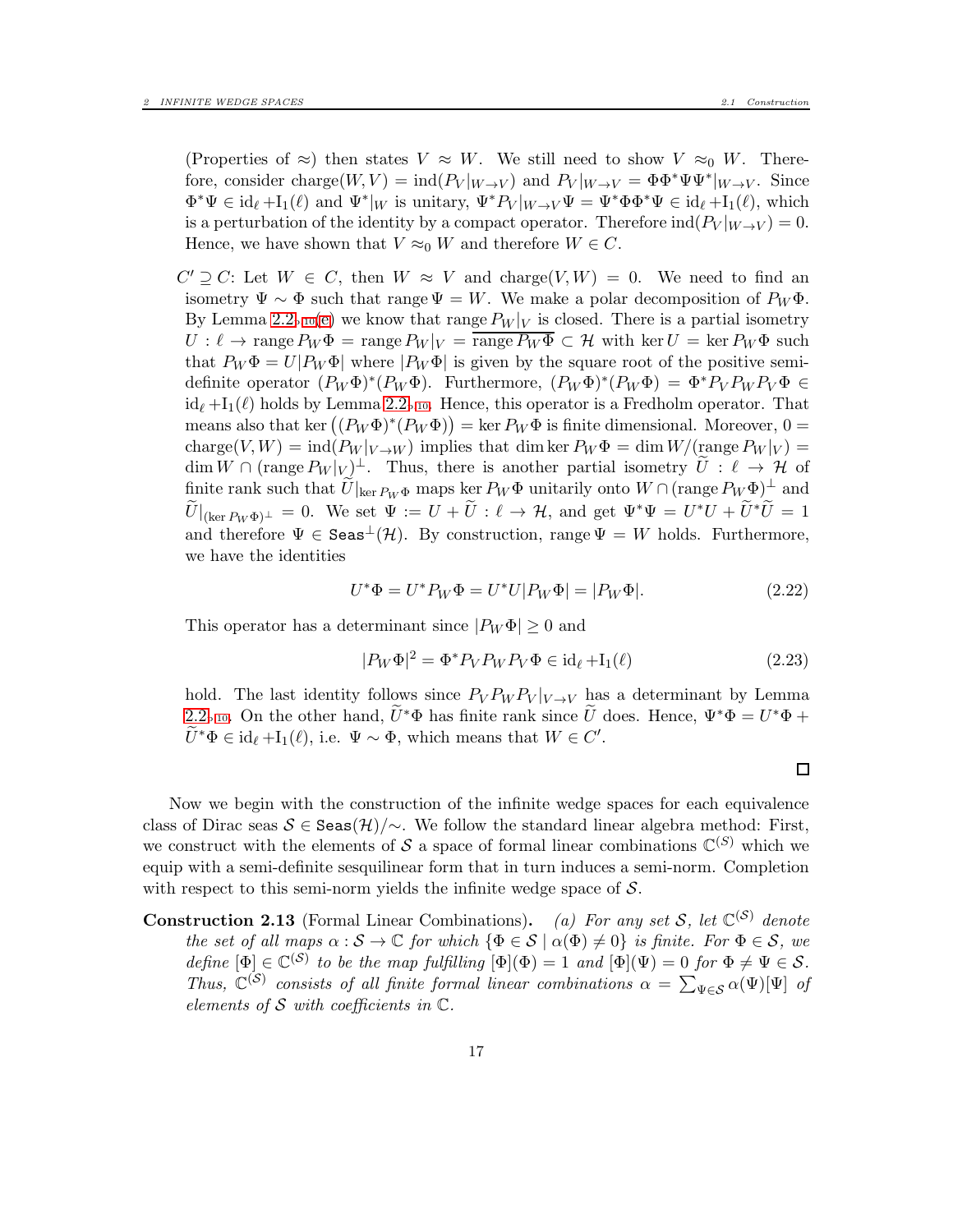(Properties of $\approx$) then states $V \approx W$. We still need to show $V \approx_0 W$. Therefore, consider $\operatorname{charge}(W, V) = \operatorname{ind}(P_V|_{W\to V})$ and $P_V|_{W\to V} = \Phi\Phi^*\Psi\Psi^*|_{W\to V}$. Since $\Phi^*\Psi \in \mathrm{id}_\ell + \mathrm{I}_1(\ell)$ and $\Psi^*|_W$ is unitary, $\Psi^* P_V|_{W\to V}\Psi = \Psi^*\Phi\Phi^*\Psi \in \mathrm{id}_\ell + \mathrm{I}_1(\ell)$, which is a perturbation of the identity by a compact operator. Therefore $\operatorname{ind}(P_V|_{W\to V}) = 0$. Hence, we have shown that $V \approx_0 W$ and therefore $W \in C$.

$C' \supseteq C$: Let $W \in C$, then $W \approx V$ and $\operatorname{charge}(V, W) = 0$. We need to find an isometry $\Psi \sim \Phi$ such that $\operatorname{range}\Psi = W$. We make a polar decomposition of $P_W\Phi$. By Lemma 2.2$_{\triangleright 10}$(e) we know that $\operatorname{range} P_W|_V$ is closed. There is a partial isometry $U : \ell \to \operatorname{range} P_W\Phi = \operatorname{range} P_W|_V = \overline{\operatorname{range} P_W\Phi} \subset \mathcal{H}$ with $\ker U = \ker P_W\Phi$ such that $P_W\Phi = U|P_W\Phi|$ where $|P_W\Phi|$ is given by the square root of the positive semi-definite operator $(P_W\Phi)^*(P_W\Phi)$. Furthermore, $(P_W\Phi)^*(P_W\Phi) = \Phi^* P_V P_W P_V \Phi \in \mathrm{id}_\ell + \mathrm{I}_1(\ell)$ holds by Lemma 2.2$_{\triangleright 10}$. Hence, this operator is a Fredholm operator. That means also that $\ker\big((P_W\Phi)^*(P_W\Phi)\big) = \ker P_W\Phi$ is finite dimensional. Moreover, $0 = \operatorname{charge}(V, W) = \operatorname{ind}(P_W|_{V\to W})$ implies that $\dim\ker P_W\Phi = \dim W/(\operatorname{range} P_W|_V) = \dim W \cap (\operatorname{range} P_W|_V)^\perp$. Thus, there is another partial isometry $\widetilde{U} : \ell \to \mathcal{H}$ of finite rank such that $\widetilde{U}|_{\ker P_W\Phi}$ maps $\ker P_W\Phi$ unitarily onto $W \cap (\operatorname{range} P_W\Phi)^\perp$ and $\widetilde{U}|_{(\ker P_W\Phi)^\perp} = 0$. We set $\Psi := U + \widetilde{U} : \ell \to \mathcal{H}$, and get $\Psi^*\Psi = U^*U + \widetilde{U}^*\widetilde{U} = 1$ and therefore $\Psi \in \mathtt{Seas}^\perp(\mathcal{H})$. By construction, $\operatorname{range}\Psi = W$ holds. Furthermore, we have the identities

$$U^*\Phi = U^* P_W\Phi = U^*U|P_W\Phi| = |P_W\Phi|. \tag{2.22}$$

This operator has a determinant since $|P_W\Phi| \geq 0$ and

$$|P_W\Phi|^2 = \Phi^* P_V P_W P_V \Phi \in \mathrm{id}_\ell + \mathrm{I}_1(\ell) \tag{2.23}$$

hold. The last identity follows since $P_V P_W P_V|_{V\to V}$ has a determinant by Lemma 2.2$_{\triangleright 10}$. On the other hand, $\widetilde{U}^*\Phi$ has finite rank since $\widetilde{U}$ does. Hence, $\Psi^*\Phi = U^*\Phi + \widetilde{U}^*\Phi \in \mathrm{id}_\ell + \mathrm{I}_1(\ell)$, i.e. $\Psi \sim \Phi$, which means that $W \in C'$.

□

Now we begin with the construction of the infinite wedge spaces for each equivalence class of Dirac seas $\mathcal{S} \in \mathtt{Seas}(\mathcal{H})/\!\sim$. We follow the standard linear algebra method: First, we construct with the elements of $\mathcal{S}$ a space of formal linear combinations $\mathbb{C}^{(S)}$ which we equip with a semi-definite sesquilinear form that in turn induces a semi-norm. Completion with respect to this semi-norm yields the infinite wedge space of $\mathcal{S}$.

**Construction 2.13** (Formal Linear Combinations). *(a) For any set $\mathcal{S}$, let $\mathbb{C}^{(\mathcal{S})}$ denote the set of all maps $\alpha : \mathcal{S} \to \mathbb{C}$ for which $\{\Phi \in \mathcal{S} \mid \alpha(\Phi) \neq 0\}$ is finite. For $\Phi \in \mathcal{S}$, we define $[\Phi] \in \mathbb{C}^{(\mathcal{S})}$ to be the map fulfilling $[\Phi](\Phi) = 1$ and $[\Phi](\Psi) = 0$ for $\Phi \neq \Psi \in \mathcal{S}$. Thus, $\mathbb{C}^{(\mathcal{S})}$ consists of all finite formal linear combinations $\alpha = \sum_{\Psi\in\mathcal{S}} \alpha(\Psi)[\Psi]$ of elements of $\mathcal{S}$ with coefficients in $\mathbb{C}$.*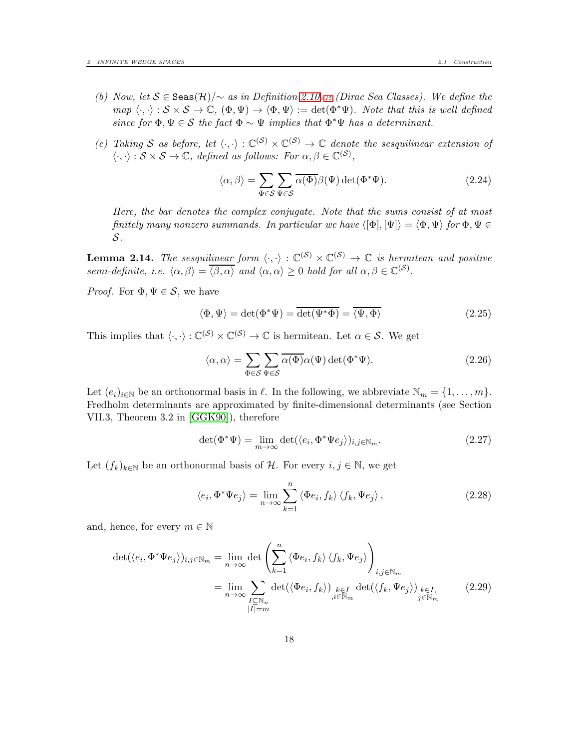*(b) Now, let $\mathcal{S} \in \texttt{Seas}(\mathcal{H})/\!\sim$ as in Definition 2.10, 15 (Dirac Sea Classes). We define the map $\langle\cdot,\cdot\rangle : \mathcal{S} \times \mathcal{S} \to \mathbb{C}$, $(\Phi, \Psi) \to \langle \Phi, \Psi\rangle := \det(\Phi^*\Psi)$. Note that this is well defined since for $\Phi, \Psi \in \mathcal{S}$ the fact $\Phi \sim \Psi$ implies that $\Phi^*\Psi$ has a determinant.*

*(c) Taking $\mathcal{S}$ as before, let $\langle\cdot,\cdot\rangle : \mathbb{C}^{(\mathcal{S})} \times \mathbb{C}^{(\mathcal{S})} \to \mathbb{C}$ denote the sesquilinear extension of $\langle\cdot,\cdot\rangle : \mathcal{S} \times \mathcal{S} \to \mathbb{C}$, defined as follows: For $\alpha, \beta \in \mathbb{C}^{(\mathcal{S})}$,*

$$\langle \alpha, \beta\rangle = \sum_{\Phi\in\mathcal{S}} \sum_{\Psi\in\mathcal{S}} \overline{\alpha(\Phi)}\beta(\Psi) \det(\Phi^*\Psi). \tag{2.24}$$

*Here, the bar denotes the complex conjugate. Note that the sums consist of at most finitely many nonzero summands. In particular we have $\langle[\Phi], [\Psi]\rangle = \langle\Phi, \Psi\rangle$ for $\Phi, \Psi \in \mathcal{S}$.*

**Lemma 2.14.** *The sesquilinear form $\langle\cdot,\cdot\rangle : \mathbb{C}^{(\mathcal{S})} \times \mathbb{C}^{(\mathcal{S})} \to \mathbb{C}$ is hermitean and positive semi-definite, i.e. $\langle\alpha, \beta\rangle = \overline{\langle\beta, \alpha\rangle}$ and $\langle\alpha, \alpha\rangle \geq 0$ hold for all $\alpha, \beta \in \mathbb{C}^{(\mathcal{S})}$.*

*Proof.* For $\Phi, \Psi \in \mathcal{S}$, we have

$$\langle\Phi, \Psi\rangle = \det(\Phi^*\Psi) = \overline{\det(\Psi^*\Phi)} = \overline{\langle\Psi, \Phi\rangle} \tag{2.25}$$

This implies that $\langle\cdot,\cdot\rangle : \mathbb{C}^{(\mathcal{S})} \times \mathbb{C}^{(\mathcal{S})} \to \mathbb{C}$ is hermitean. Let $\alpha \in \mathcal{S}$. We get

$$\langle\alpha, \alpha\rangle = \sum_{\Phi\in\mathcal{S}} \sum_{\Psi\in\mathcal{S}} \overline{\alpha(\Phi)}\alpha(\Psi) \det(\Phi^*\Psi). \tag{2.26}$$

Let $(e_i)_{i\in\mathbb{N}}$ be an orthonormal basis in $\ell$. In the following, we abbreviate $\mathbb{N}_m = \{1, \ldots, m\}$. Fredholm determinants are approximated by finite-dimensional determinants (see Section VII.3, Theorem 3.2 in [GGK90]), therefore

$$\det(\Phi^*\Psi) = \lim_{m\to\infty} \det(\langle e_i, \Phi^*\Psi e_j\rangle)_{i,j\in\mathbb{N}_m}. \tag{2.27}$$

Let $(f_k)_{k\in\mathbb{N}}$ be an orthonormal basis of $\mathcal{H}$. For every $i, j \in \mathbb{N}$, we get

$$\langle e_i, \Phi^*\Psi e_j\rangle = \lim_{n\to\infty} \sum_{k=1}^{n} \langle\Phi e_i, f_k\rangle \langle f_k, \Psi e_j\rangle, \tag{2.28}$$

and, hence, for every $m \in \mathbb{N}$

$$\begin{aligned}\det(\langle e_i, \Phi^*\Psi e_j\rangle)_{i,j\in\mathbb{N}_m} &= \lim_{n\to\infty} \det\left(\sum_{k=1}^{n} \langle\Phi e_i, f_k\rangle \langle f_k, \Psi e_j\rangle\right)_{i,j\in\mathbb{N}_m} \\ &= \lim_{n\to\infty} \sum_{\substack{I\subseteq\mathbb{N}_n \\ |I|=m}} \det(\langle\Phi e_i, f_k\rangle)_{\substack{k\in I \\ ,i\in\mathbb{N}_m}} \det(\langle f_k, \Psi e_j\rangle)_{\substack{k\in I, \\ j\in\mathbb{N}_m}}\end{aligned} \tag{2.29}$$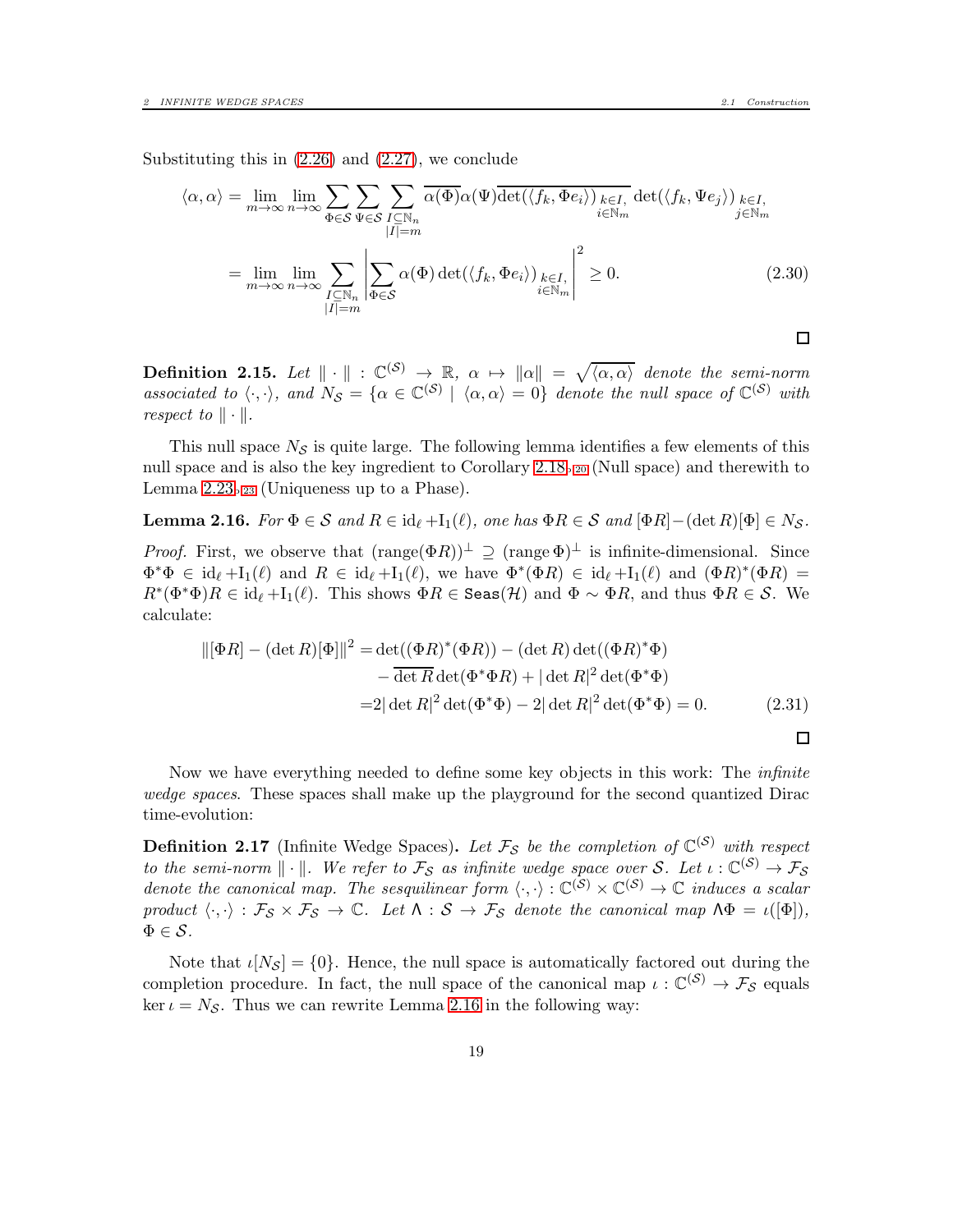Substituting this in (2.26) and (2.27), we conclude

$$\langle \alpha, \alpha \rangle = \lim_{m\to\infty} \lim_{n\to\infty} \sum_{\Phi\in\mathcal{S}} \sum_{\Psi\in\mathcal{S}} \sum_{\substack{I\subseteq\mathbb{N}_n \\ |I|=m}} \overline{\alpha(\Phi)} \alpha(\Psi) \overline{\det(\langle f_k, \Phi e_i\rangle)_{\substack{k\in I,\\ i\in\mathbb{N}_m}}} \det(\langle f_k, \Psi e_j\rangle)_{\substack{k\in I,\\ j\in\mathbb{N}_m}}$$

$$= \lim_{m\to\infty} \lim_{n\to\infty} \sum_{\substack{I\subseteq\mathbb{N}_n \\ |I|=m}} \left| \sum_{\Phi\in\mathcal{S}} \alpha(\Phi) \det(\langle f_k, \Phi e_i\rangle)_{\substack{k\in I,\\ i\in\mathbb{N}_m}} \right|^2 \geq 0. \tag{2.30}$$

□

**Definition 2.15.** *Let* $\|\cdot\| : \mathbb{C}^{(\mathcal{S})} \to \mathbb{R}$, $\alpha \mapsto \|\alpha\| = \sqrt{\langle \alpha, \alpha\rangle}$ *denote the semi-norm associated to* $\langle\cdot,\cdot\rangle$*, and* $N_{\mathcal{S}} = \{\alpha \in \mathbb{C}^{(\mathcal{S})} \mid \langle\alpha,\alpha\rangle = 0\}$ *denote the null space of* $\mathbb{C}^{(\mathcal{S})}$ *with respect to* $\|\cdot\|$.

This null space $N_{\mathcal{S}}$ is quite large. The following lemma identifies a few elements of this null space and is also the key ingredient to Corollary 2.18,20 (Null space) and therewith to Lemma 2.23,23 (Uniqueness up to a Phase).

**Lemma 2.16.** *For* $\Phi \in \mathcal{S}$ *and* $R \in \mathrm{id}_\ell + \mathrm{I}_1(\ell)$*, one has* $\Phi R \in \mathcal{S}$ *and* $[\Phi R] - (\det R)[\Phi] \in N_{\mathcal{S}}$.

*Proof.* First, we observe that $(\mathrm{range}(\Phi R))^\perp \supseteq (\mathrm{range}\,\Phi)^\perp$ is infinite-dimensional. Since $\Phi^*\Phi \in \mathrm{id}_\ell + \mathrm{I}_1(\ell)$ and $R \in \mathrm{id}_\ell + \mathrm{I}_1(\ell)$, we have $\Phi^*(\Phi R) \in \mathrm{id}_\ell + \mathrm{I}_1(\ell)$ and $(\Phi R)^*(\Phi R) = R^*(\Phi^*\Phi)R \in \mathrm{id}_\ell + \mathrm{I}_1(\ell)$. This shows $\Phi R \in \mathtt{Seas}(\mathcal{H})$ and $\Phi \sim \Phi R$, and thus $\Phi R \in \mathcal{S}$. We calculate:

$$\begin{aligned}
\|[\Phi R] - (\det R)[\Phi]\|^2 &= \det((\Phi R)^*(\Phi R)) - (\det R)\det((\Phi R)^*\Phi) \\
&\quad - \overline{\det R}\det(\Phi^*\Phi R) + |\det R|^2 \det(\Phi^*\Phi) \\
&= 2|\det R|^2 \det(\Phi^*\Phi) - 2|\det R|^2\det(\Phi^*\Phi) = 0.
\end{aligned} \tag{2.31}$$

□

Now we have everything needed to define some key objects in this work: The *infinite wedge spaces*. These spaces shall make up the playground for the second quantized Dirac time-evolution:

**Definition 2.17** (Infinite Wedge Spaces)**.** *Let* $\mathcal{F}_{\mathcal{S}}$ *be the completion of* $\mathbb{C}^{(\mathcal{S})}$ *with respect to the semi-norm* $\|\cdot\|$*. We refer to* $\mathcal{F}_{\mathcal{S}}$ *as infinite wedge space over* $\mathcal{S}$*. Let* $\iota : \mathbb{C}^{(\mathcal{S})} \to \mathcal{F}_{\mathcal{S}}$ *denote the canonical map. The sesquilinear form* $\langle\cdot,\cdot\rangle : \mathbb{C}^{(\mathcal{S})} \times \mathbb{C}^{(\mathcal{S})} \to \mathbb{C}$ *induces a scalar product* $\langle\cdot,\cdot\rangle : \mathcal{F}_{\mathcal{S}} \times \mathcal{F}_{\mathcal{S}} \to \mathbb{C}$*. Let* $\Lambda : \mathcal{S} \to \mathcal{F}_{\mathcal{S}}$ *denote the canonical map* $\Lambda\Phi = \iota([\Phi])$*,* $\Phi \in \mathcal{S}$*.*

Note that $\iota[N_{\mathcal{S}}] = \{0\}$. Hence, the null space is automatically factored out during the completion procedure. In fact, the null space of the canonical map $\iota : \mathbb{C}^{(\mathcal{S})} \to \mathcal{F}_{\mathcal{S}}$ equals $\ker\iota = N_{\mathcal{S}}$. Thus we can rewrite Lemma 2.16 in the following way: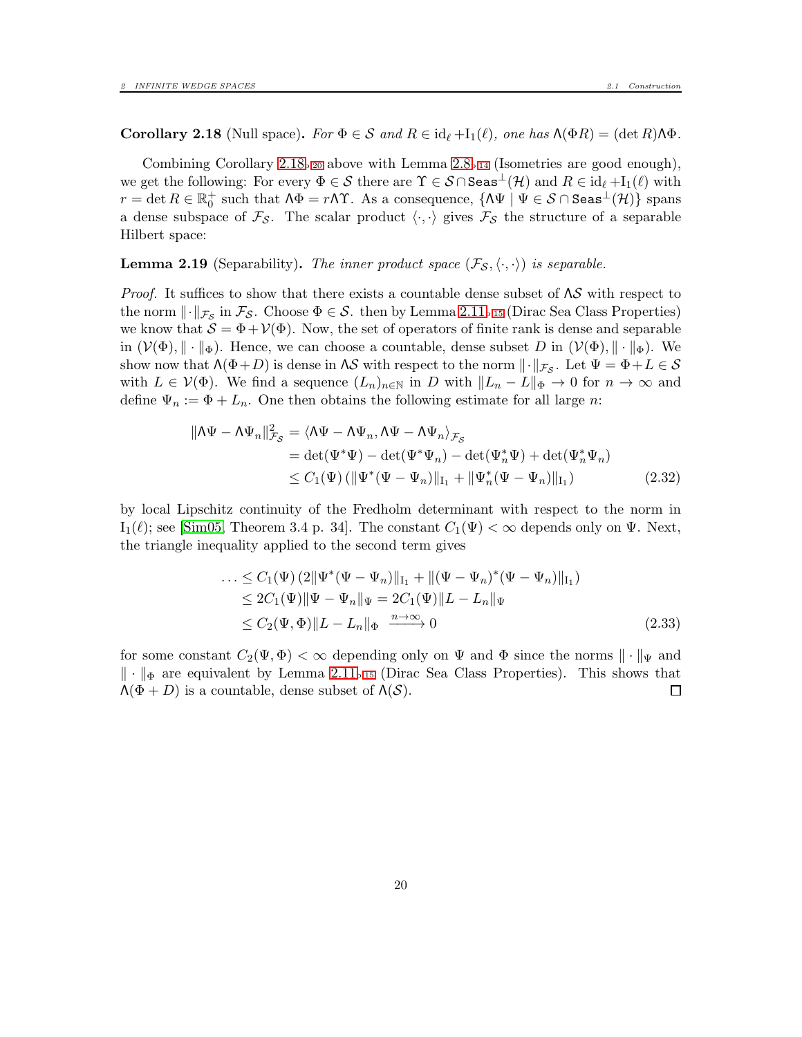**Corollary 2.18** (Null space). *For $\Phi \in \mathcal{S}$ and $R \in \mathrm{id}_\ell + \mathrm{I}_1(\ell)$, one has $\Lambda(\Phi R) = (\det R)\Lambda\Phi$.*

Combining Corollary 2.18, 20 above with Lemma 2.8, 14 (Isometries are good enough), we get the following: For every $\Phi \in \mathcal{S}$ there are $\Upsilon \in \mathcal{S} \cap \mathtt{Seas}^\perp(\mathcal{H})$ and $R \in \mathrm{id}_\ell + \mathrm{I}_1(\ell)$ with $r = \det R \in \mathbb{R}_0^+$ such that $\Lambda\Phi = r\Lambda\Upsilon$. As a consequence, $\{\Lambda\Psi \mid \Psi \in \mathcal{S} \cap \mathtt{Seas}^\perp(\mathcal{H})\}$ spans a dense subspace of $\mathcal{F}_\mathcal{S}$. The scalar product $\langle\cdot,\cdot\rangle$ gives $\mathcal{F}_\mathcal{S}$ the structure of a separable Hilbert space:

**Lemma 2.19** (Separability). *The inner product space $(\mathcal{F}_\mathcal{S}, \langle\cdot,\cdot\rangle)$ is separable.*

*Proof.* It suffices to show that there exists a countable dense subset of $\Lambda\mathcal{S}$ with respect to the norm $\|\cdot\|_{\mathcal{F}_\mathcal{S}}$ in $\mathcal{F}_\mathcal{S}$. Choose $\Phi \in \mathcal{S}$. then by Lemma 2.11, 15 (Dirac Sea Class Properties) we know that $\mathcal{S} = \Phi + \mathcal{V}(\Phi)$. Now, the set of operators of finite rank is dense and separable in $(\mathcal{V}(\Phi), \|\cdot\|_\Phi)$. Hence, we can choose a countable, dense subset $D$ in $(\mathcal{V}(\Phi), \|\cdot\|_\Phi)$. We show now that $\Lambda(\Phi + D)$ is dense in $\Lambda\mathcal{S}$ with respect to the norm $\|\cdot\|_{\mathcal{F}_\mathcal{S}}$. Let $\Psi = \Phi + L \in \mathcal{S}$ with $L \in \mathcal{V}(\Phi)$. We find a sequence $(L_n)_{n\in\mathbb{N}}$ in $D$ with $\|L_n - L\|_\Phi \to 0$ for $n \to \infty$ and define $\Psi_n := \Phi + L_n$. One then obtains the following estimate for all large $n$:

$$\begin{aligned}
\|\Lambda\Psi - \Lambda\Psi_n\|_{\mathcal{F}_\mathcal{S}}^2 &= \langle \Lambda\Psi - \Lambda\Psi_n, \Lambda\Psi - \Lambda\Psi_n\rangle_{\mathcal{F}_\mathcal{S}} \\
&= \det(\Psi^*\Psi) - \det(\Psi^*\Psi_n) - \det(\Psi_n^*\Psi) + \det(\Psi_n^*\Psi_n) \\
&\le C_1(\Psi)\left(\|\Psi^*(\Psi - \Psi_n)\|_{\mathrm{I}_1} + \|\Psi_n^*(\Psi - \Psi_n)\|_{\mathrm{I}_1}\right)
\end{aligned} \tag{2.32}$$

by local Lipschitz continuity of the Fredholm determinant with respect to the norm in $\mathrm{I}_1(\ell)$; see [Sim05, Theorem 3.4 p. 34]. The constant $C_1(\Psi) < \infty$ depends only on $\Psi$. Next, the triangle inequality applied to the second term gives

$$\begin{aligned}
\ldots &\le C_1(\Psi)\left(2\|\Psi^*(\Psi - \Psi_n)\|_{\mathrm{I}_1} + \|(\Psi - \Psi_n)^*(\Psi - \Psi_n)\|_{\mathrm{I}_1}\right) \\
&\le 2C_1(\Psi)\|\Psi - \Psi_n\|_\Psi = 2C_1(\Psi)\|L - L_n\|_\Psi \\
&\le C_2(\Psi, \Phi)\|L - L_n\|_\Phi \xrightarrow{n\to\infty} 0
\end{aligned} \tag{2.33}$$

for some constant $C_2(\Psi, \Phi) < \infty$ depending only on $\Psi$ and $\Phi$ since the norms $\|\cdot\|_\Psi$ and $\|\cdot\|_\Phi$ are equivalent by Lemma 2.11, 15 (Dirac Sea Class Properties). This shows that $\Lambda(\Phi + D)$ is a countable, dense subset of $\Lambda(\mathcal{S})$. $\square$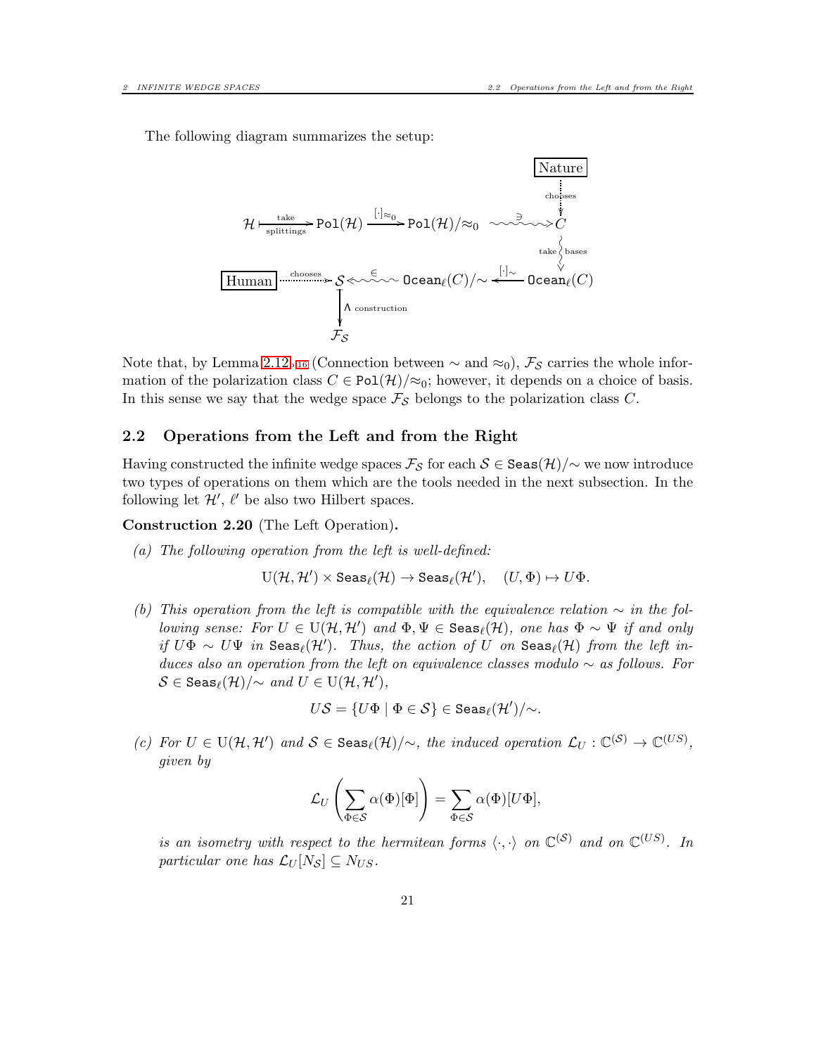The following diagram summarizes the setup:

$$
\begin{array}{ccccccc}
 & & & & & & \boxed{\text{Nature}} \\
 & & & & & & \vdots \text{ chooses} \\
\mathcal{H} & \xmapsto[\text{splittings}]{\text{take}} & \texttt{Pol}(\mathcal{H}) & \xrightarrow{[\cdot]_{\approx_0}} & \texttt{Pol}(\mathcal{H})/{\approx_0} & \overset{\ni}{\rightsquigarrow} & C \\
 & & & & & & \wr \text{ take bases} \\
\boxed{\text{Human}} & \overset{\text{chooses}}{\cdots\cdots\triangleright} & \mathcal{S} & \overset{\in}{\leftsquigarrow} & \texttt{Ocean}_\ell(C)/{\sim} & \xleftarrow{[\cdot]_\sim} & \texttt{Ocean}_\ell(C) \\
 & & \downarrow \Lambda \text{ construction} & & & & \\
 & & \mathcal{F}_\mathcal{S} & & & &
\end{array}
$$

Note that, by Lemma 2.12, 16 (Connection between $\sim$ and $\approx_0$), $\mathcal{F}_\mathcal{S}$ carries the whole information of the polarization class $C \in \texttt{Pol}(\mathcal{H})/{\approx_0}$; however, it depends on a choice of basis. In this sense we say that the wedge space $\mathcal{F}_\mathcal{S}$ belongs to the polarization class $C$.

## 2.2 Operations from the Left and from the Right

Having constructed the infinite wedge spaces $\mathcal{F}_\mathcal{S}$ for each $\mathcal{S} \in \texttt{Seas}(\mathcal{H})/{\sim}$ we now introduce two types of operations on them which are the tools needed in the next subsection. In the following let $\mathcal{H}'$, $\ell'$ be also two Hilbert spaces.

**Construction 2.20** (The Left Operation)**.**

*(a) The following operation from the left is well-defined:*

$$\mathrm{U}(\mathcal{H}, \mathcal{H}') \times \texttt{Seas}_\ell(\mathcal{H}) \to \texttt{Seas}_\ell(\mathcal{H}'), \quad (U, \Phi) \mapsto U\Phi.$$

*(b) This operation from the left is compatible with the equivalence relation $\sim$ in the following sense: For $U \in \mathrm{U}(\mathcal{H}, \mathcal{H}')$ and $\Phi, \Psi \in \texttt{Seas}_\ell(\mathcal{H})$, one has $\Phi \sim \Psi$ if and only if $U\Phi \sim U\Psi$ in $\texttt{Seas}_\ell(\mathcal{H}')$. Thus, the action of $U$ on $\texttt{Seas}_\ell(\mathcal{H})$ from the left induces also an operation from the left on equivalence classes modulo $\sim$ as follows. For $\mathcal{S} \in \texttt{Seas}_\ell(\mathcal{H})/{\sim}$ and $U \in \mathrm{U}(\mathcal{H}, \mathcal{H}')$,*

$$U\mathcal{S} = \{U\Phi \mid \Phi \in \mathcal{S}\} \in \texttt{Seas}_\ell(\mathcal{H}')/{\sim}.$$

*(c) For $U \in \mathrm{U}(\mathcal{H}, \mathcal{H}')$ and $\mathcal{S} \in \texttt{Seas}_\ell(\mathcal{H})/{\sim}$, the induced operation $\mathcal{L}_U : \mathbb{C}^{(\mathcal{S})} \to \mathbb{C}^{(U\mathcal{S})}$, given by*

$$\mathcal{L}_U \left( \sum_{\Phi \in \mathcal{S}} \alpha(\Phi)[\Phi] \right) = \sum_{\Phi \in \mathcal{S}} \alpha(\Phi)[U\Phi],$$

*is an isometry with respect to the hermitean forms $\langle \cdot, \cdot \rangle$ on $\mathbb{C}^{(\mathcal{S})}$ and on $\mathbb{C}^{(U\mathcal{S})}$. In particular one has $\mathcal{L}_U[N_\mathcal{S}] \subseteq N_{U\mathcal{S}}$.*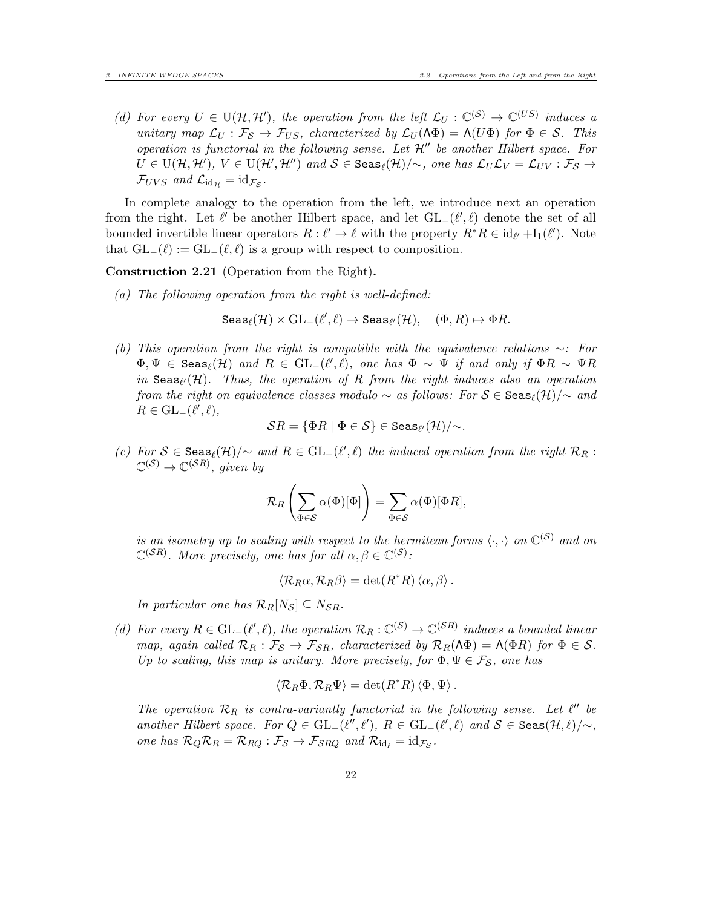(d) *For every $U \in \mathrm{U}(\mathcal{H}, \mathcal{H}')$, the operation from the left $\mathcal{L}_U : \mathbb{C}^{(\mathcal{S})} \to \mathbb{C}^{(U\mathcal{S})}$ induces a unitary map $\mathcal{L}_U : \mathcal{F}_\mathcal{S} \to \mathcal{F}_{U\mathcal{S}}$, characterized by $\mathcal{L}_U(\Lambda\Phi) = \Lambda(U\Phi)$ for $\Phi \in \mathcal{S}$. This operation is functorial in the following sense. Let $\mathcal{H}''$ be another Hilbert space. For $U \in \mathrm{U}(\mathcal{H}, \mathcal{H}')$, $V \in \mathrm{U}(\mathcal{H}', \mathcal{H}'')$ and $\mathcal{S} \in \mathtt{Seas}_\ell(\mathcal{H})/\!\sim$, one has $\mathcal{L}_U\mathcal{L}_V = \mathcal{L}_{UV} : \mathcal{F}_\mathcal{S} \to \mathcal{F}_{UV\mathcal{S}}$ and $\mathcal{L}_{\mathrm{id}_\mathcal{H}} = \mathrm{id}_{\mathcal{F}_\mathcal{S}}$.*

In complete analogy to the operation from the left, we introduce next an operation from the right. Let $\ell'$ be another Hilbert space, and let $\mathrm{GL}_-(\ell', \ell)$ denote the set of all bounded invertible linear operators $R : \ell' \to \ell$ with the property $R^*R \in \mathrm{id}_{\ell'} + \mathrm{I}_1(\ell')$. Note that $\mathrm{GL}_-(\ell) := \mathrm{GL}_-(\ell, \ell)$ is a group with respect to composition.

**Construction 2.21** (Operation from the Right)**.**

(a) *The following operation from the right is well-defined:*

$$\mathtt{Seas}_\ell(\mathcal{H}) \times \mathrm{GL}_-(\ell', \ell) \to \mathtt{Seas}_{\ell'}(\mathcal{H}), \quad (\Phi, R) \mapsto \Phi R.$$

(b) *This operation from the right is compatible with the equivalence relations $\sim$: For $\Phi, \Psi \in \mathtt{Seas}_\ell(\mathcal{H})$ and $R \in \mathrm{GL}_-(\ell', \ell)$, one has $\Phi \sim \Psi$ if and only if $\Phi R \sim \Psi R$ in $\mathtt{Seas}_{\ell'}(\mathcal{H})$. Thus, the operation of $R$ from the right induces also an operation from the right on equivalence classes modulo $\sim$ as follows: For $\mathcal{S} \in \mathtt{Seas}_\ell(\mathcal{H})/\!\sim$ and $R \in \mathrm{GL}_-(\ell', \ell)$,*

$$\mathcal{S}R = \{\Phi R \mid \Phi \in \mathcal{S}\} \in \mathtt{Seas}_{\ell'}(\mathcal{H})/\!\sim.$$

(c) *For $\mathcal{S} \in \mathtt{Seas}_\ell(\mathcal{H})/\!\sim$ and $R \in \mathrm{GL}_-(\ell', \ell)$ the induced operation from the right $\mathcal{R}_R : \mathbb{C}^{(\mathcal{S})} \to \mathbb{C}^{(\mathcal{S}R)}$, given by*

$$\mathcal{R}_R\left(\sum_{\Phi\in\mathcal{S}} \alpha(\Phi)[\Phi]\right) = \sum_{\Phi\in\mathcal{S}} \alpha(\Phi)[\Phi R],$$

*is an isometry up to scaling with respect to the hermitean forms $\langle\cdot,\cdot\rangle$ on $\mathbb{C}^{(\mathcal{S})}$ and on $\mathbb{C}^{(\mathcal{S}R)}$. More precisely, one has for all $\alpha, \beta \in \mathbb{C}^{(\mathcal{S})}$:*

$$\langle \mathcal{R}_R\alpha, \mathcal{R}_R\beta\rangle = \det(R^*R)\,\langle \alpha, \beta\rangle\,.$$

*In particular one has $\mathcal{R}_R[N_\mathcal{S}] \subseteq N_{\mathcal{S}R}$.*

(d) *For every $R \in \mathrm{GL}_-(\ell', \ell)$, the operation $\mathcal{R}_R : \mathbb{C}^{(\mathcal{S})} \to \mathbb{C}^{(\mathcal{S}R)}$ induces a bounded linear map, again called $\mathcal{R}_R : \mathcal{F}_\mathcal{S} \to \mathcal{F}_{\mathcal{S}R}$, characterized by $\mathcal{R}_R(\Lambda\Phi) = \Lambda(\Phi R)$ for $\Phi \in \mathcal{S}$. Up to scaling, this map is unitary. More precisely, for $\Phi, \Psi \in \mathcal{F}_\mathcal{S}$, one has*

$$\langle \mathcal{R}_R\Phi, \mathcal{R}_R\Psi\rangle = \det(R^*R)\,\langle \Phi, \Psi\rangle\,.$$

*The operation $\mathcal{R}_R$ is contra-variantly functorial in the following sense. Let $\ell''$ be another Hilbert space. For $Q \in \mathrm{GL}_-(\ell'', \ell')$, $R \in \mathrm{GL}_-(\ell', \ell)$ and $\mathcal{S} \in \mathtt{Seas}(\mathcal{H}, \ell)/\!\sim$, one has $\mathcal{R}_Q\mathcal{R}_R = \mathcal{R}_{RQ} : \mathcal{F}_\mathcal{S} \to \mathcal{F}_{\mathcal{S}RQ}$ and $\mathcal{R}_{\mathrm{id}_\ell} = \mathrm{id}_{\mathcal{F}_\mathcal{S}}$.*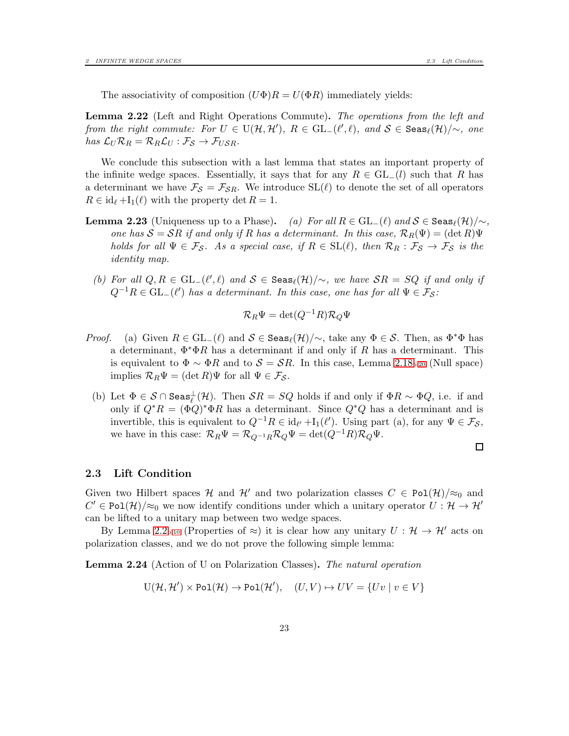The associativity of composition $(U\Phi)R = U(\Phi R)$ immediately yields:

**Lemma 2.22** (Left and Right Operations Commute)**.** *The operations from the left and from the right commute: For $U \in \mathrm{U}(\mathcal{H},\mathcal{H}')$, $R \in \mathrm{GL}_-(\ell',\ell)$, and $\mathcal{S} \in \mathtt{Seas}_\ell(\mathcal{H})/{\sim}$, one has $\mathcal{L}_U\mathcal{R}_R = \mathcal{R}_R\mathcal{L}_U : \mathcal{F}_\mathcal{S} \to \mathcal{F}_{U\mathcal{S}R}$.*

We conclude this subsection with a last lemma that states an important property of the infinite wedge spaces. Essentially, it says that for any $R \in \mathrm{GL}_-(l)$ such that $R$ has a determinant we have $\mathcal{F}_\mathcal{S} = \mathcal{F}_{\mathcal{S}R}$. We introduce $\mathrm{SL}(\ell)$ to denote the set of all operators $R \in \mathrm{id}_\ell + \mathrm{I}_1(\ell)$ with the property $\det R = 1$.

**Lemma 2.23** (Uniqueness up to a Phase)**.** *(a) For all $R \in \mathrm{GL}_-(\ell)$ and $\mathcal{S} \in \mathtt{Seas}_\ell(\mathcal{H})/{\sim}$, one has $\mathcal{S} = \mathcal{S}R$ if and only if $R$ has a determinant. In this case, $\mathcal{R}_R(\Psi) = (\det R)\Psi$ holds for all $\Psi \in \mathcal{F}_\mathcal{S}$. As a special case, if $R \in \mathrm{SL}(\ell)$, then $\mathcal{R}_R : \mathcal{F}_\mathcal{S} \to \mathcal{F}_\mathcal{S}$ is the identity map.*

*(b) For all $Q, R \in \mathrm{GL}_-(\ell',\ell)$ and $\mathcal{S} \in \mathtt{Seas}_\ell(\mathcal{H})/{\sim}$, we have $\mathcal{S}R = \mathcal{S}Q$ if and only if $Q^{-1}R \in \mathrm{GL}_-(\ell')$ has a determinant. In this case, one has for all $\Psi \in \mathcal{F}_\mathcal{S}$:*

$$\mathcal{R}_R\Psi = \det(Q^{-1}R)\mathcal{R}_Q\Psi$$

*Proof.* (a) Given $R \in \mathrm{GL}_-(\ell)$ and $\mathcal{S} \in \mathtt{Seas}_\ell(\mathcal{H})/{\sim}$, take any $\Phi \in \mathcal{S}$. Then, as $\Phi^*\Phi$ has a determinant, $\Phi^*\Phi R$ has a determinant if and only if $R$ has a determinant. This is equivalent to $\Phi \sim \Phi R$ and to $\mathcal{S} = \mathcal{S}R$. In this case, Lemma 2.18 (Null space) implies $\mathcal{R}_R\Psi = (\det R)\Psi$ for all $\Psi \in \mathcal{F}_\mathcal{S}$.

(b) Let $\Phi \in \mathcal{S} \cap \mathtt{Seas}_\ell^\perp(\mathcal{H})$. Then $\mathcal{S}R = \mathcal{S}Q$ holds if and only if $\Phi R \sim \Phi Q$, i.e. if and only if $Q^*R = (\Phi Q)^*\Phi R$ has a determinant. Since $Q^*Q$ has a determinant and is invertible, this is equivalent to $Q^{-1}R \in \mathrm{id}_{\ell'} + \mathrm{I}_1(\ell')$. Using part (a), for any $\Psi \in \mathcal{F}_\mathcal{S}$, we have in this case: $\mathcal{R}_R\Psi = \mathcal{R}_{Q^{-1}R}\mathcal{R}_Q\Psi = \det(Q^{-1}R)\mathcal{R}_Q\Psi$. $\square$

### 2.3 Lift Condition

Given two Hilbert spaces $\mathcal{H}$ and $\mathcal{H}'$ and two polarization classes $C \in \mathtt{Pol}(\mathcal{H})/{\approx_0}$ and $C' \in \mathtt{Pol}(\mathcal{H})/{\approx_0}$ we now identify conditions under which a unitary operator $U : \mathcal{H} \to \mathcal{H}'$ can be lifted to a unitary map between two wedge spaces.

By Lemma 2.2 (Properties of $\approx$) it is clear how any unitary $U : \mathcal{H} \to \mathcal{H}'$ acts on polarization classes, and we do not prove the following simple lemma:

**Lemma 2.24** (Action of U on Polarization Classes)**.** *The natural operation*

$$\mathrm{U}(\mathcal{H},\mathcal{H}') \times \mathtt{Pol}(\mathcal{H}) \to \mathtt{Pol}(\mathcal{H}'), \quad (U,V) \mapsto UV = \{Uv \mid v \in V\}$$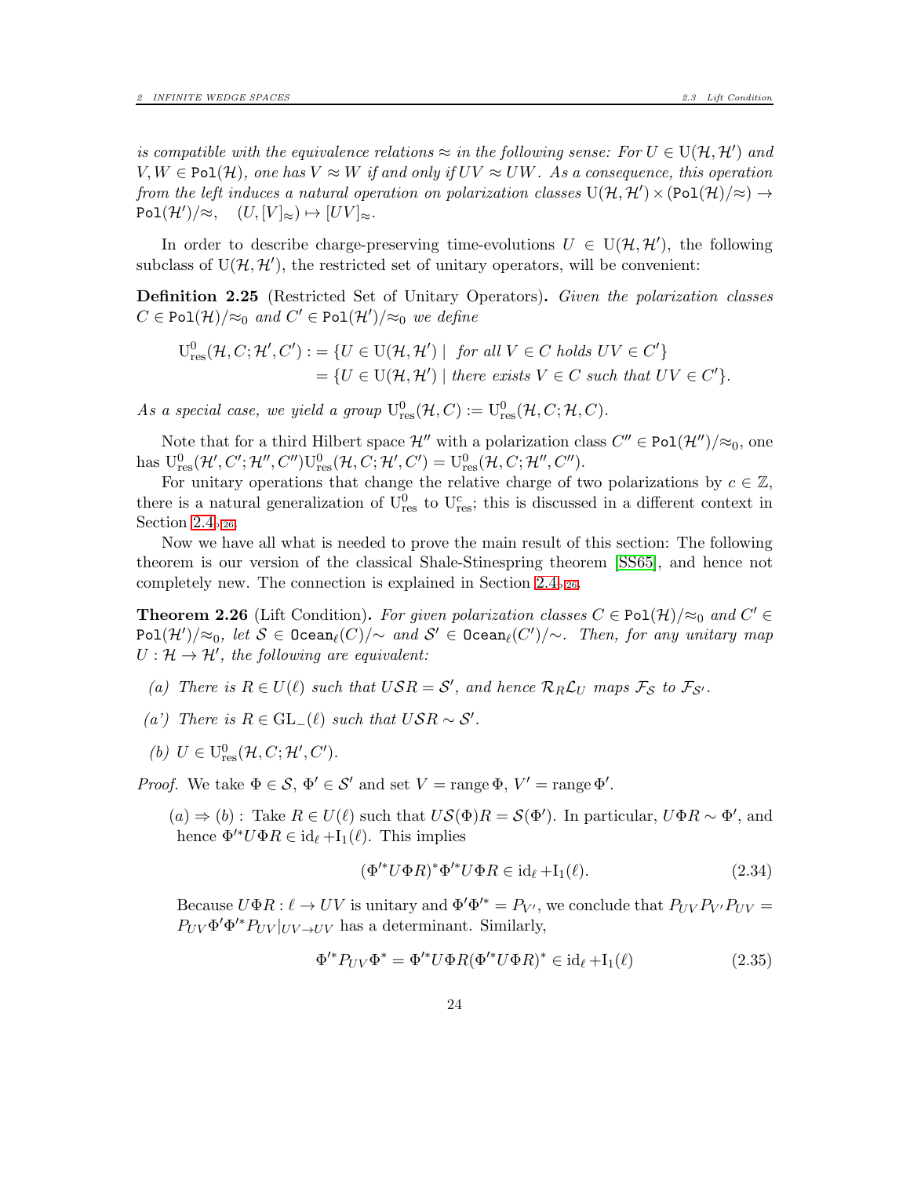*is compatible with the equivalence relations $\approx$ in the following sense: For $U \in \mathrm{U}(\mathcal{H},\mathcal{H}')$ and $V, W \in \mathtt{Pol}(\mathcal{H})$, one has $V \approx W$ if and only if $UV \approx UW$. As a consequence, this operation from the left induces a natural operation on polarization classes $\mathrm{U}(\mathcal{H},\mathcal{H}') \times (\mathtt{Pol}(\mathcal{H})/\approx) \to \mathtt{Pol}(\mathcal{H}')/\approx, \quad (U, [V]_\approx) \mapsto [UV]_\approx$.*

In order to describe charge-preserving time-evolutions $U \in \mathrm{U}(\mathcal{H},\mathcal{H}')$, the following subclass of $\mathrm{U}(\mathcal{H},\mathcal{H}')$, the restricted set of unitary operators, will be convenient:

**Definition 2.25** (Restricted Set of Unitary Operators)**.** *Given the polarization classes $C \in \mathtt{Pol}(\mathcal{H})/\approx_0$ and $C' \in \mathtt{Pol}(\mathcal{H}')/\approx_0$ we define*

$$\begin{aligned}\mathrm{U}^0_{\mathrm{res}}(\mathcal{H}, C; \mathcal{H}', C') :&= \{U \in \mathrm{U}(\mathcal{H},\mathcal{H}') \mid \text{ for all } V \in C \text{ holds } UV \in C'\} \\ &= \{U \in \mathrm{U}(\mathcal{H},\mathcal{H}') \mid \text{there exists } V \in C \text{ such that } UV \in C'\}.\end{aligned}$$

*As a special case, we yield a group $\mathrm{U}^0_{\mathrm{res}}(\mathcal{H}, C) := \mathrm{U}^0_{\mathrm{res}}(\mathcal{H}, C; \mathcal{H}, C)$.*

Note that for a third Hilbert space $\mathcal{H}''$ with a polarization class $C'' \in \mathtt{Pol}(\mathcal{H}'')/\approx_0$, one has $\mathrm{U}^0_{\mathrm{res}}(\mathcal{H}', C'; \mathcal{H}'', C'')\mathrm{U}^0_{\mathrm{res}}(\mathcal{H}, C; \mathcal{H}', C') = \mathrm{U}^0_{\mathrm{res}}(\mathcal{H}, C; \mathcal{H}'', C'')$.

For unitary operations that change the relative charge of two polarizations by $c \in \mathbb{Z}$, there is a natural generalization of $\mathrm{U}^0_{\mathrm{res}}$ to $\mathrm{U}^c_{\mathrm{res}}$; this is discussed in a different context in Section 2.4▸26.

Now we have all what is needed to prove the main result of this section: The following theorem is our version of the classical Shale-Stinespring theorem [SS65], and hence not completely new. The connection is explained in Section 2.4▸26.

**Theorem 2.26** (Lift Condition)**.** *For given polarization classes $C \in \mathtt{Pol}(\mathcal{H})/\approx_0$ and $C' \in \mathtt{Pol}(\mathcal{H}')/\approx_0$, let $\mathcal{S} \in \mathtt{Ocean}_\ell(C)/\sim$ and $\mathcal{S}' \in \mathtt{Ocean}_\ell(C')/\sim$. Then, for any unitary map $U : \mathcal{H} \to \mathcal{H}'$, the following are equivalent:*

*(a) There is $R \in U(\ell)$ such that $U\mathcal{S}R = \mathcal{S}'$, and hence $\mathcal{R}_R\mathcal{L}_U$ maps $\mathcal{F}_\mathcal{S}$ to $\mathcal{F}_{\mathcal{S}'}$.*

*(a') There is $R \in \mathrm{GL}_-(\ell)$ such that $U\mathcal{S}R \sim \mathcal{S}'$.*

*(b) $U \in \mathrm{U}^0_{\mathrm{res}}(\mathcal{H}, C; \mathcal{H}', C')$.*

*Proof.* We take $\Phi \in \mathcal{S}$, $\Phi' \in \mathcal{S}'$ and set $V = \operatorname{range}\Phi$, $V' = \operatorname{range}\Phi'$.

$(a) \Rightarrow (b):$ Take $R \in U(\ell)$ such that $U\mathcal{S}(\Phi)R = \mathcal{S}(\Phi')$. In particular, $U\Phi R \sim \Phi'$, and hence $\Phi'^*U\Phi R \in \mathrm{id}_\ell + \mathrm{I}_1(\ell)$. This implies

$$(\Phi'^*U\Phi R)^*\Phi'^*U\Phi R \in \mathrm{id}_\ell + \mathrm{I}_1(\ell). \tag{2.34}$$

Because $U\Phi R : \ell \to UV$ is unitary and $\Phi'\Phi'^* = P_{V'}$, we conclude that $P_{UV}P_{V'}P_{UV} = P_{UV}\Phi'\Phi'^*P_{UV}|_{UV\to UV}$ has a determinant. Similarly,

$$\Phi'^*P_{UV}\Phi^* = \Phi'^*U\Phi R(\Phi'^*U\Phi R)^* \in \mathrm{id}_\ell + \mathrm{I}_1(\ell) \tag{2.35}$$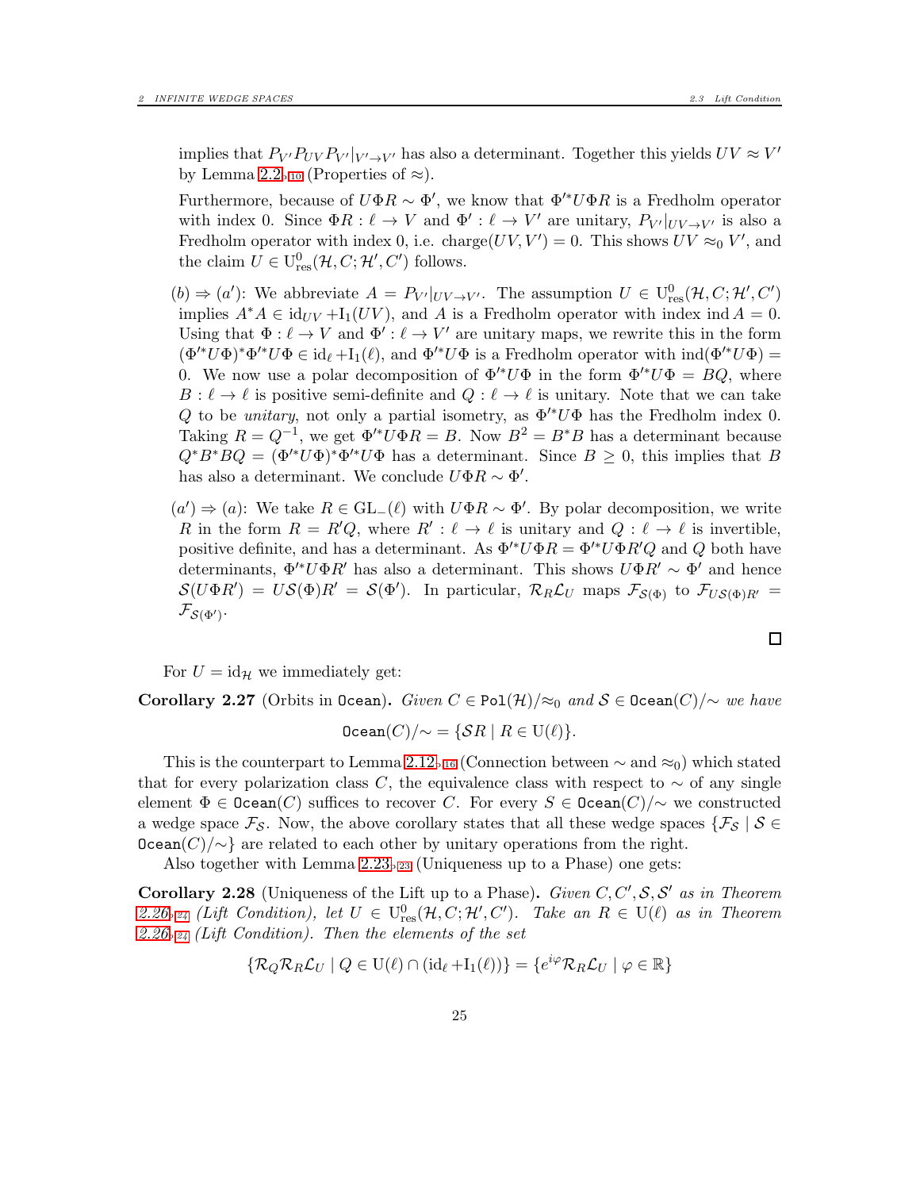implies that $P_{V'} P_{UV} P_{V'}|_{V' \to V'}$ has also a determinant. Together this yields $UV \approx V'$ by Lemma 2.2▹10 (Properties of $\approx$).

Furthermore, because of $U\Phi R \sim \Phi'$, we know that $\Phi'^* U \Phi R$ is a Fredholm operator with index 0. Since $\Phi R : \ell \to V$ and $\Phi' : \ell \to V'$ are unitary, $P_{V'}|_{UV \to V'}$ is also a Fredholm operator with index 0, i.e. $\operatorname{charge}(UV, V') = 0$. This shows $UV \approx_0 V'$, and the claim $U \in \mathrm{U}^0_{\mathrm{res}}(\mathcal{H}, C; \mathcal{H}', C')$ follows.

- $(b) \Rightarrow (a')$: We abbreviate $A = P_{V'}|_{UV \to V'}$. The assumption $U \in \mathrm{U}^0_{\mathrm{res}}(\mathcal{H}, C; \mathcal{H}', C')$ implies $A^* A \in \mathrm{id}_{UV} + \mathrm{I}_1(UV)$, and $A$ is a Fredholm operator with index $\operatorname{ind} A = 0$. Using that $\Phi : \ell \to V$ and $\Phi' : \ell \to V'$ are unitary maps, we rewrite this in the form $(\Phi'^* U \Phi)^* \Phi'^* U \Phi \in \mathrm{id}_\ell + \mathrm{I}_1(\ell)$, and $\Phi'^* U \Phi$ is a Fredholm operator with $\operatorname{ind}(\Phi'^* U \Phi) = 0$. We now use a polar decomposition of $\Phi'^* U \Phi$ in the form $\Phi'^* U \Phi = BQ$, where $B : \ell \to \ell$ is positive semi-definite and $Q : \ell \to \ell$ is unitary. Note that we can take $Q$ to be *unitary*, not only a partial isometry, as $\Phi'^* U \Phi$ has the Fredholm index 0. Taking $R = Q^{-1}$, we get $\Phi'^* U \Phi R = B$. Now $B^2 = B^* B$ has a determinant because $Q^* B^* B Q = (\Phi'^* U \Phi)^* \Phi'^* U \Phi$ has a determinant. Since $B \geq 0$, this implies that $B$ has also a determinant. We conclude $U \Phi R \sim \Phi'$.

- $(a') \Rightarrow (a)$: We take $R \in \mathrm{GL}_-(\ell)$ with $U \Phi R \sim \Phi'$. By polar decomposition, we write $R$ in the form $R = R'Q$, where $R' : \ell \to \ell$ is unitary and $Q : \ell \to \ell$ is invertible, positive definite, and has a determinant. As $\Phi'^* U \Phi R = \Phi'^* U \Phi R' Q$ and $Q$ both have determinants, $\Phi'^* U \Phi R'$ has also a determinant. This shows $U \Phi R' \sim \Phi'$ and hence $\mathcal{S}(U \Phi R') = U \mathcal{S}(\Phi) R' = \mathcal{S}(\Phi')$. In particular, $\mathcal{R}_R \mathcal{L}_U$ maps $\mathcal{F}_{\mathcal{S}(\Phi)}$ to $\mathcal{F}_{U\mathcal{S}(\Phi)R'} = \mathcal{F}_{\mathcal{S}(\Phi')}$.

□

For $U = \mathrm{id}_\mathcal{H}$ we immediately get:

**Corollary 2.27** (Orbits in $\mathtt{Ocean}$)**.** *Given $C \in \mathtt{Pol}(\mathcal{H})/\approx_0$ and $\mathcal{S} \in \mathtt{Ocean}(C)/\sim$ we have*

$$\mathtt{Ocean}(C)/\sim \; = \{\mathcal{S} R \mid R \in \mathrm{U}(\ell)\}.$$

This is the counterpart to Lemma 2.12▹16 (Connection between $\sim$ and $\approx_0$) which stated that for every polarization class $C$, the equivalence class with respect to $\sim$ of any single element $\Phi \in \mathtt{Ocean}(C)$ suffices to recover $C$. For every $S \in \mathtt{Ocean}(C)/\sim$ we constructed a wedge space $\mathcal{F}_\mathcal{S}$. Now, the above corollary states that all these wedge spaces $\{\mathcal{F}_\mathcal{S} \mid \mathcal{S} \in \mathtt{Ocean}(C)/\sim\}$ are related to each other by unitary operations from the right.

Also together with Lemma 2.23▹23 (Uniqueness up to a Phase) one gets:

**Corollary 2.28** (Uniqueness of the Lift up to a Phase)**.** *Given $C, C', \mathcal{S}, \mathcal{S}'$ as in Theorem 2.26▹24 (Lift Condition), let $U \in \mathrm{U}^0_{\mathrm{res}}(\mathcal{H}, C; \mathcal{H}', C')$. Take an $R \in \mathrm{U}(\ell)$ as in Theorem 2.26▹24 (Lift Condition). Then the elements of the set*

$$\{\mathcal{R}_Q \mathcal{R}_R \mathcal{L}_U \mid Q \in \mathrm{U}(\ell) \cap (\mathrm{id}_\ell + \mathrm{I}_1(\ell))\} = \{e^{i\varphi} \mathcal{R}_R \mathcal{L}_U \mid \varphi \in \mathbb{R}\}$$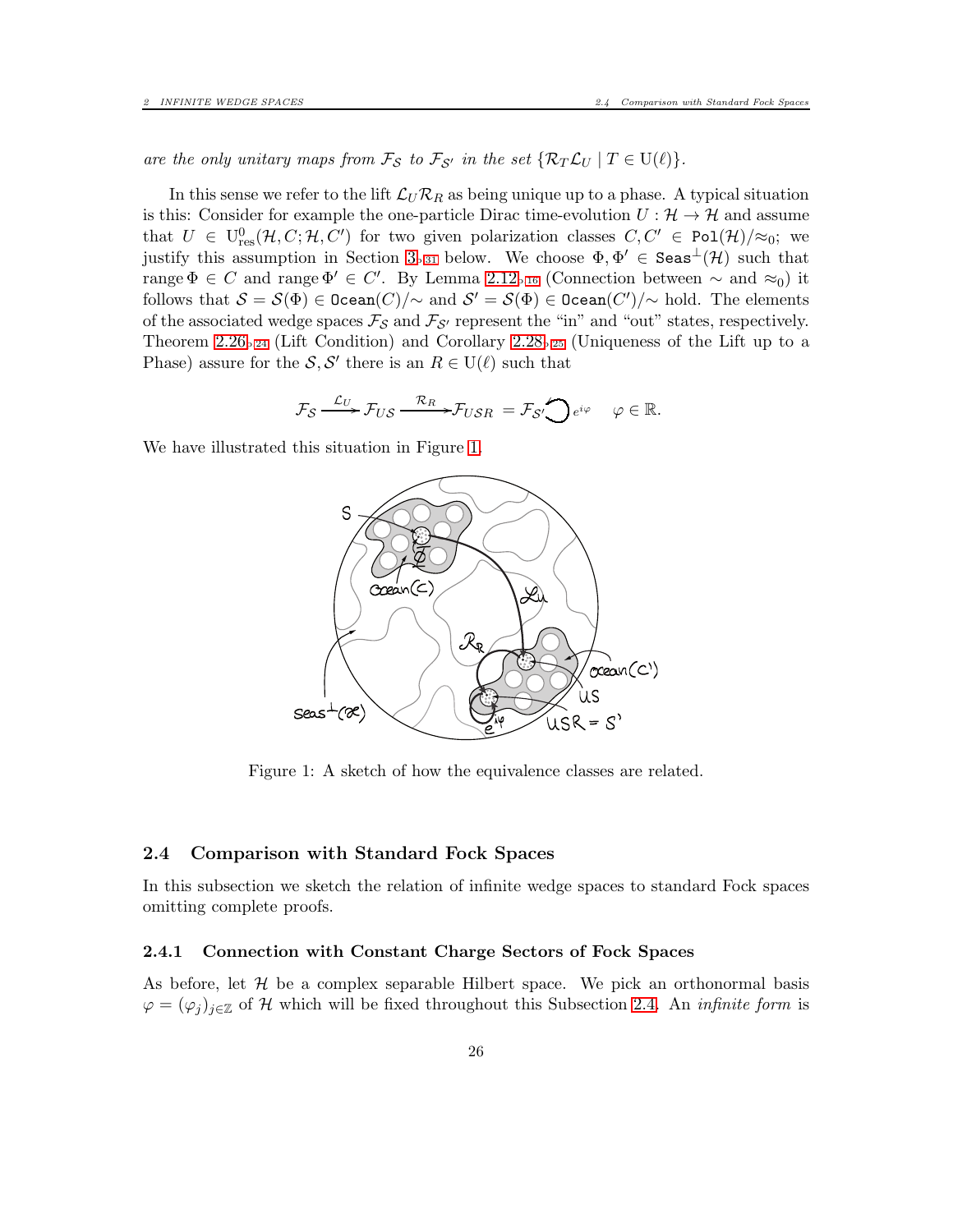*are the only unitary maps from $\mathcal{F}_\mathcal{S}$ to $\mathcal{F}_{\mathcal{S}'}$ in the set $\{\mathcal{R}_T\mathcal{L}_U \mid T \in \mathrm{U}(\ell)\}$.*

In this sense we refer to the lift $\mathcal{L}_U\mathcal{R}_R$ as being unique up to a phase. A typical situation is this: Consider for example the one-particle Dirac time-evolution $U : \mathcal{H} \to \mathcal{H}$ and assume that $U \in \mathrm{U}^0_{\mathrm{res}}(\mathcal{H}, C; \mathcal{H}, C')$ for two given polarization classes $C, C' \in \mathtt{Pol}(\mathcal{H})/{\approx_0}$; we justify this assumption in Section 3▹31 below. We choose $\Phi, \Phi' \in \mathtt{Seas}^\perp(\mathcal{H})$ such that $\operatorname{range}\Phi \in C$ and $\operatorname{range}\Phi' \in C'$. By Lemma 2.12▹16 (Connection between $\sim$ and $\approx_0$) it follows that $\mathcal{S} = \mathcal{S}(\Phi) \in \mathtt{Ocean}(C)/{\sim}$ and $\mathcal{S}' = \mathcal{S}(\Phi) \in \mathtt{Ocean}(C')/{\sim}$ hold. The elements of the associated wedge spaces $\mathcal{F}_\mathcal{S}$ and $\mathcal{F}_{\mathcal{S}'}$ represent the "in" and "out" states, respectively. Theorem 2.26▹24 (Lift Condition) and Corollary 2.28▹25 (Uniqueness of the Lift up to a Phase) assure for the $\mathcal{S}, \mathcal{S}'$ there is an $R \in \mathrm{U}(\ell)$ such that

$$\mathcal{F}_\mathcal{S} \xrightarrow{\mathcal{L}_U} \mathcal{F}_{U\mathcal{S}} \xrightarrow{\mathcal{R}_R} \mathcal{F}_{U\mathcal{S}R} = \mathcal{F}_{\mathcal{S}'} \circlearrowleft e^{i\varphi} \qquad \varphi \in \mathbb{R}.$$

We have illustrated this situation in Figure 1.

Figure 1: A sketch of how the equivalence classes are related.

### 2.4 Comparison with Standard Fock Spaces

In this subsection we sketch the relation of infinite wedge spaces to standard Fock spaces omitting complete proofs.

#### 2.4.1 Connection with Constant Charge Sectors of Fock Spaces

As before, let $\mathcal{H}$ be a complex separable Hilbert space. We pick an orthonormal basis $\varphi = (\varphi_j)_{j\in\mathbb{Z}}$ of $\mathcal{H}$ which will be fixed throughout this Subsection 2.4. An *infinite form* is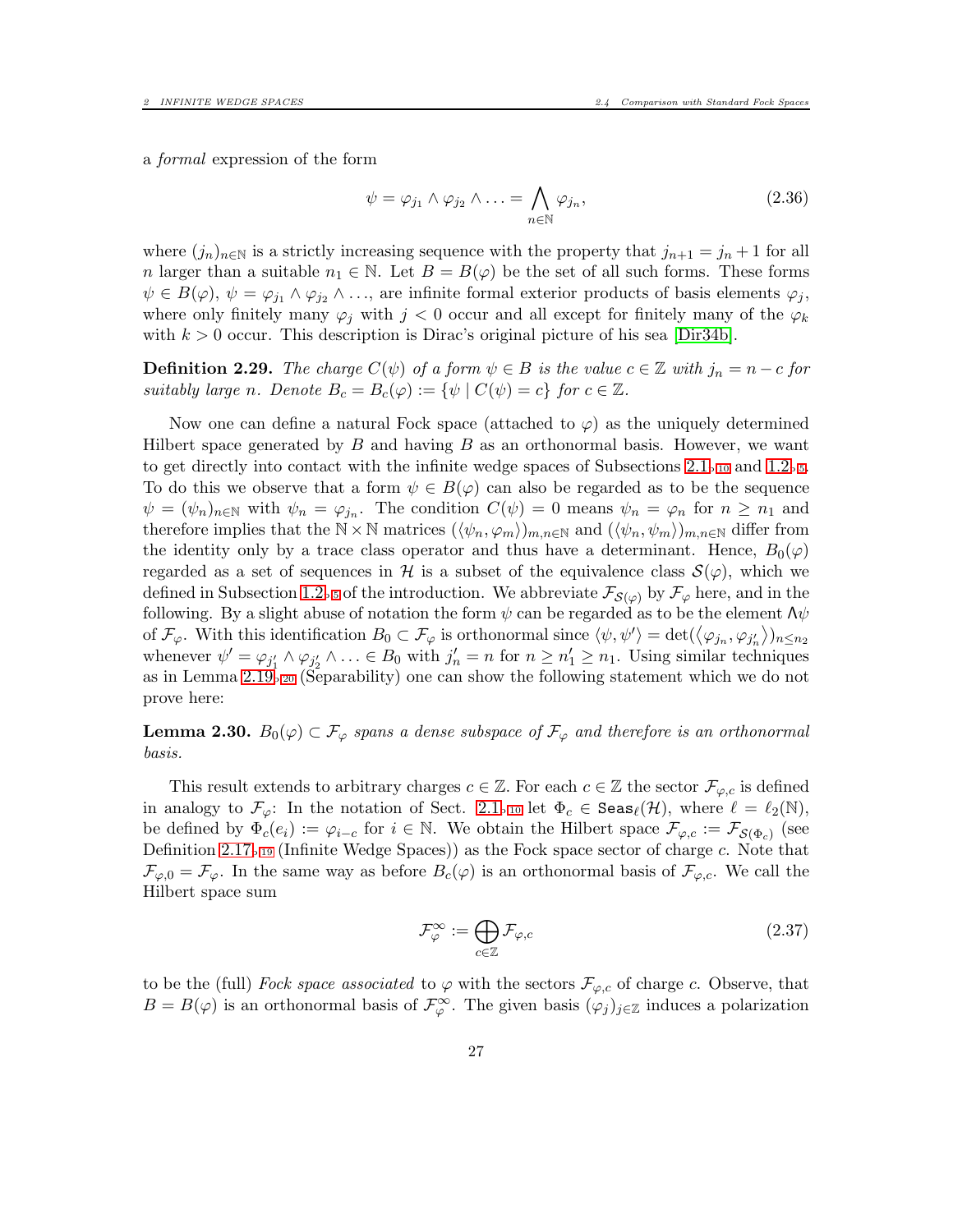a *formal* expression of the form

$$\psi = \varphi_{j_1} \wedge \varphi_{j_2} \wedge \ldots = \bigwedge_{n \in \mathbb{N}} \varphi_{j_n}, \tag{2.36}$$

where $(j_n)_{n\in\mathbb{N}}$ is a strictly increasing sequence with the property that $j_{n+1} = j_n + 1$ for all $n$ larger than a suitable $n_1 \in \mathbb{N}$. Let $B = B(\varphi)$ be the set of all such forms. These forms $\psi \in B(\varphi)$, $\psi = \varphi_{j_1} \wedge \varphi_{j_2} \wedge \ldots$, are infinite formal exterior products of basis elements $\varphi_j$, where only finitely many $\varphi_j$ with $j < 0$ occur and all except for finitely many of the $\varphi_k$ with $k > 0$ occur. This description is Dirac's original picture of his sea [Dir34b].

**Definition 2.29.** *The charge $C(\psi)$ of a form $\psi \in B$ is the value $c \in \mathbb{Z}$ with $j_n = n - c$ for suitably large $n$. Denote $B_c = B_c(\varphi) := \{\psi \mid C(\psi) = c\}$ for $c \in \mathbb{Z}$.*

Now one can define a natural Fock space (attached to $\varphi$) as the uniquely determined Hilbert space generated by $B$ and having $B$ as an orthonormal basis. However, we want to get directly into contact with the infinite wedge spaces of Subsections 2.1, 10 and 1.2, 5. To do this we observe that a form $\psi \in B(\varphi)$ can also be regarded as to be the sequence $\psi = (\psi_n)_{n\in\mathbb{N}}$ with $\psi_n = \varphi_{j_n}$. The condition $C(\psi) = 0$ means $\psi_n = \varphi_n$ for $n \geq n_1$ and therefore implies that the $\mathbb{N} \times \mathbb{N}$ matrices $(\langle \psi_n, \varphi_m \rangle)_{m,n\in\mathbb{N}}$ and $(\langle \psi_n, \psi_m \rangle)_{m,n\in\mathbb{N}}$ differ from the identity only by a trace class operator and thus have a determinant. Hence, $B_0(\varphi)$ regarded as a set of sequences in $\mathcal{H}$ is a subset of the equivalence class $\mathcal{S}(\varphi)$, which we defined in Subsection 1.2, 5 of the introduction. We abbreviate $\mathcal{F}_{\mathcal{S}(\varphi)}$ by $\mathcal{F}_\varphi$ here, and in the following. By a slight abuse of notation the form $\psi$ can be regarded as to be the element $\Lambda\psi$ of $\mathcal{F}_\varphi$. With this identification $B_0 \subset \mathcal{F}_\varphi$ is orthonormal since $\langle \psi, \psi' \rangle = \det(\langle \varphi_{j_n}, \varphi_{j'_n} \rangle)_{n \leq n_2}$ whenever $\psi' = \varphi_{j'_1} \wedge \varphi_{j'_2} \wedge \ldots \in B_0$ with $j'_n = n$ for $n \geq n'_1 \geq n_1$. Using similar techniques as in Lemma 2.19, 20 (Separability) one can show the following statement which we do not prove here:

**Lemma 2.30.** *$B_0(\varphi) \subset \mathcal{F}_\varphi$ spans a dense subspace of $\mathcal{F}_\varphi$ and therefore is an orthonormal basis.*

This result extends to arbitrary charges $c \in \mathbb{Z}$. For each $c \in \mathbb{Z}$ the sector $\mathcal{F}_{\varphi,c}$ is defined in analogy to $\mathcal{F}_\varphi$: In the notation of Sect. 2.1, 10 let $\Phi_c \in \mathtt{Seas}_\ell(\mathcal{H})$, where $\ell = \ell_2(\mathbb{N})$, be defined by $\Phi_c(e_i) := \varphi_{i-c}$ for $i \in \mathbb{N}$. We obtain the Hilbert space $\mathcal{F}_{\varphi,c} := \mathcal{F}_{\mathcal{S}(\Phi_c)}$ (see Definition 2.17, 19 (Infinite Wedge Spaces)) as the Fock space sector of charge $c$. Note that $\mathcal{F}_{\varphi,0} = \mathcal{F}_\varphi$. In the same way as before $B_c(\varphi)$ is an orthonormal basis of $\mathcal{F}_{\varphi,c}$. We call the Hilbert space sum

$$\mathcal{F}^\infty_\varphi := \bigoplus_{c\in\mathbb{Z}} \mathcal{F}_{\varphi,c} \tag{2.37}$$

to be the (full) *Fock space associated* to $\varphi$ with the sectors $\mathcal{F}_{\varphi,c}$ of charge $c$. Observe, that $B = B(\varphi)$ is an orthonormal basis of $\mathcal{F}^\infty_\varphi$. The given basis $(\varphi_j)_{j\in\mathbb{Z}}$ induces a polarization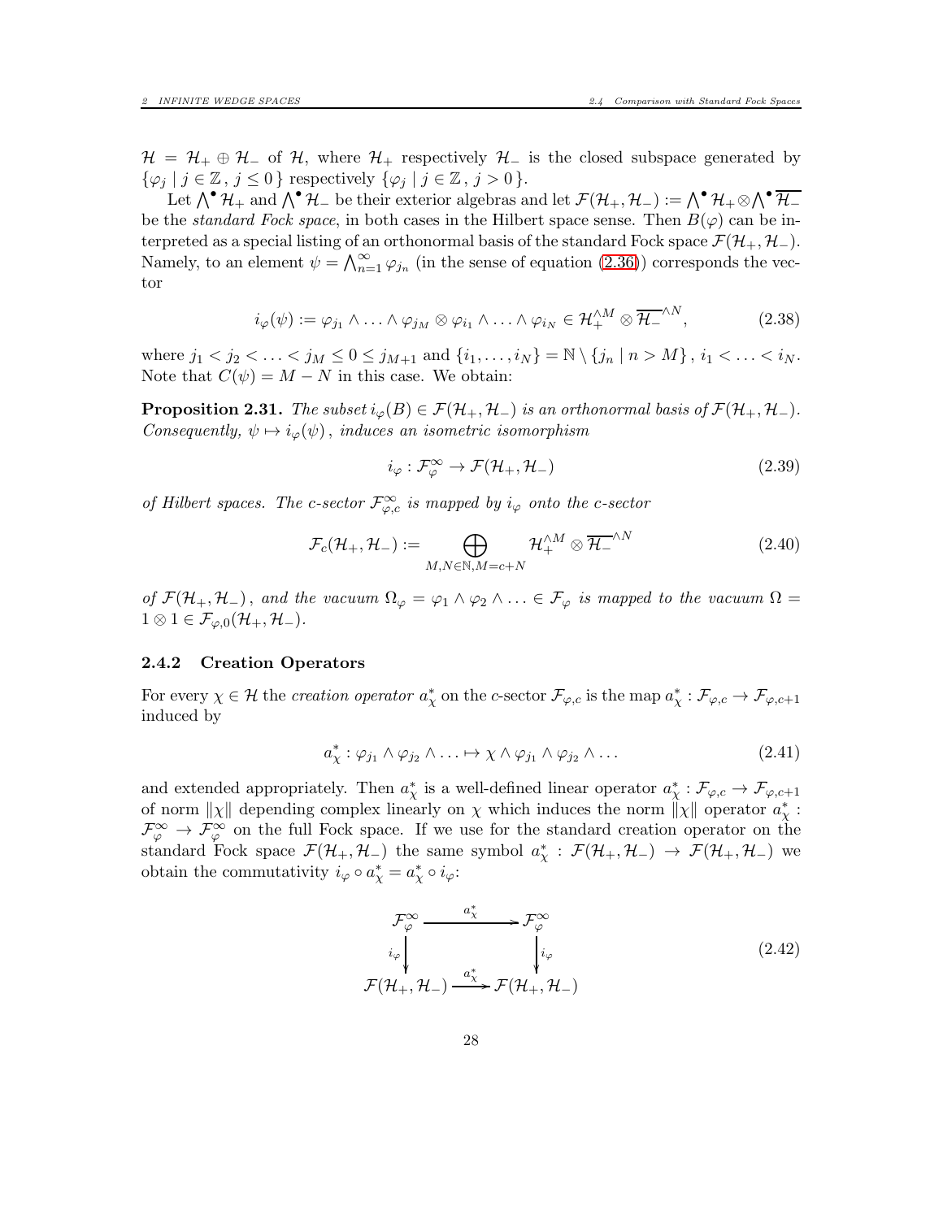$\mathcal{H} = \mathcal{H}_+ \oplus \mathcal{H}_-$ of $\mathcal{H}$, where $\mathcal{H}_+$ respectively $\mathcal{H}_-$ is the closed subspace generated by $\{\varphi_j \mid j \in \mathbb{Z}, j \leq 0\}$ respectively $\{\varphi_j \mid j \in \mathbb{Z}, j > 0\}$.

Let $\bigwedge^\bullet \mathcal{H}_+$ and $\bigwedge^\bullet \mathcal{H}_-$ be their exterior algebras and let $\mathcal{F}(\mathcal{H}_+, \mathcal{H}_-) := \bigwedge^\bullet \mathcal{H}_+ \otimes \bigwedge^\bullet \overline{\mathcal{H}_-}$ be the *standard Fock space*, in both cases in the Hilbert space sense. Then $B(\varphi)$ can be interpreted as a special listing of an orthonormal basis of the standard Fock space $\mathcal{F}(\mathcal{H}_+, \mathcal{H}_-)$. Namely, to an element $\psi = \bigwedge_{n=1}^\infty \varphi_{j_n}$ (in the sense of equation (2.36)) corresponds the vector

$$i_\varphi(\psi) := \varphi_{j_1} \wedge \ldots \wedge \varphi_{j_M} \otimes \varphi_{i_1} \wedge \ldots \wedge \varphi_{i_N} \in \mathcal{H}_+^{\wedge M} \otimes \overline{\mathcal{H}_-}^{\wedge N}, \tag{2.38}$$

where $j_1 < j_2 < \ldots < j_M \leq 0 \leq j_{M+1}$ and $\{i_1, \ldots, i_N\} = \mathbb{N} \setminus \{j_n \mid n > M\}$, $i_1 < \ldots < i_N$. Note that $C(\psi) = M - N$ in this case. We obtain:

**Proposition 2.31.** *The subset $i_\varphi(B) \in \mathcal{F}(\mathcal{H}_+, \mathcal{H}_-)$ is an orthonormal basis of $\mathcal{F}(\mathcal{H}_+, \mathcal{H}_-)$. Consequently, $\psi \mapsto i_\varphi(\psi)$, induces an isometric isomorphism*

$$i_\varphi : \mathcal{F}_\varphi^\infty \to \mathcal{F}(\mathcal{H}_+, \mathcal{H}_-) \tag{2.39}$$

*of Hilbert spaces. The c-sector $\mathcal{F}_{\varphi,c}^\infty$ is mapped by $i_\varphi$ onto the c-sector*

$$\mathcal{F}_c(\mathcal{H}_+, \mathcal{H}_-) := \bigoplus_{M,N \in \mathbb{N}, M = c+N} \mathcal{H}_+^{\wedge M} \otimes \overline{\mathcal{H}_-}^{\wedge N} \tag{2.40}$$

*of $\mathcal{F}(\mathcal{H}_+, \mathcal{H}_-)$, and the vacuum $\Omega_\varphi = \varphi_1 \wedge \varphi_2 \wedge \ldots \in \mathcal{F}_\varphi$ is mapped to the vacuum $\Omega = 1 \otimes 1 \in \mathcal{F}_{\varphi,0}(\mathcal{H}_+, \mathcal{H}_-)$.*

### 2.4.2 Creation Operators

For every $\chi \in \mathcal{H}$ the *creation operator* $a_\chi^*$ on the $c$-sector $\mathcal{F}_{\varphi,c}$ is the map $a_\chi^* : \mathcal{F}_{\varphi,c} \to \mathcal{F}_{\varphi,c+1}$ induced by

$$a_\chi^* : \varphi_{j_1} \wedge \varphi_{j_2} \wedge \ldots \mapsto \chi \wedge \varphi_{j_1} \wedge \varphi_{j_2} \wedge \ldots \tag{2.41}$$

and extended appropriately. Then $a_\chi^*$ is a well-defined linear operator $a_\chi^* : \mathcal{F}_{\varphi,c} \to \mathcal{F}_{\varphi,c+1}$ of norm $\|\chi\|$ depending complex linearly on $\chi$ which induces the norm $\|\chi\|$ operator $a_\chi^* : \mathcal{F}_\varphi^\infty \to \mathcal{F}_\varphi^\infty$ on the full Fock space. If we use for the standard creation operator on the standard Fock space $\mathcal{F}(\mathcal{H}_+, \mathcal{H}_-)$ the same symbol $a_\chi^* : \mathcal{F}(\mathcal{H}_+, \mathcal{H}_-) \to \mathcal{F}(\mathcal{H}_+, \mathcal{H}_-)$ we obtain the commutativity $i_\varphi \circ a_\chi^* = a_\chi^* \circ i_\varphi$:

$$\begin{array}{ccc} \mathcal{F}_\varphi^\infty & \xrightarrow{\quad a_\chi^* \quad} & \mathcal{F}_\varphi^\infty \\ {\scriptstyle i_\varphi}\downarrow & & \downarrow{\scriptstyle i_\varphi} \\ \mathcal{F}(\mathcal{H}_+, \mathcal{H}_-) & \xrightarrow{\quad a_\chi^* \quad} & \mathcal{F}(\mathcal{H}_+, \mathcal{H}_-) \end{array} \tag{2.42}$$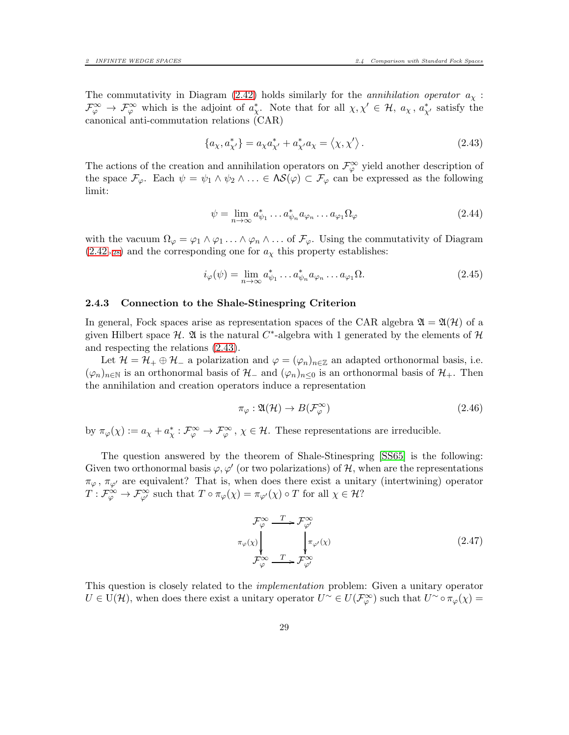The commutativity in Diagram (2.42) holds similarly for the *annihilation operator* $a_\chi : \mathcal{F}_\varphi^\infty \to \mathcal{F}_\varphi^\infty$ which is the adjoint of $a_\chi^*$. Note that for all $\chi, \chi' \in \mathcal{H}$, $a_\chi$, $a_{\chi'}^*$ satisfy the canonical anti-commutation relations (CAR)

$$\{a_\chi, a_{\chi'}^*\} = a_\chi a_{\chi'}^* + a_{\chi'}^* a_\chi = \langle \chi, \chi' \rangle . \tag{2.43}$$

The actions of the creation and annihilation operators on $\mathcal{F}_\varphi^\infty$ yield another description of the space $\mathcal{F}_\varphi$. Each $\psi = \psi_1 \wedge \psi_2 \wedge \ldots \in \Lambda\mathcal{S}(\varphi) \subset \mathcal{F}_\varphi$ can be expressed as the following limit:

$$\psi = \lim_{n\to\infty} a_{\psi_1}^* \ldots a_{\psi_n}^* a_{\varphi_n} \ldots a_{\varphi_1} \Omega_\varphi \tag{2.44}$$

with the vacuum $\Omega_\varphi = \varphi_1 \wedge \varphi_1 \ldots \wedge \varphi_n \wedge \ldots$ of $\mathcal{F}_\varphi$. Using the commutativity of Diagram (2.42▹28) and the corresponding one for $a_\chi$ this property establishes:

$$i_\varphi(\psi) = \lim_{n\to\infty} a_{\psi_1}^* \ldots a_{\psi_n}^* a_{\varphi_n} \ldots a_{\varphi_1} \Omega. \tag{2.45}$$

### 2.4.3 Connection to the Shale-Stinespring Criterion

In general, Fock spaces arise as representation spaces of the CAR algebra $\mathfrak{A} = \mathfrak{A}(\mathcal{H})$ of a given Hilbert space $\mathcal{H}$. $\mathfrak{A}$ is the natural $C^*$-algebra with 1 generated by the elements of $\mathcal{H}$ and respecting the relations (2.43).

Let $\mathcal{H} = \mathcal{H}_+ \oplus \mathcal{H}_-$ a polarization and $\varphi = (\varphi_n)_{n\in\mathbb{Z}}$ an adapted orthonormal basis, i.e. $(\varphi_n)_{n\in\mathbb{N}}$ is an orthonormal basis of $\mathcal{H}_-$ and $(\varphi_n)_{n\leq 0}$ is an orthonormal basis of $\mathcal{H}_+$. Then the annihilation and creation operators induce a representation

$$\pi_\varphi : \mathfrak{A}(\mathcal{H}) \to B(\mathcal{F}_\varphi^\infty) \tag{2.46}$$

by $\pi_\varphi(\chi) := a_\chi + a_\chi^* : \mathcal{F}_\varphi^\infty \to \mathcal{F}_\varphi^\infty$, $\chi \in \mathcal{H}$. These representations are irreducible.

The question answered by the theorem of Shale-Stinespring [SS65] is the following: Given two orthonormal basis $\varphi, \varphi'$ (or two polarizations) of $\mathcal{H}$, when are the representations $\pi_\varphi$, $\pi_{\varphi'}$ are equivalent? That is, when does there exist a unitary (intertwining) operator $T : \mathcal{F}_\varphi^\infty \to \mathcal{F}_{\varphi'}^\infty$ such that $T \circ \pi_\varphi(\chi) = \pi_{\varphi'}(\chi) \circ T$ for all $\chi \in \mathcal{H}$?

$$\begin{array}{ccc} \mathcal{F}_\varphi^\infty & \xrightarrow{T} & \mathcal{F}_{\varphi'}^\infty \\ \Big\downarrow{\scriptstyle \pi_\varphi(\chi)} & & \Big\downarrow{\scriptstyle \pi_{\varphi'}(\chi)} \\ \mathcal{F}_\varphi^\infty & \xrightarrow{T} & \mathcal{F}_{\varphi'}^\infty \end{array} \tag{2.47}$$

This question is closely related to the *implementation* problem: Given a unitary operator $U \in \mathrm{U}(\mathcal{H})$, when does there exist a unitary operator $U^\sim \in U(\mathcal{F}_\varphi^\infty)$ such that $U^\sim \circ \pi_\varphi(\chi) =$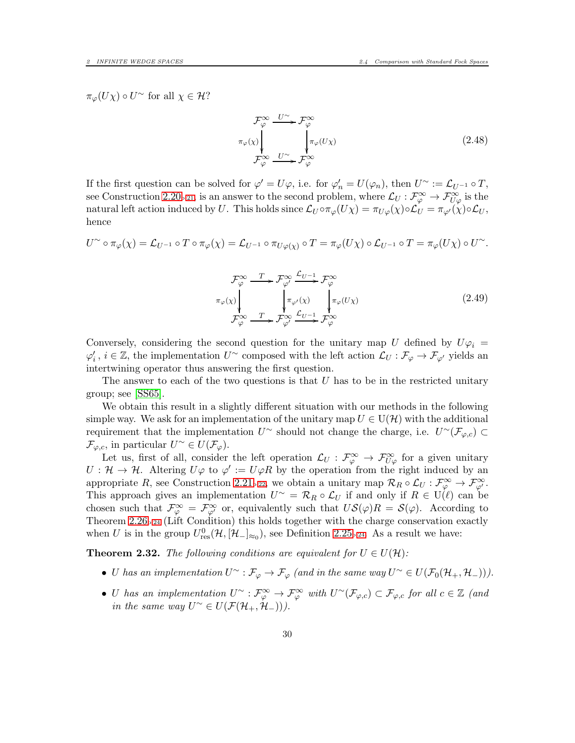$\pi_\varphi(U\chi) \circ U^\sim$ for all $\chi \in \mathcal{H}$?

$$
\begin{array}{ccc}
\mathcal{F}^\infty_\varphi & \xrightarrow{U^\sim} & \mathcal{F}^\infty_\varphi \\
\Big\downarrow{\scriptstyle \pi_\varphi(\chi)} & & \Big\downarrow{\scriptstyle \pi_\varphi(U\chi)} \\
\mathcal{F}^\infty_\varphi & \xrightarrow{U^\sim} & \mathcal{F}^\infty_\varphi
\end{array}
\tag{2.48}
$$

If the first question can be solved for $\varphi' = U\varphi$, i.e. for $\varphi'_n = U(\varphi_n)$, then $U^\sim := \mathcal{L}_{U^{-1}} \circ T$, see Construction 2.20▹21 is an answer to the second problem, where $\mathcal{L}_U : \mathcal{F}^\infty_\varphi \to \mathcal{F}^\infty_{U\varphi}$ is the natural left action induced by $U$. This holds since $\mathcal{L}_U \circ \pi_\varphi(U\chi) = \pi_{U\varphi}(\chi) \circ \mathcal{L}_U = \pi_{\varphi'}(\chi) \circ \mathcal{L}_U$, hence

$$
U^\sim \circ \pi_\varphi(\chi) = \mathcal{L}_{U^{-1}} \circ T \circ \pi_\varphi(\chi) = \mathcal{L}_{U^{-1}} \circ \pi_{U\varphi(\chi)} \circ T = \pi_\varphi(U\chi) \circ \mathcal{L}_{U^{-1}} \circ T = \pi_\varphi(U\chi) \circ U^\sim .
$$

$$
\begin{array}{ccccc}
\mathcal{F}^\infty_\varphi & \xrightarrow{T} & \mathcal{F}^\infty_{\varphi'} & \xrightarrow{\mathcal{L}_{U^{-1}}} & \mathcal{F}^\infty_\varphi \\
\Big\downarrow{\scriptstyle \pi_\varphi(\chi)} & & \Big\downarrow{\scriptstyle \pi_{\varphi'}(\chi)} & & \Big\downarrow{\scriptstyle \pi_\varphi(U\chi)} \\
\mathcal{F}^\infty_\varphi & \xrightarrow{T} & \mathcal{F}^\infty_{\varphi'} & \xrightarrow{\mathcal{L}_{U^{-1}}} & \mathcal{F}^\infty_\varphi
\end{array}
\tag{2.49}
$$

Conversely, considering the second question for the unitary map $U$ defined by $U\varphi_i = \varphi'_i$, $i \in \mathbb{Z}$, the implementation $U^\sim$ composed with the left action $\mathcal{L}_U : \mathcal{F}_\varphi \to \mathcal{F}_{\varphi'}$ yields an intertwining operator thus answering the first question.

The answer to each of the two questions is that $U$ has to be in the restricted unitary group; see [SS65].

We obtain this result in a slightly different situation with our methods in the following simple way. We ask for an implementation of the unitary map $U \in \mathrm{U}(\mathcal{H})$ with the additional requirement that the implementation $U^\sim$ should not change the charge, i.e. $U^\sim(\mathcal{F}_{\varphi,c}) \subset \mathcal{F}_{\varphi,c}$, in particular $U^\sim \in U(\mathcal{F}_\varphi)$.

Let us, first of all, consider the left operation $\mathcal{L}_U : \mathcal{F}^\infty_\varphi \to \mathcal{F}^\infty_{U\varphi}$ for a given unitary $U : \mathcal{H} \to \mathcal{H}$. Altering $U\varphi$ to $\varphi' := U\varphi R$ by the operation from the right induced by an appropriate $R$, see Construction 2.21▹22, we obtain a unitary map $\mathcal{R}_R \circ \mathcal{L}_U : \mathcal{F}^\infty_\varphi \to \mathcal{F}^\infty_{\varphi'}$. This approach gives an implementation $U^\sim = \mathcal{R}_R \circ \mathcal{L}_U$ if and only if $R \in \mathrm{U}(\ell)$ can be chosen such that $\mathcal{F}^\infty_\varphi = \mathcal{F}^\infty_{\varphi'}$ or, equivalently such that $U\mathcal{S}(\varphi)R = \mathcal{S}(\varphi)$. According to Theorem 2.26▹24 (Lift Condition) this holds together with the charge conservation exactly when $U$ is in the group $U^0_{\mathrm{res}}(\mathcal{H}, [\mathcal{H}_-]_{\approx_0})$, see Definition 2.25▹24. As a result we have:

**Theorem 2.32.** *The following conditions are equivalent for $U \in U(\mathcal{H})$:*

- *$U$ has an implementation $U^\sim : \mathcal{F}_\varphi \to \mathcal{F}_\varphi$ (and in the same way $U^\sim \in U(\mathcal{F}_0(\mathcal{H}_+, \mathcal{H}_-))$).*
- *$U$ has an implementation $U^\sim : \mathcal{F}^\infty_\varphi \to \mathcal{F}^\infty_\varphi$ with $U^\sim(\mathcal{F}_{\varphi,c}) \subset \mathcal{F}_{\varphi,c}$ for all $c \in \mathbb{Z}$ (and in the same way $U^\sim \in U(\mathcal{F}(\mathcal{H}_+, \mathcal{H}_-))$).*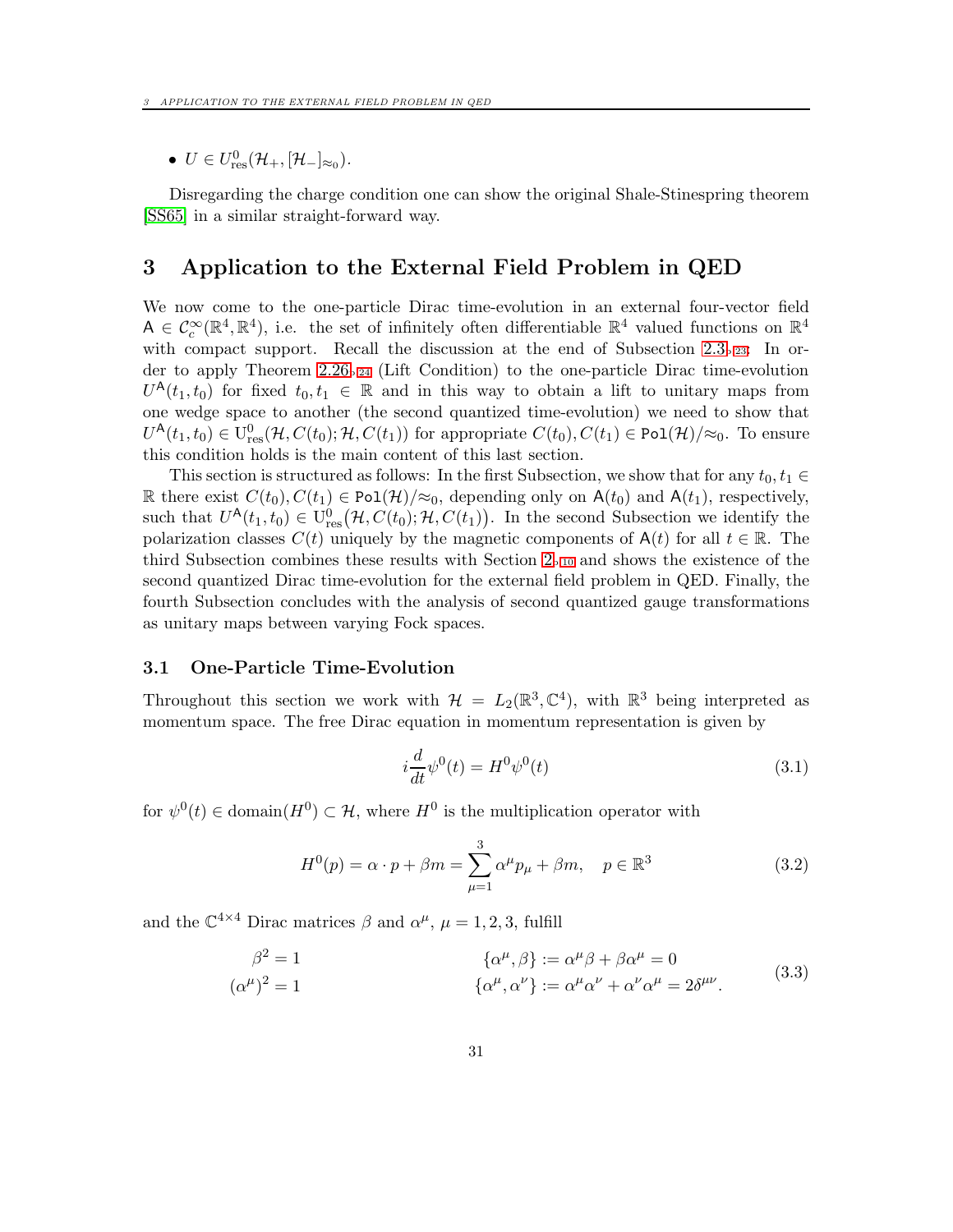- $U \in U^0_{\text{res}}(\mathcal{H}_+, [\mathcal{H}_-]_{\approx_0})$.

Disregarding the charge condition one can show the original Shale-Stinespring theorem [SS65] in a similar straight-forward way.

# 3 Application to the External Field Problem in QED

We now come to the one-particle Dirac time-evolution in an external four-vector field $\mathsf{A} \in \mathcal{C}_c^\infty(\mathbb{R}^4, \mathbb{R}^4)$, i.e. the set of infinitely often differentiable $\mathbb{R}^4$ valued functions on $\mathbb{R}^4$ with compact support. Recall the discussion at the end of Subsection 2.3, 23. In order to apply Theorem 2.26, 24 (Lift Condition) to the one-particle Dirac time-evolution $U^{\mathsf{A}}(t_1, t_0)$ for fixed $t_0, t_1 \in \mathbb{R}$ and in this way to obtain a lift to unitary maps from one wedge space to another (the second quantized time-evolution) we need to show that $U^{\mathsf{A}}(t_1, t_0) \in \mathrm{U}^0_{\text{res}}(\mathcal{H}, C(t_0); \mathcal{H}, C(t_1))$ for appropriate $C(t_0), C(t_1) \in \mathtt{Pol}(\mathcal{H})/\approx_0$. To ensure this condition holds is the main content of this last section.

This section is structured as follows: In the first Subsection, we show that for any $t_0, t_1 \in \mathbb{R}$ there exist $C(t_0), C(t_1) \in \mathtt{Pol}(\mathcal{H})/\approx_0$, depending only on $\mathsf{A}(t_0)$ and $\mathsf{A}(t_1)$, respectively, such that $U^{\mathsf{A}}(t_1, t_0) \in \mathrm{U}^0_{\text{res}}\big(\mathcal{H}, C(t_0); \mathcal{H}, C(t_1)\big)$. In the second Subsection we identify the polarization classes $C(t)$ uniquely by the magnetic components of $\mathsf{A}(t)$ for all $t \in \mathbb{R}$. The third Subsection combines these results with Section 2, 10 and shows the existence of the second quantized Dirac time-evolution for the external field problem in QED. Finally, the fourth Subsection concludes with the analysis of second quantized gauge transformations as unitary maps between varying Fock spaces.

## 3.1 One-Particle Time-Evolution

Throughout this section we work with $\mathcal{H} = L_2(\mathbb{R}^3, \mathbb{C}^4)$, with $\mathbb{R}^3$ being interpreted as momentum space. The free Dirac equation in momentum representation is given by

$$i\frac{d}{dt}\psi^0(t) = H^0 \psi^0(t) \tag{3.1}$$

for $\psi^0(t) \in \text{domain}(H^0) \subset \mathcal{H}$, where $H^0$ is the multiplication operator with

$$H^0(p) = \alpha \cdot p + \beta m = \sum_{\mu=1}^{3} \alpha^\mu p_\mu + \beta m, \quad p \in \mathbb{R}^3 \tag{3.2}$$

and the $\mathbb{C}^{4\times 4}$ Dirac matrices $\beta$ and $\alpha^\mu$, $\mu = 1, 2, 3$, fulfill

$$\begin{aligned} \beta^2 &= 1 & \{\alpha^\mu, \beta\} &:= \alpha^\mu \beta + \beta \alpha^\mu = 0 \\ (\alpha^\mu)^2 &= 1 & \{\alpha^\mu, \alpha^\nu\} &:= \alpha^\mu \alpha^\nu + \alpha^\nu \alpha^\mu = 2\delta^{\mu\nu}. \end{aligned} \tag{3.3}$$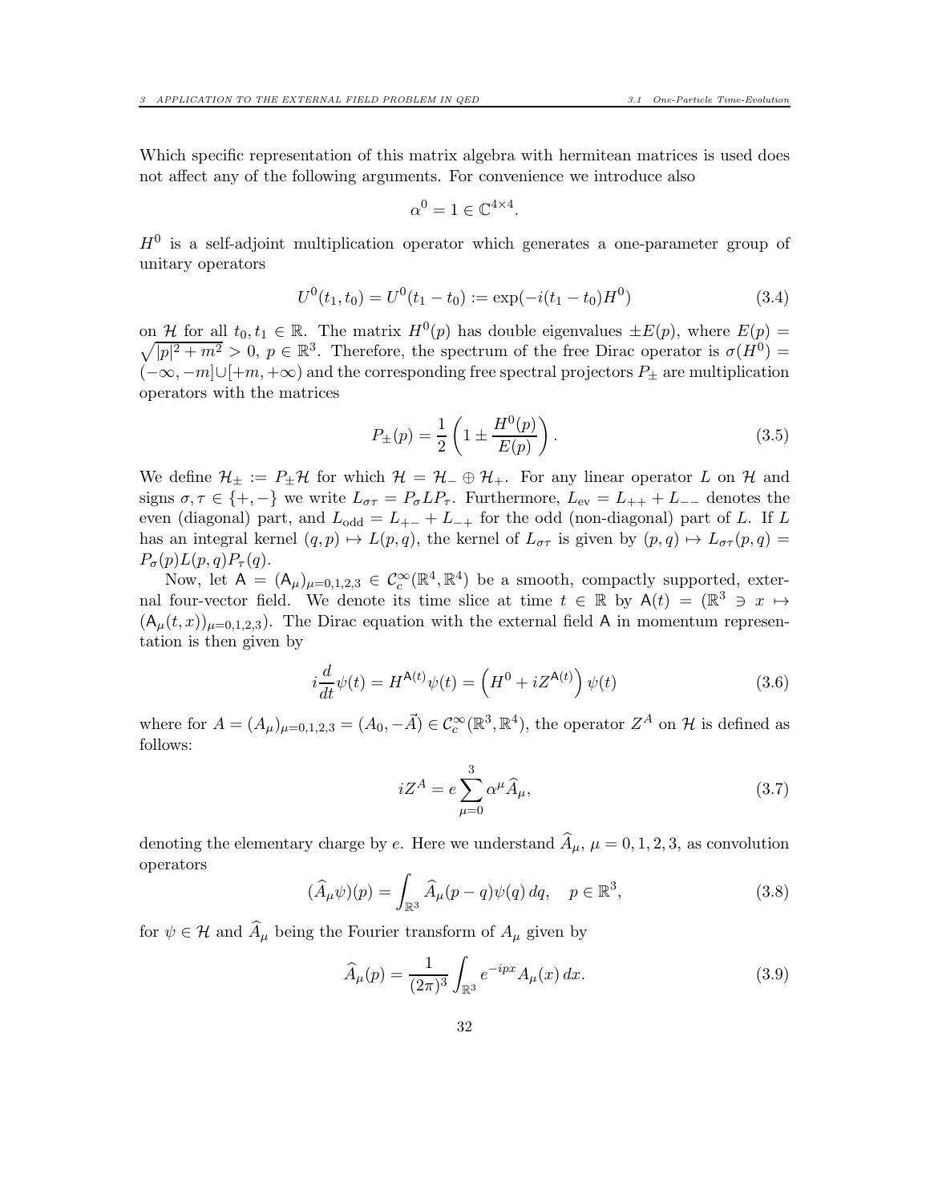Which specific representation of this matrix algebra with hermitean matrices is used does not affect any of the following arguments. For convenience we introduce also

$$\alpha^0 = 1 \in \mathbb{C}^{4\times 4}.$$

$H^0$ is a self-adjoint multiplication operator which generates a one-parameter group of unitary operators

$$U^0(t_1, t_0) = U^0(t_1 - t_0) := \exp(-i(t_1 - t_0)H^0) \tag{3.4}$$

on $\mathcal{H}$ for all $t_0, t_1 \in \mathbb{R}$. The matrix $H^0(p)$ has double eigenvalues $\pm E(p)$, where $E(p) = \sqrt{|p|^2 + m^2} > 0$, $p \in \mathbb{R}^3$. Therefore, the spectrum of the free Dirac operator is $\sigma(H^0) = (-\infty, -m] \cup [+m, +\infty)$ and the corresponding free spectral projectors $P_\pm$ are multiplication operators with the matrices

$$P_\pm(p) = \frac{1}{2}\left(1 \pm \frac{H^0(p)}{E(p)}\right). \tag{3.5}$$

We define $\mathcal{H}_\pm := P_\pm \mathcal{H}$ for which $\mathcal{H} = \mathcal{H}_- \oplus \mathcal{H}_+$. For any linear operator $L$ on $\mathcal{H}$ and signs $\sigma, \tau \in \{+, -\}$ we write $L_{\sigma\tau} = P_\sigma L P_\tau$. Furthermore, $L_{\mathrm{ev}} = L_{++} + L_{--}$ denotes the even (diagonal) part, and $L_{\mathrm{odd}} = L_{+-} + L_{-+}$ for the odd (non-diagonal) part of $L$. If $L$ has an integral kernel $(q, p) \mapsto L(p, q)$, the kernel of $L_{\sigma\tau}$ is given by $(p, q) \mapsto L_{\sigma\tau}(p, q) = P_\sigma(p) L(p, q) P_\tau(q)$.

Now, let $\mathsf{A} = (\mathsf{A}_\mu)_{\mu=0,1,2,3} \in \mathcal{C}_c^\infty(\mathbb{R}^4, \mathbb{R}^4)$ be a smooth, compactly supported, external four-vector field. We denote its time slice at time $t \in \mathbb{R}$ by $\mathsf{A}(t) = (\mathbb{R}^3 \ni x \mapsto (\mathsf{A}_\mu(t, x))_{\mu=0,1,2,3})$. The Dirac equation with the external field $\mathsf{A}$ in momentum representation is then given by

$$i\frac{d}{dt}\psi(t) = H^{\mathsf{A}(t)}\psi(t) = \left(H^0 + iZ^{\mathsf{A}(t)}\right)\psi(t) \tag{3.6}$$

where for $A = (A_\mu)_{\mu=0,1,2,3} = (A_0, -\vec{A}) \in \mathcal{C}_c^\infty(\mathbb{R}^3, \mathbb{R}^4)$, the operator $Z^A$ on $\mathcal{H}$ is defined as follows:

$$iZ^A = e\sum_{\mu=0}^{3} \alpha^\mu \widehat{A}_\mu, \tag{3.7}$$

denoting the elementary charge by $e$. Here we understand $\widehat{A}_\mu$, $\mu = 0, 1, 2, 3$, as convolution operators

$$(\widehat{A}_\mu \psi)(p) = \int_{\mathbb{R}^3} \widehat{A}_\mu(p - q)\psi(q)\, dq, \quad p \in \mathbb{R}^3, \tag{3.8}$$

for $\psi \in \mathcal{H}$ and $\widehat{A}_\mu$ being the Fourier transform of $A_\mu$ given by

$$\widehat{A}_\mu(p) = \frac{1}{(2\pi)^3}\int_{\mathbb{R}^3} e^{-ipx} A_\mu(x)\, dx. \tag{3.9}$$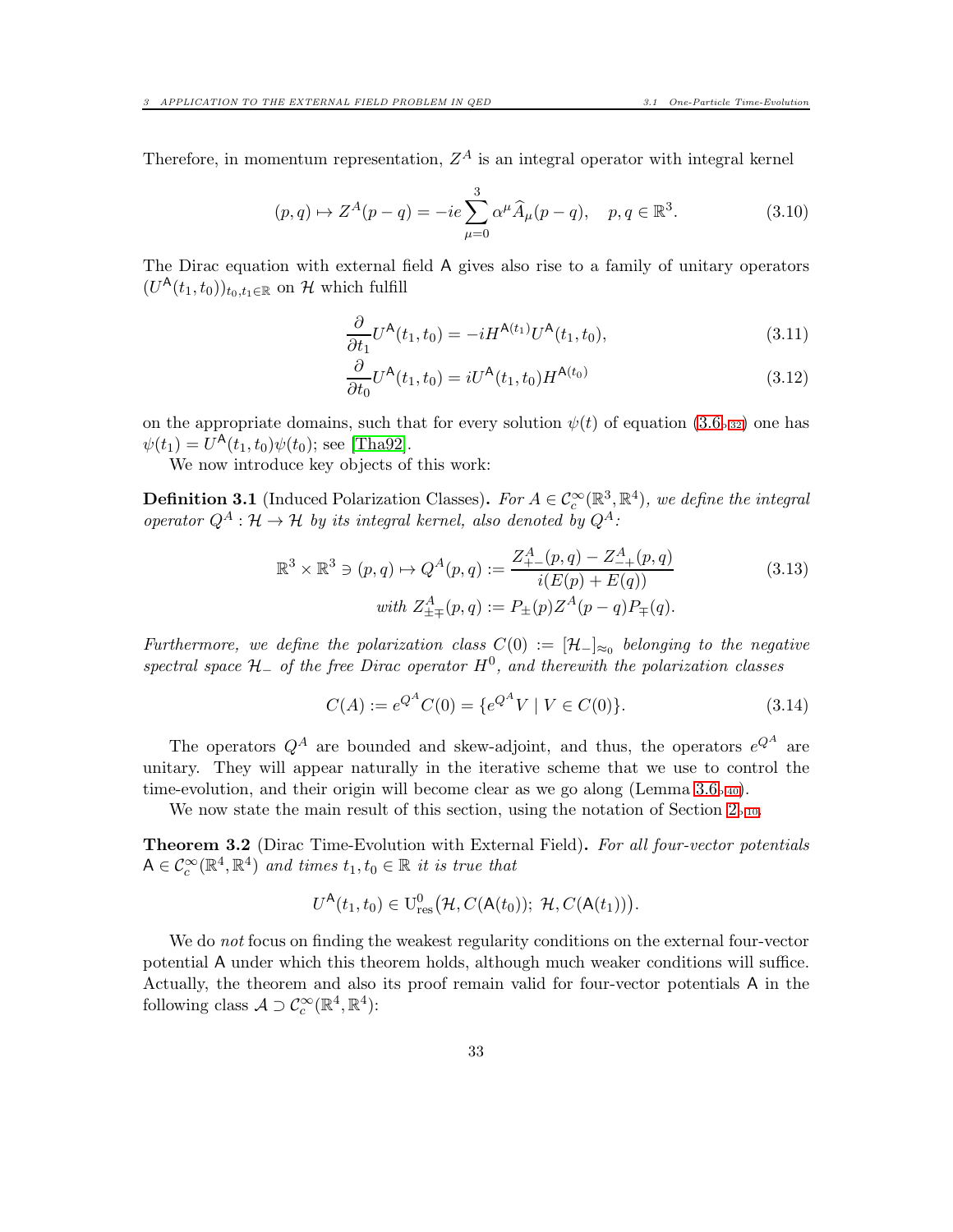Therefore, in momentum representation, $Z^A$ is an integral operator with integral kernel

$$(p, q) \mapsto Z^A(p - q) = -ie \sum_{\mu=0}^{3} \alpha^\mu \widehat{A}_\mu(p - q), \quad p, q \in \mathbb{R}^3. \tag{3.10}$$

The Dirac equation with external field $\mathsf{A}$ gives also rise to a family of unitary operators $(U^{\mathsf{A}}(t_1, t_0))_{t_0, t_1 \in \mathbb{R}}$ on $\mathcal{H}$ which fulfill

$$\frac{\partial}{\partial t_1} U^{\mathsf{A}}(t_1, t_0) = -iH^{\mathsf{A}(t_1)} U^{\mathsf{A}}(t_1, t_0), \tag{3.11}$$

$$\frac{\partial}{\partial t_0} U^{\mathsf{A}}(t_1, t_0) = iU^{\mathsf{A}}(t_1, t_0) H^{\mathsf{A}(t_0)} \tag{3.12}$$

on the appropriate domains, such that for every solution $\psi(t)$ of equation (3.6, 32) one has $\psi(t_1) = U^{\mathsf{A}}(t_1, t_0)\psi(t_0)$; see [Tha92].

We now introduce key objects of this work:

**Definition 3.1** (Induced Polarization Classes). *For $A \in \mathcal{C}_c^\infty(\mathbb{R}^3, \mathbb{R}^4)$, we define the integral operator $Q^A : \mathcal{H} \to \mathcal{H}$ by its integral kernel, also denoted by $Q^A$:*

$$\mathbb{R}^3 \times \mathbb{R}^3 \ni (p, q) \mapsto Q^A(p, q) := \frac{Z^A_{+-}(p, q) - Z^A_{-+}(p, q)}{i(E(p) + E(q))} \tag{3.13}$$
$$\text{with } Z^A_{\pm\mp}(p, q) := P_\pm(p) Z^A(p - q) P_\mp(q).$$

*Furthermore, we define the polarization class $C(0) := [\mathcal{H}_-]_{\approx_0}$ belonging to the negative spectral space $\mathcal{H}_-$ of the free Dirac operator $H^0$, and therewith the polarization classes*

$$C(A) := e^{Q^A} C(0) = \{e^{Q^A} V \mid V \in C(0)\}. \tag{3.14}$$

The operators $Q^A$ are bounded and skew-adjoint, and thus, the operators $e^{Q^A}$ are unitary. They will appear naturally in the iterative scheme that we use to control the time-evolution, and their origin will become clear as we go along (Lemma 3.6, 40).

We now state the main result of this section, using the notation of Section 2, 10.

**Theorem 3.2** (Dirac Time-Evolution with External Field). *For all four-vector potentials $\mathsf{A} \in \mathcal{C}_c^\infty(\mathbb{R}^4, \mathbb{R}^4)$ and times $t_1, t_0 \in \mathbb{R}$ it is true that*

$$U^{\mathsf{A}}(t_1, t_0) \in \mathrm{U}^0_{\mathrm{res}}\big(\mathcal{H}, C(\mathsf{A}(t_0));\ \mathcal{H}, C(\mathsf{A}(t_1))\big).$$

We do *not* focus on finding the weakest regularity conditions on the external four-vector potential $\mathsf{A}$ under which this theorem holds, although much weaker conditions will suffice. Actually, the theorem and also its proof remain valid for four-vector potentials $\mathsf{A}$ in the following class $\mathcal{A} \supset \mathcal{C}_c^\infty(\mathbb{R}^4, \mathbb{R}^4)$: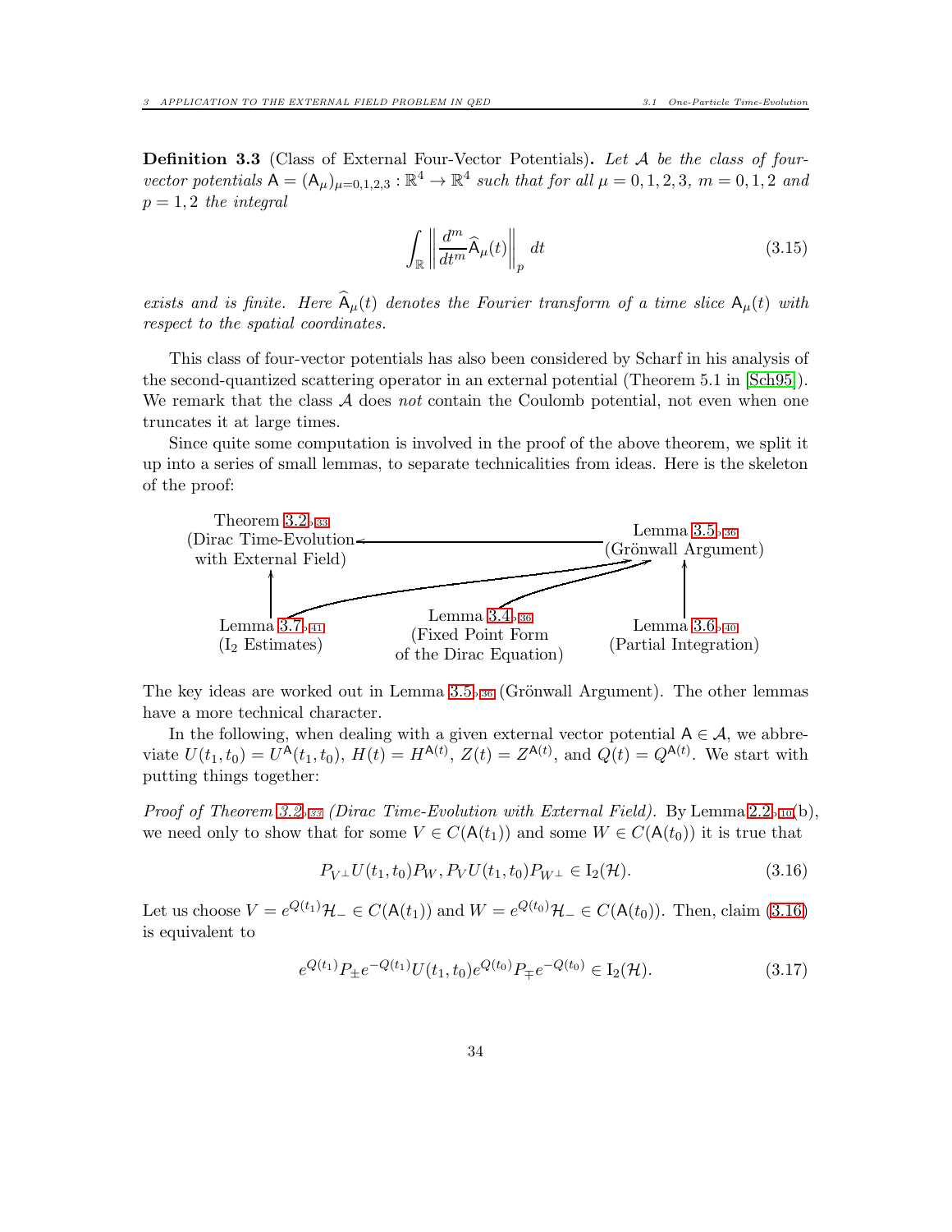**Definition 3.3** (Class of External Four-Vector Potentials)**.** *Let $\mathcal{A}$ be the class of four-vector potentials $\mathsf{A} = (\mathsf{A}_\mu)_{\mu=0,1,2,3} : \mathbb{R}^4 \to \mathbb{R}^4$ such that for all $\mu = 0, 1, 2, 3$, $m = 0, 1, 2$ and $p = 1, 2$ the integral*

$$\int_{\mathbb{R}} \left\| \frac{d^m}{dt^m} \widehat{\mathsf{A}}_\mu(t) \right\|_p dt \tag{3.15}$$

*exists and is finite. Here $\widehat{\mathsf{A}}_\mu(t)$ denotes the Fourier transform of a time slice $\mathsf{A}_\mu(t)$ with respect to the spatial coordinates.*

This class of four-vector potentials has also been considered by Scharf in his analysis of the second-quantized scattering operator in an external potential (Theorem 5.1 in [Sch95]). We remark that the class $\mathcal{A}$ does *not* contain the Coulomb potential, not even when one truncates it at large times.

Since quite some computation is involved in the proof of the above theorem, we split it up into a series of small lemmas, to separate technicalities from ideas. Here is the skeleton of the proof:

- Theorem 3.2▹33 (Dirac Time-Evolution with External Field) ← Lemma 3.5▹36 (Grönwall Argument)
- Theorem 3.2▹33 (Dirac Time-Evolution with External Field) ← Lemma 3.7▹41 ($\mathrm{I}_2$ Estimates)
- Lemma 3.5▹36 (Grönwall Argument) ← Lemma 3.7▹41 ($\mathrm{I}_2$ Estimates)
- Lemma 3.5▹36 (Grönwall Argument) ← Lemma 3.4▹36 (Fixed Point Form of the Dirac Equation)
- Lemma 3.5▹36 (Grönwall Argument) ← Lemma 3.6▹40 (Partial Integration)

The key ideas are worked out in Lemma 3.5▹36 (Grönwall Argument). The other lemmas have a more technical character.

In the following, when dealing with a given external vector potential $\mathsf{A} \in \mathcal{A}$, we abbreviate $U(t_1, t_0) = U^{\mathsf{A}}(t_1, t_0)$, $H(t) = H^{\mathsf{A}(t)}$, $Z(t) = Z^{\mathsf{A}(t)}$, and $Q(t) = Q^{\mathsf{A}(t)}$. We start with putting things together:

*Proof of Theorem 3.2▹33 (Dirac Time-Evolution with External Field).* By Lemma 2.2▹10(b), we need only to show that for some $V \in C(\mathsf{A}(t_1))$ and some $W \in C(\mathsf{A}(t_0))$ it is true that

$$P_{V^\perp} U(t_1, t_0) P_W, P_V U(t_1, t_0) P_{W^\perp} \in \mathrm{I}_2(\mathcal{H}). \tag{3.16}$$

Let us choose $V = e^{Q(t_1)} \mathcal{H}_- \in C(\mathsf{A}(t_1))$ and $W = e^{Q(t_0)} \mathcal{H}_- \in C(\mathsf{A}(t_0))$. Then, claim (3.16) is equivalent to

$$e^{Q(t_1)} P_\pm e^{-Q(t_1)} U(t_1, t_0) e^{Q(t_0)} P_\mp e^{-Q(t_0)} \in \mathrm{I}_2(\mathcal{H}). \tag{3.17}$$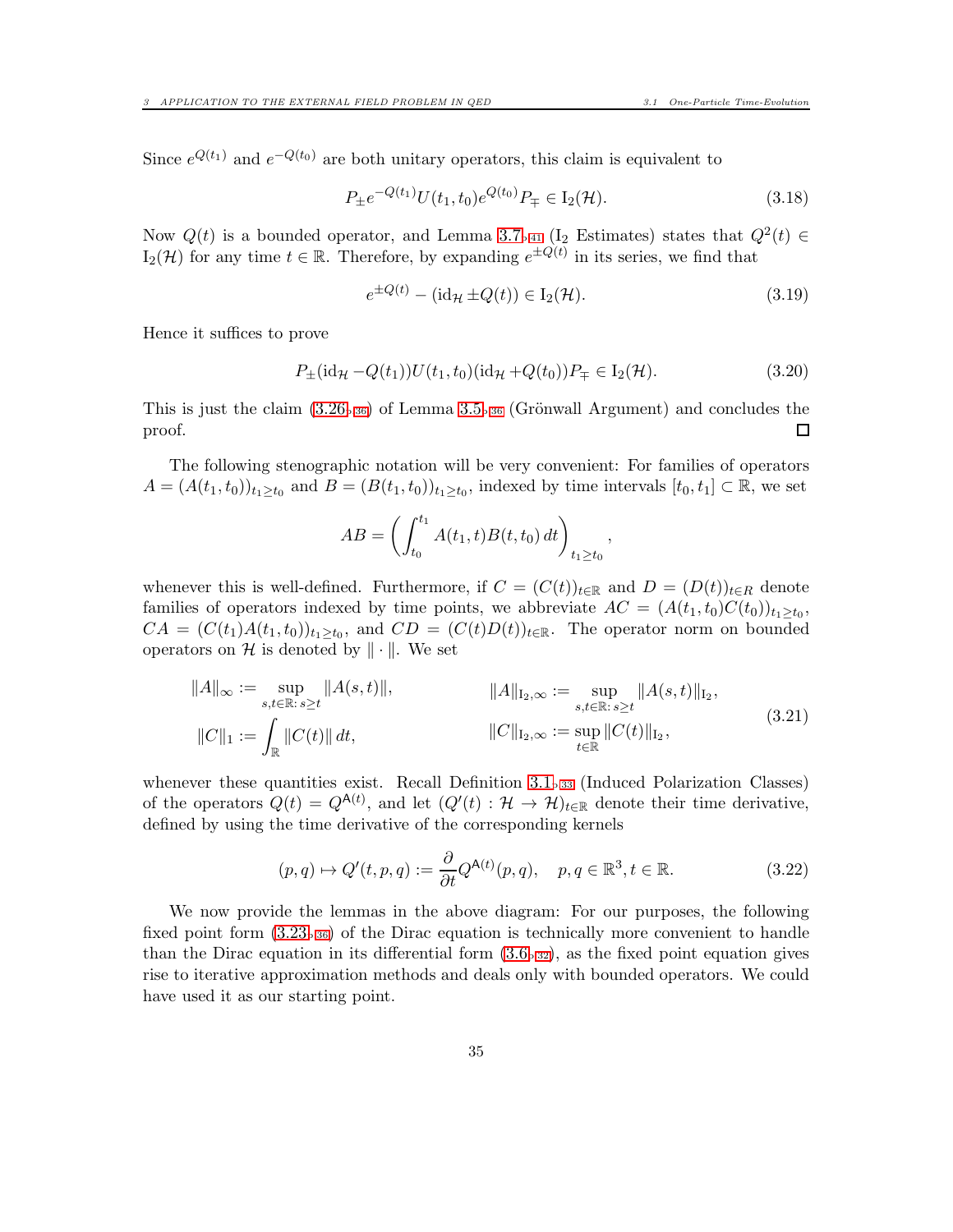Since $e^{Q(t_1)}$ and $e^{-Q(t_0)}$ are both unitary operators, this claim is equivalent to

$$P_\pm e^{-Q(t_1)} U(t_1,t_0) e^{Q(t_0)} P_\mp \in \mathrm{I}_2(\mathcal{H}). \tag{3.18}$$

Now $Q(t)$ is a bounded operator, and Lemma 3.7 (I$_2$ Estimates) states that $Q^2(t) \in \mathrm{I}_2(\mathcal{H})$ for any time $t \in \mathbb{R}$. Therefore, by expanding $e^{\pm Q(t)}$ in its series, we find that

$$e^{\pm Q(t)} - (\mathrm{id}_\mathcal{H} \pm Q(t)) \in \mathrm{I}_2(\mathcal{H}). \tag{3.19}$$

Hence it suffices to prove

$$P_\pm(\mathrm{id}_\mathcal{H} - Q(t_1)) U(t_1,t_0)(\mathrm{id}_\mathcal{H} + Q(t_0)) P_\mp \in \mathrm{I}_2(\mathcal{H}). \tag{3.20}$$

This is just the claim (3.26) of Lemma 3.5 (Grönwall Argument) and concludes the proof. □

The following stenographic notation will be very convenient: For families of operators $A = (A(t_1,t_0))_{t_1 \ge t_0}$ and $B = (B(t_1,t_0))_{t_1 \ge t_0}$, indexed by time intervals $[t_0,t_1] \subset \mathbb{R}$, we set

$$AB = \left( \int_{t_0}^{t_1} A(t_1,t) B(t,t_0)\, dt \right)_{t_1 \ge t_0},$$

whenever this is well-defined. Furthermore, if $C = (C(t))_{t\in\mathbb{R}}$ and $D = (D(t))_{t \in R}$ denote families of operators indexed by time points, we abbreviate $AC = (A(t_1,t_0)C(t_0))_{t_1 \ge t_0}$, $CA = (C(t_1)A(t_1,t_0))_{t_1 \ge t_0}$, and $CD = (C(t)D(t))_{t\in\mathbb{R}}$. The operator norm on bounded operators on $\mathcal{H}$ is denoted by $\|\cdot\|$. We set

$$\begin{aligned} \|A\|_\infty &:= \sup_{s,t\in\mathbb{R}:\, s\ge t} \|A(s,t)\|, & \|A\|_{\mathrm{I}_2,\infty} &:= \sup_{s,t\in\mathbb{R}:\, s\ge t} \|A(s,t)\|_{\mathrm{I}_2}, \\ \|C\|_1 &:= \int_\mathbb{R} \|C(t)\|\, dt, & \|C\|_{\mathrm{I}_2,\infty} &:= \sup_{t\in\mathbb{R}} \|C(t)\|_{\mathrm{I}_2}, \end{aligned} \tag{3.21}$$

whenever these quantities exist. Recall Definition 3.1 (Induced Polarization Classes) of the operators $Q(t) = Q^{\mathsf{A}(t)}$, and let $(Q'(t) : \mathcal{H} \to \mathcal{H})_{t\in\mathbb{R}}$ denote their time derivative, defined by using the time derivative of the corresponding kernels

$$(p,q) \mapsto Q'(t,p,q) := \frac{\partial}{\partial t} Q^{\mathsf{A}(t)}(p,q), \quad p,q \in \mathbb{R}^3, t \in \mathbb{R}. \tag{3.22}$$

We now provide the lemmas in the above diagram: For our purposes, the following fixed point form (3.23) of the Dirac equation is technically more convenient to handle than the Dirac equation in its differential form (3.6), as the fixed point equation gives rise to iterative approximation methods and deals only with bounded operators. We could have used it as our starting point.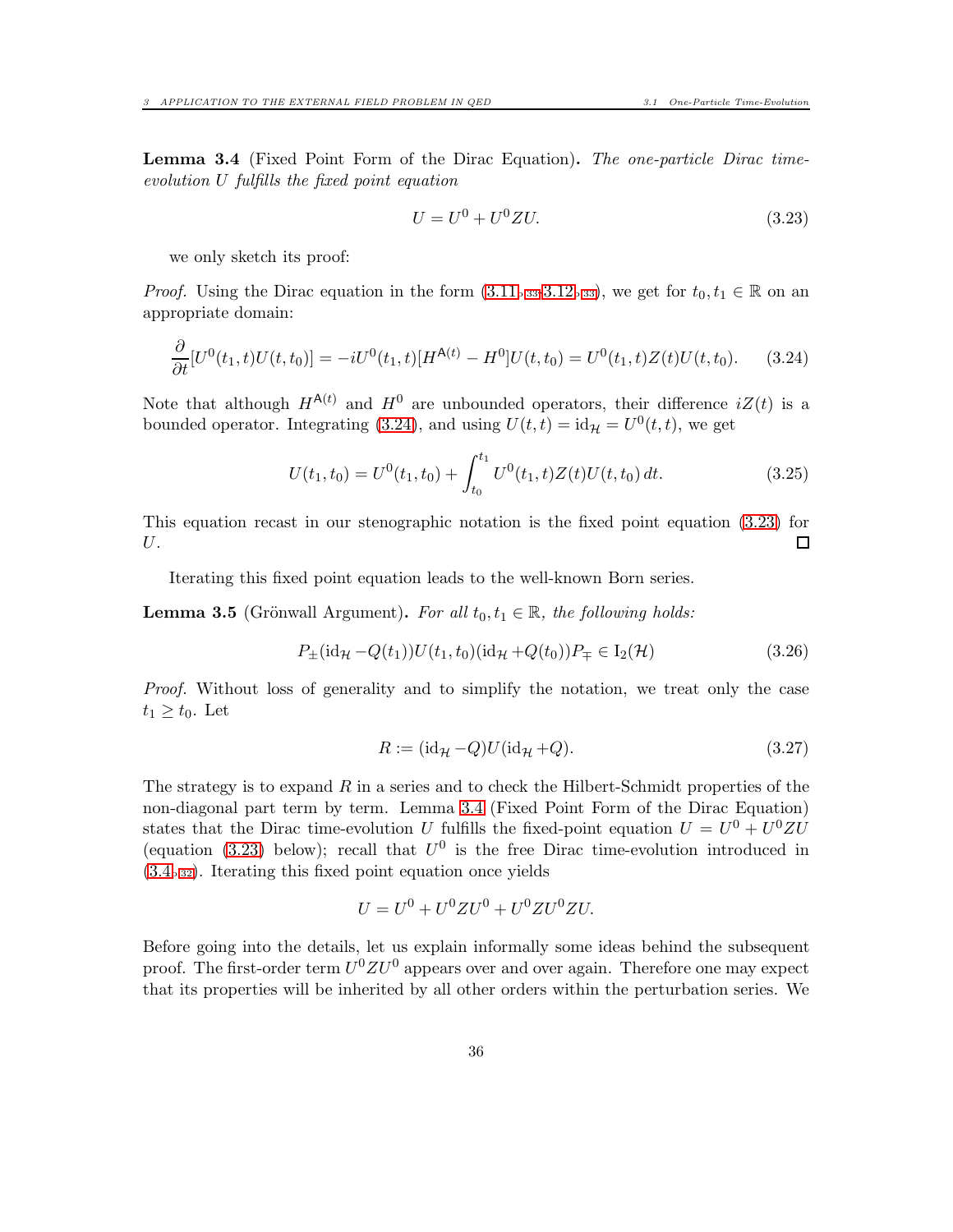**Lemma 3.4** (Fixed Point Form of the Dirac Equation)**.** *The one-particle Dirac time-evolution $U$ fulfills the fixed point equation*

$$U = U^0 + U^0 Z U. \tag{3.23}$$

we only sketch its proof:

*Proof.* Using the Dirac equation in the form (3.11, 33, 3.12, 33), we get for $t_0, t_1 \in \mathbb{R}$ on an appropriate domain:

$$\frac{\partial}{\partial t}[U^0(t_1,t)U(t,t_0)] = -iU^0(t_1,t)[H^{\mathsf{A}(t)} - H^0]U(t,t_0) = U^0(t_1,t)Z(t)U(t,t_0). \tag{3.24}$$

Note that although $H^{\mathsf{A}(t)}$ and $H^0$ are unbounded operators, their difference $iZ(t)$ is a bounded operator. Integrating (3.24), and using $U(t,t) = \mathrm{id}_{\mathcal{H}} = U^0(t,t)$, we get

$$U(t_1,t_0) = U^0(t_1,t_0) + \int_{t_0}^{t_1} U^0(t_1,t)Z(t)U(t,t_0)\,dt. \tag{3.25}$$

This equation recast in our stenographic notation is the fixed point equation (3.23) for $U$. $\square$

Iterating this fixed point equation leads to the well-known Born series.

**Lemma 3.5** (Grönwall Argument)**.** *For all $t_0, t_1 \in \mathbb{R}$, the following holds:*

$$P_\pm(\mathrm{id}_{\mathcal{H}} - Q(t_1))U(t_1,t_0)(\mathrm{id}_{\mathcal{H}} + Q(t_0))P_\mp \in \mathrm{I}_2(\mathcal{H}) \tag{3.26}$$

*Proof.* Without loss of generality and to simplify the notation, we treat only the case $t_1 \geq t_0$. Let

$$R := (\mathrm{id}_{\mathcal{H}} - Q)U(\mathrm{id}_{\mathcal{H}} + Q). \tag{3.27}$$

The strategy is to expand $R$ in a series and to check the Hilbert-Schmidt properties of the non-diagonal part term by term. Lemma 3.4 (Fixed Point Form of the Dirac Equation) states that the Dirac time-evolution $U$ fulfills the fixed-point equation $U = U^0 + U^0ZU$ (equation (3.23) below); recall that $U^0$ is the free Dirac time-evolution introduced in (3.4, 32). Iterating this fixed point equation once yields

$$U = U^0 + U^0ZU^0 + U^0ZU^0ZU.$$

Before going into the details, let us explain informally some ideas behind the subsequent proof. The first-order term $U^0ZU^0$ appears over and over again. Therefore one may expect that its properties will be inherited by all other orders within the perturbation series. We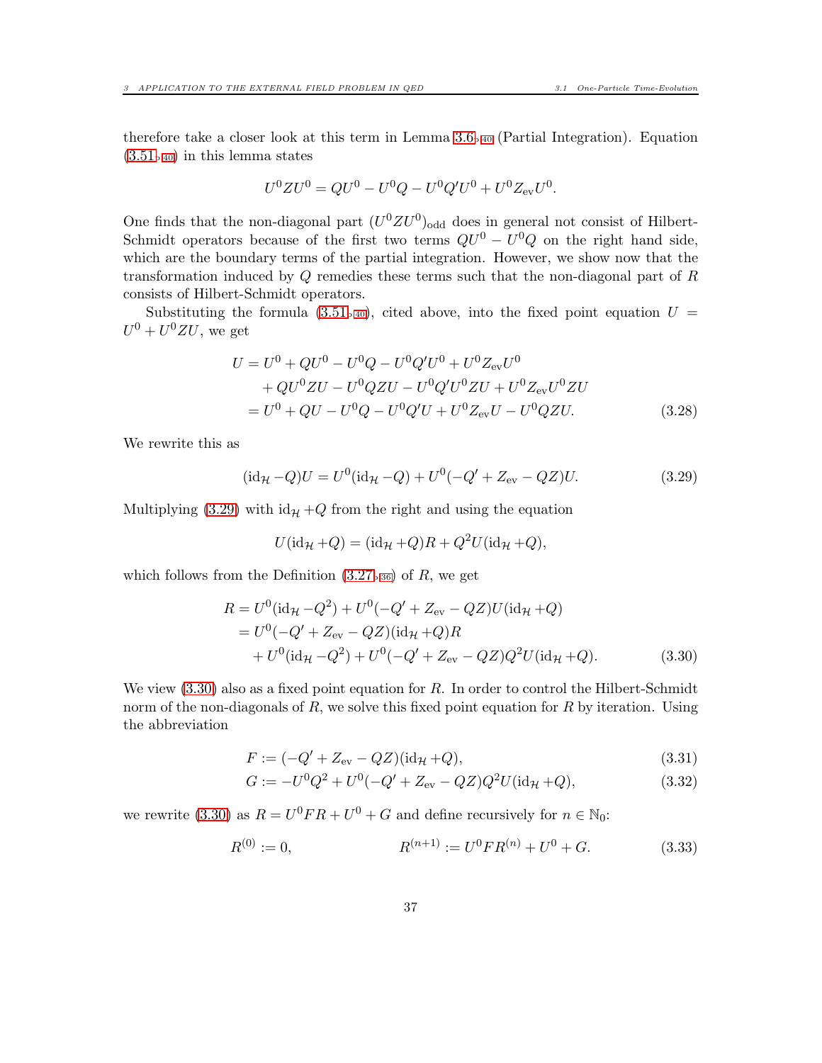therefore take a closer look at this term in Lemma 3.6▹40 (Partial Integration). Equation (3.51▹40) in this lemma states

$$U^0 Z U^0 = QU^0 - U^0 Q - U^0 Q' U^0 + U^0 Z_{\mathrm{ev}} U^0.$$

One finds that the non-diagonal part $(U^0 Z U^0)_{\mathrm{odd}}$ does in general not consist of Hilbert-Schmidt operators because of the first two terms $QU^0 - U^0 Q$ on the right hand side, which are the boundary terms of the partial integration. However, we show now that the transformation induced by $Q$ remedies these terms such that the non-diagonal part of $R$ consists of Hilbert-Schmidt operators.

Substituting the formula (3.51▹40), cited above, into the fixed point equation $U = U^0 + U^0 Z U$, we get

$$\begin{aligned}
U &= U^0 + QU^0 - U^0 Q - U^0 Q' U^0 + U^0 Z_{\mathrm{ev}} U^0 \\
&\quad + QU^0 Z U - U^0 Q Z U - U^0 Q' U^0 Z U + U^0 Z_{\mathrm{ev}} U^0 Z U \\
&= U^0 + QU - U^0 Q - U^0 Q' U + U^0 Z_{\mathrm{ev}} U - U^0 Q Z U. \qquad (3.28)
\end{aligned}$$

We rewrite this as

$$(\mathrm{id}_{\mathcal{H}} - Q) U = U^0 (\mathrm{id}_{\mathcal{H}} - Q) + U^0 (-Q' + Z_{\mathrm{ev}} - QZ) U. \qquad (3.29)$$

Multiplying (3.29) with $\mathrm{id}_{\mathcal{H}} + Q$ from the right and using the equation

$$U(\mathrm{id}_{\mathcal{H}} + Q) = (\mathrm{id}_{\mathcal{H}} + Q) R + Q^2 U (\mathrm{id}_{\mathcal{H}} + Q),$$

which follows from the Definition (3.27▹36) of $R$, we get

$$\begin{aligned}
R &= U^0 (\mathrm{id}_{\mathcal{H}} - Q^2) + U^0 (-Q' + Z_{\mathrm{ev}} - QZ) U (\mathrm{id}_{\mathcal{H}} + Q) \\
&= U^0 (-Q' + Z_{\mathrm{ev}} - QZ)(\mathrm{id}_{\mathcal{H}} + Q) R \\
&\quad + U^0 (\mathrm{id}_{\mathcal{H}} - Q^2) + U^0 (-Q' + Z_{\mathrm{ev}} - QZ) Q^2 U (\mathrm{id}_{\mathcal{H}} + Q). \qquad (3.30)
\end{aligned}$$

We view (3.30) also as a fixed point equation for $R$. In order to control the Hilbert-Schmidt norm of the non-diagonals of $R$, we solve this fixed point equation for $R$ by iteration. Using the abbreviation

$$F := (-Q' + Z_{\mathrm{ev}} - QZ)(\mathrm{id}_{\mathcal{H}} + Q), \qquad (3.31)$$

$$G := -U^0 Q^2 + U^0 (-Q' + Z_{\mathrm{ev}} - QZ) Q^2 U (\mathrm{id}_{\mathcal{H}} + Q), \qquad (3.32)$$

we rewrite (3.30) as $R = U^0 F R + U^0 + G$ and define recursively for $n \in \mathbb{N}_0$:

$$R^{(0)} := 0, \qquad\qquad R^{(n+1)} := U^0 F R^{(n)} + U^0 + G. \qquad (3.33)$$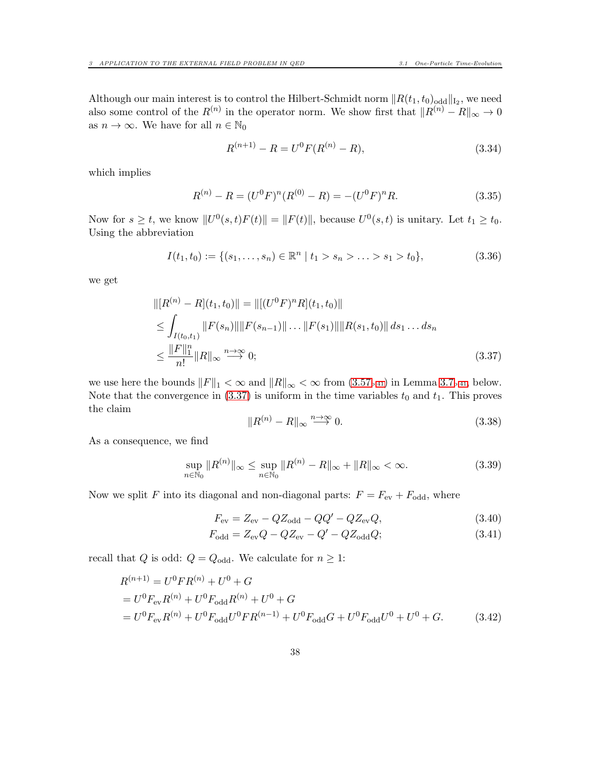Although our main interest is to control the Hilbert-Schmidt norm $\|R(t_1,t_0)_{\text{odd}}\|_{\text{I}_2}$, we need also some control of the $R^{(n)}$ in the operator norm. We show first that $\|R^{(n)} - R\|_\infty \to 0$ as $n \to \infty$. We have for all $n \in \mathbb{N}_0$

$$R^{(n+1)} - R = U^0 F(R^{(n)} - R), \tag{3.34}$$

which implies

$$R^{(n)} - R = (U^0 F)^n (R^{(0)} - R) = -(U^0 F)^n R. \tag{3.35}$$

Now for $s \geq t$, we know $\|U^0(s,t)F(t)\| = \|F(t)\|$, because $U^0(s,t)$ is unitary. Let $t_1 \geq t_0$. Using the abbreviation

$$I(t_1,t_0) := \{(s_1,\ldots,s_n) \in \mathbb{R}^n \mid t_1 > s_n > \ldots > s_1 > t_0\}, \tag{3.36}$$

we get

$$\begin{aligned}
&\|[R^{(n)} - R](t_1,t_0)\| = \|[(U^0F)^n R](t_1,t_0)\| \\
&\leq \int_{I(t_0,t_1)} \|F(s_n)\|\|F(s_{n-1})\| \ldots \|F(s_1)\|\|R(s_1,t_0)\|\, ds_1 \ldots ds_n \\
&\leq \frac{\|F\|_1^n}{n!}\|R\|_\infty \overset{n\to\infty}{\longrightarrow} 0;
\end{aligned} \tag{3.37}$$

we use here the bounds $\|F\|_1 < \infty$ and $\|R\|_\infty < \infty$ from (3.57,41) in Lemma 3.7,41, below. Note that the convergence in (3.37) is uniform in the time variables $t_0$ and $t_1$. This proves the claim

$$\|R^{(n)} - R\|_\infty \overset{n\to\infty}{\longrightarrow} 0. \tag{3.38}$$

As a consequence, we find

$$\sup_{n\in\mathbb{N}_0} \|R^{(n)}\|_\infty \leq \sup_{n\in\mathbb{N}_0} \|R^{(n)} - R\|_\infty + \|R\|_\infty < \infty. \tag{3.39}$$

Now we split $F$ into its diagonal and non-diagonal parts: $F = F_{\text{ev}} + F_{\text{odd}}$, where

$$F_{\text{ev}} = Z_{\text{ev}} - QZ_{\text{odd}} - QQ' - QZ_{\text{ev}}Q, \tag{3.40}$$

$$F_{\text{odd}} = Z_{\text{ev}}Q - QZ_{\text{ev}} - Q' - QZ_{\text{odd}}Q; \tag{3.41}$$

recall that $Q$ is odd: $Q = Q_{\text{odd}}$. We calculate for $n \geq 1$:

$$\begin{aligned}
&R^{(n+1)} = U^0 F R^{(n)} + U^0 + G \\
&= U^0 F_{\text{ev}} R^{(n)} + U^0 F_{\text{odd}} R^{(n)} + U^0 + G \\
&= U^0 F_{\text{ev}} R^{(n)} + U^0 F_{\text{odd}} U^0 F R^{(n-1)} + U^0 F_{\text{odd}} G + U^0 F_{\text{odd}} U^0 + U^0 + G.
\end{aligned} \tag{3.42}$$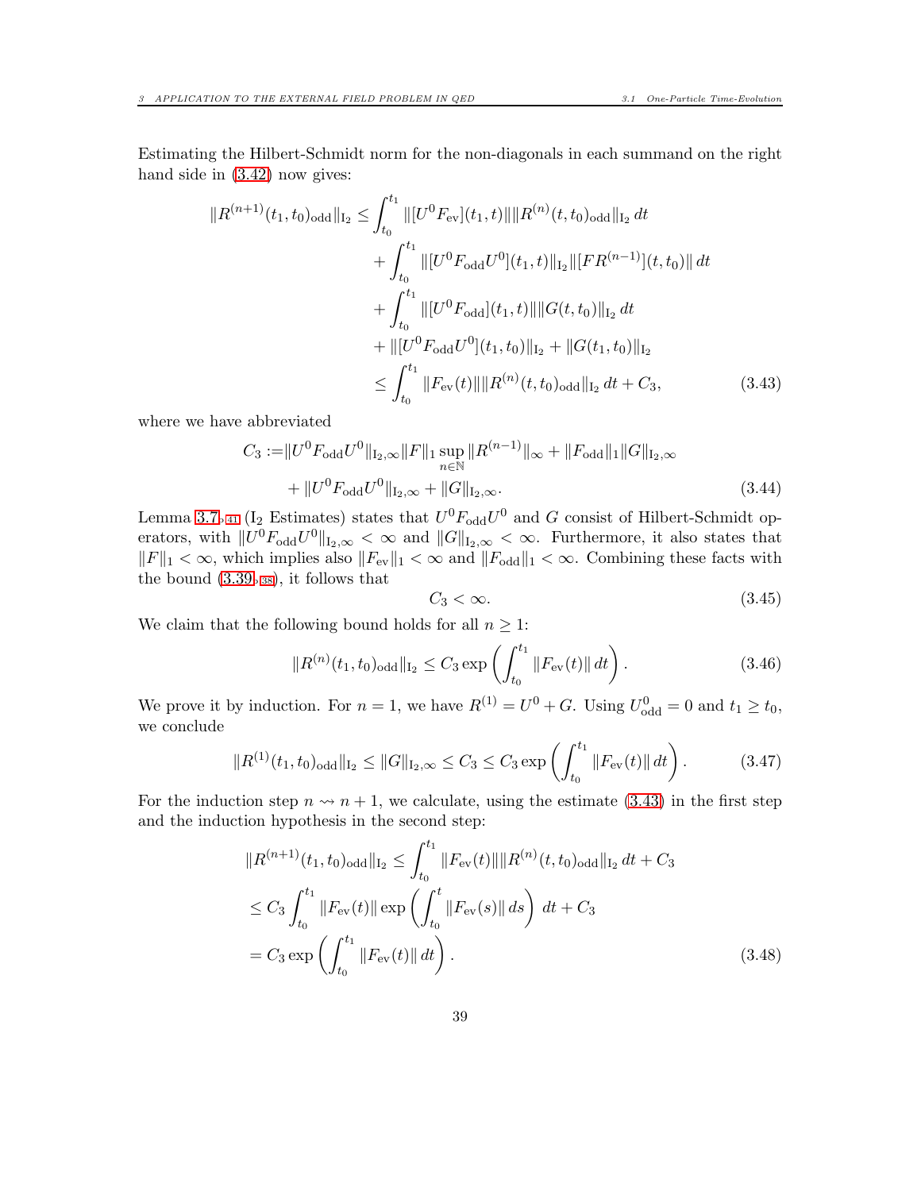Estimating the Hilbert-Schmidt norm for the non-diagonals in each summand on the right hand side in (3.42) now gives:

$$
\begin{aligned}
\|R^{(n+1)}(t_1,t_0)_{\mathrm{odd}}\|_{\mathrm{I}_2} \leq & \int_{t_0}^{t_1} \|[U^0 F_{\mathrm{ev}}](t_1,t)\| \|R^{(n)}(t,t_0)_{\mathrm{odd}}\|_{\mathrm{I}_2}\, dt \\
& + \int_{t_0}^{t_1} \|[U^0 F_{\mathrm{odd}} U^0](t_1,t)\|_{\mathrm{I}_2} \|[F R^{(n-1)}](t,t_0)\|\, dt \\
& + \int_{t_0}^{t_1} \|[U^0 F_{\mathrm{odd}}](t_1,t)\| \|G(t,t_0)\|_{\mathrm{I}_2}\, dt \\
& + \|[U^0 F_{\mathrm{odd}} U^0](t_1,t_0)\|_{\mathrm{I}_2} + \|G(t_1,t_0)\|_{\mathrm{I}_2} \\
\leq & \int_{t_0}^{t_1} \|F_{\mathrm{ev}}(t)\| \|R^{(n)}(t,t_0)_{\mathrm{odd}}\|_{\mathrm{I}_2}\, dt + C_3, 
\end{aligned}
\tag{3.43}
$$

where we have abbreviated

$$
\begin{aligned}
C_3 :=& \|U^0 F_{\mathrm{odd}} U^0\|_{\mathrm{I}_2,\infty} \|F\|_1 \sup_{n\in\mathbb{N}} \|R^{(n-1)}\|_\infty + \|F_{\mathrm{odd}}\|_1 \|G\|_{\mathrm{I}_2,\infty} \\
& + \|U^0 F_{\mathrm{odd}} U^0\|_{\mathrm{I}_2,\infty} + \|G\|_{\mathrm{I}_2,\infty}.
\end{aligned}
\tag{3.44}
$$

Lemma 3.7, 41 ($\mathrm{I}_2$ Estimates) states that $U^0 F_{\mathrm{odd}} U^0$ and $G$ consist of Hilbert-Schmidt operators, with $\|U^0 F_{\mathrm{odd}} U^0\|_{\mathrm{I}_2,\infty} < \infty$ and $\|G\|_{\mathrm{I}_2,\infty} < \infty$. Furthermore, it also states that $\|F\|_1 < \infty$, which implies also $\|F_{\mathrm{ev}}\|_1 < \infty$ and $\|F_{\mathrm{odd}}\|_1 < \infty$. Combining these facts with the bound (3.39, 38), it follows that

$$
C_3 < \infty. \tag{3.45}
$$

We claim that the following bound holds for all $n \geq 1$:

$$
\|R^{(n)}(t_1,t_0)_{\mathrm{odd}}\|_{\mathrm{I}_2} \leq C_3 \exp\left( \int_{t_0}^{t_1} \|F_{\mathrm{ev}}(t)\|\, dt \right). \tag{3.46}
$$

We prove it by induction. For $n = 1$, we have $R^{(1)} = U^0 + G$. Using $U^0_{\mathrm{odd}} = 0$ and $t_1 \geq t_0$, we conclude

$$
\|R^{(1)}(t_1,t_0)_{\mathrm{odd}}\|_{\mathrm{I}_2} \leq \|G\|_{\mathrm{I}_2,\infty} \leq C_3 \leq C_3 \exp\left( \int_{t_0}^{t_1} \|F_{\mathrm{ev}}(t)\|\, dt \right). \tag{3.47}
$$

For the induction step $n \rightsquigarrow n+1$, we calculate, using the estimate (3.43) in the first step and the induction hypothesis in the second step:

$$
\begin{aligned}
& \|R^{(n+1)}(t_1,t_0)_{\mathrm{odd}}\|_{\mathrm{I}_2} \leq \int_{t_0}^{t_1} \|F_{\mathrm{ev}}(t)\| \|R^{(n)}(t,t_0)_{\mathrm{odd}}\|_{\mathrm{I}_2}\, dt + C_3 \\
& \leq C_3 \int_{t_0}^{t_1} \|F_{\mathrm{ev}}(t)\| \exp\left( \int_{t_0}^{t} \|F_{\mathrm{ev}}(s)\|\, ds \right)\, dt + C_3 \\
& = C_3 \exp\left( \int_{t_0}^{t_1} \|F_{\mathrm{ev}}(t)\|\, dt \right).
\end{aligned}
\tag{3.48}
$$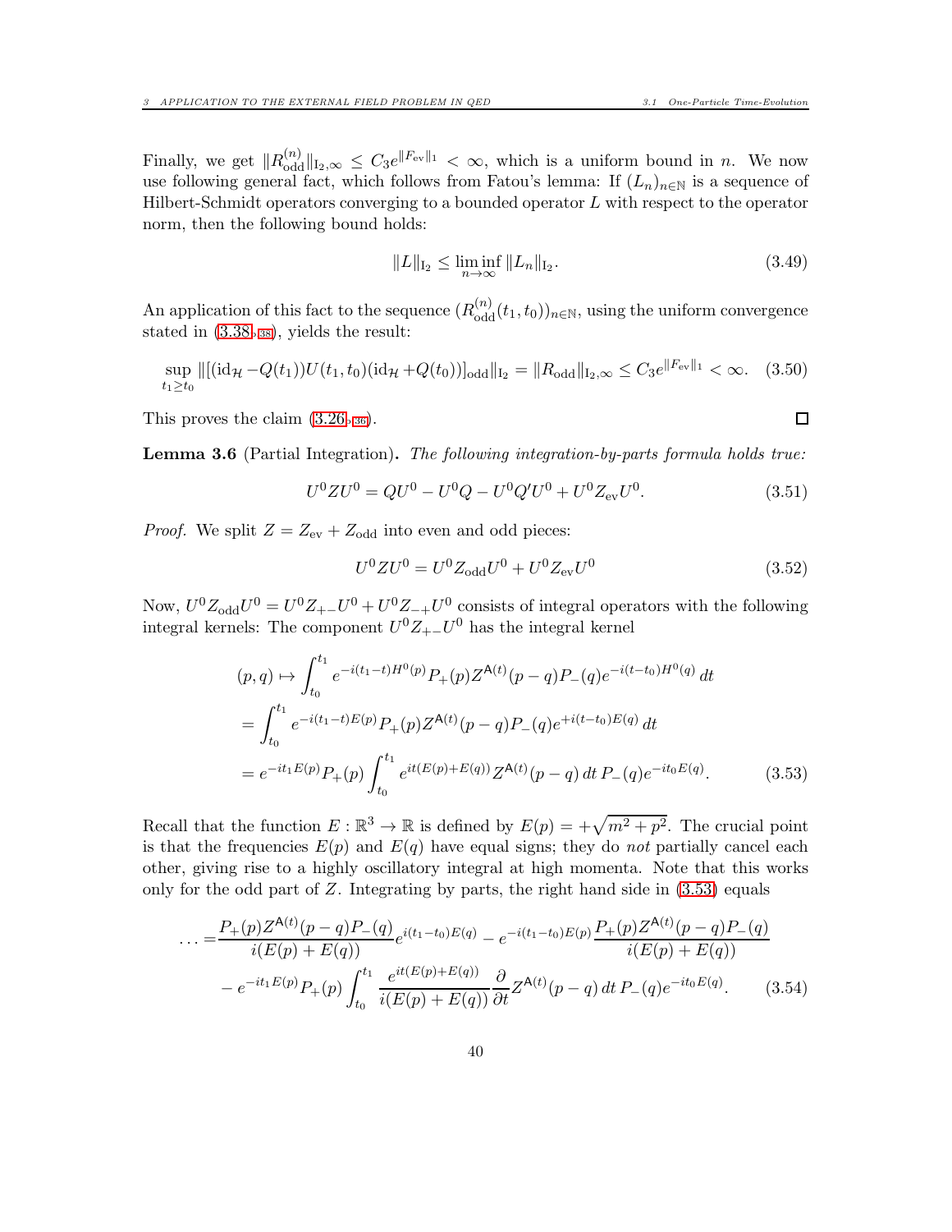Finally, we get $\|R^{(n)}_{\text{odd}}\|_{\text{I}_2,\infty} \le C_3 e^{\|F_{\text{ev}}\|_1} < \infty$, which is a uniform bound in $n$. We now use following general fact, which follows from Fatou's lemma: If $(L_n)_{n\in\mathbb{N}}$ is a sequence of Hilbert-Schmidt operators converging to a bounded operator $L$ with respect to the operator norm, then the following bound holds:

$$\|L\|_{\text{I}_2} \le \liminf_{n\to\infty} \|L_n\|_{\text{I}_2}. \tag{3.49}$$

An application of this fact to the sequence $(R^{(n)}_{\text{odd}}(t_1,t_0))_{n\in\mathbb{N}}$, using the uniform convergence stated in (3.38, 38), yields the result:

$$\sup_{t_1\ge t_0} \|[(\text{id}_{\mathcal{H}} - Q(t_1))U(t_1,t_0)(\text{id}_{\mathcal{H}} + Q(t_0))]_{\text{odd}}\|_{\text{I}_2} = \|R_{\text{odd}}\|_{\text{I}_2,\infty} \le C_3 e^{\|F_{\text{ev}}\|_1} < \infty. \tag{3.50}$$

This proves the claim (3.26, 36). $\square$

**Lemma 3.6** (Partial Integration)**.** *The following integration-by-parts formula holds true:*

$$U^0 Z U^0 = QU^0 - U^0 Q - U^0 Q' U^0 + U^0 Z_{\text{ev}} U^0. \tag{3.51}$$

*Proof.* We split $Z = Z_{\text{ev}} + Z_{\text{odd}}$ into even and odd pieces:

$$U^0 Z U^0 = U^0 Z_{\text{odd}} U^0 + U^0 Z_{\text{ev}} U^0 \tag{3.52}$$

Now, $U^0 Z_{\text{odd}} U^0 = U^0 Z_{+-} U^0 + U^0 Z_{-+} U^0$ consists of integral operators with the following integral kernels: The component $U^0 Z_{+-} U^0$ has the integral kernel

$$\begin{aligned}
&(p,q) \mapsto \int_{t_0}^{t_1} e^{-i(t_1-t)H^0(p)} P_+(p) Z^{\mathsf{A}(t)}(p-q) P_-(q) e^{-i(t-t_0)H^0(q)}\, dt \\
&= \int_{t_0}^{t_1} e^{-i(t_1-t)E(p)} P_+(p) Z^{\mathsf{A}(t)}(p-q) P_-(q) e^{+i(t-t_0)E(q)}\, dt \\
&= e^{-it_1 E(p)} P_+(p) \int_{t_0}^{t_1} e^{it(E(p)+E(q))} Z^{\mathsf{A}(t)}(p-q)\, dt\, P_-(q) e^{-it_0 E(q)}.
\end{aligned} \tag{3.53}$$

Recall that the function $E : \mathbb{R}^3 \to \mathbb{R}$ is defined by $E(p) = +\sqrt{m^2+p^2}$. The crucial point is that the frequencies $E(p)$ and $E(q)$ have equal signs; they do *not* partially cancel each other, giving rise to a highly oscillatory integral at high momenta. Note that this works only for the odd part of $Z$. Integrating by parts, the right hand side in (3.53) equals

$$\begin{aligned}
\ldots =& \frac{P_+(p) Z^{\mathsf{A}(t)}(p-q) P_-(q)}{i(E(p)+E(q))} e^{i(t_1-t_0)E(q)} - e^{-i(t_1-t_0)E(p)} \frac{P_+(p) Z^{\mathsf{A}(t)}(p-q) P_-(q)}{i(E(p)+E(q))} \\
&- e^{-it_1 E(p)} P_+(p) \int_{t_0}^{t_1} \frac{e^{it(E(p)+E(q))}}{i(E(p)+E(q))} \frac{\partial}{\partial t} Z^{\mathsf{A}(t)}(p-q)\, dt\, P_-(q) e^{-it_0 E(q)}.
\end{aligned} \tag{3.54}$$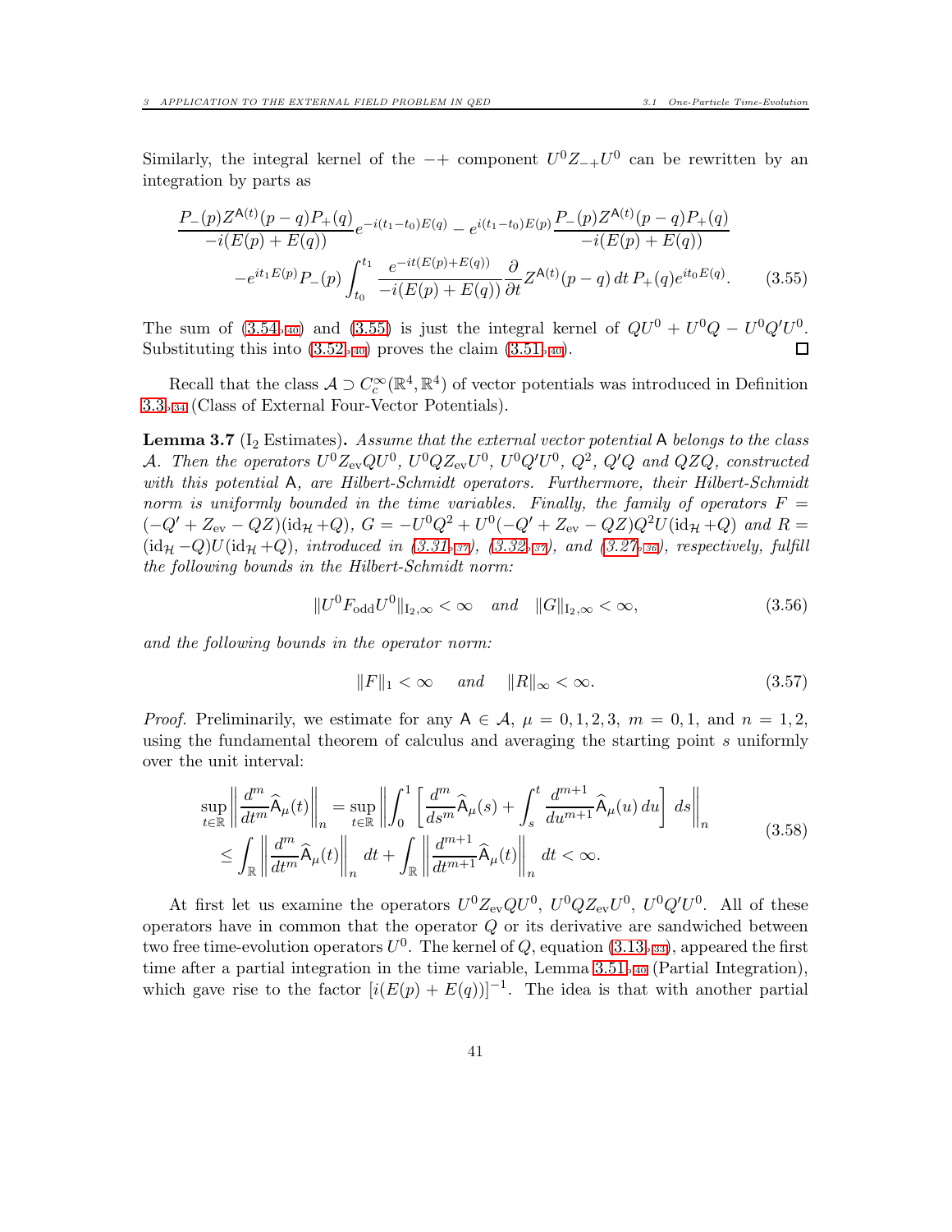Similarly, the integral kernel of the $-+$ component $U^0 Z_{-+} U^0$ can be rewritten by an integration by parts as

$$
\begin{aligned}
&\frac{P_-(p) Z^{\mathsf{A}(t)}(p-q) P_+(q)}{-i(E(p)+E(q))} e^{-i(t_1-t_0)E(q)} - e^{i(t_1-t_0)E(p)} \frac{P_-(p) Z^{\mathsf{A}(t)}(p-q) P_+(q)}{-i(E(p)+E(q))} \\
&\quad - e^{it_1 E(p)} P_-(p) \int_{t_0}^{t_1} \frac{e^{-it(E(p)+E(q))}}{-i(E(p)+E(q))} \frac{\partial}{\partial t} Z^{\mathsf{A}(t)}(p-q)\, dt\, P_+(q) e^{it_0 E(q)}.
\end{aligned}
\tag{3.55}
$$

The sum of (3.54) and (3.55) is just the integral kernel of $QU^0 + U^0 Q - U^0 Q' U^0$. Substituting this into (3.52) proves the claim (3.51). ◻

Recall that the class $\mathcal{A} \supset C_c^\infty(\mathbb{R}^4, \mathbb{R}^4)$ of vector potentials was introduced in Definition 3.3 (Class of External Four-Vector Potentials).

**Lemma 3.7** ($\mathrm{I}_2$ Estimates)**.** *Assume that the external vector potential* $\mathsf{A}$ *belongs to the class* $\mathcal{A}$*. Then the operators* $U^0 Z_{\mathrm{ev}} Q U^0$*,* $U^0 Q Z_{\mathrm{ev}} U^0$*,* $U^0 Q' U^0$*,* $Q^2$*,* $Q'Q$ *and* $QZQ$*, constructed with this potential* $\mathsf{A}$*, are Hilbert-Schmidt operators. Furthermore, their Hilbert-Schmidt norm is uniformly bounded in the time variables. Finally, the family of operators* $F = (-Q' + Z_{\mathrm{ev}} - QZ)(\mathrm{id}_{\mathcal{H}} + Q)$*,* $G = -U^0 Q^2 + U^0(-Q' + Z_{\mathrm{ev}} - QZ)Q^2 U(\mathrm{id}_{\mathcal{H}} + Q)$ *and* $R = (\mathrm{id}_{\mathcal{H}} - Q)U(\mathrm{id}_{\mathcal{H}} + Q)$*, introduced in (3.31), (3.32), and (3.27), respectively, fulfill the following bounds in the Hilbert-Schmidt norm:*

$$
\|U^0 F_{\mathrm{odd}} U^0\|_{\mathrm{I}_2,\infty} < \infty \quad \text{and} \quad \|G\|_{\mathrm{I}_2,\infty} < \infty,
\tag{3.56}
$$

*and the following bounds in the operator norm:*

$$
\|F\|_1 < \infty \quad \text{and} \quad \|R\|_\infty < \infty.
\tag{3.57}
$$

*Proof.* Preliminarily, we estimate for any $\mathsf{A} \in \mathcal{A}$, $\mu = 0,1,2,3$, $m = 0,1$, and $n = 1,2$, using the fundamental theorem of calculus and averaging the starting point $s$ uniformly over the unit interval:

$$
\begin{aligned}
\sup_{t\in\mathbb{R}} \left\| \frac{d^m}{dt^m} \widehat{\mathsf{A}}_\mu(t) \right\|_n &= \sup_{t\in\mathbb{R}} \left\| \int_0^1 \left[ \frac{d^m}{ds^m} \widehat{\mathsf{A}}_\mu(s) + \int_s^t \frac{d^{m+1}}{du^{m+1}} \widehat{\mathsf{A}}_\mu(u)\, du \right] ds \right\|_n \\
&\le \int_{\mathbb{R}} \left\| \frac{d^m}{dt^m} \widehat{\mathsf{A}}_\mu(t) \right\|_n dt + \int_{\mathbb{R}} \left\| \frac{d^{m+1}}{dt^{m+1}} \widehat{\mathsf{A}}_\mu(t) \right\|_n dt < \infty.
\end{aligned}
\tag{3.58}
$$

At first let us examine the operators $U^0 Z_{\mathrm{ev}} Q U^0$, $U^0 Q Z_{\mathrm{ev}} U^0$, $U^0 Q' U^0$. All of these operators have in common that the operator $Q$ or its derivative are sandwiched between two free time-evolution operators $U^0$. The kernel of $Q$, equation (3.13), appeared the first time after a partial integration in the time variable, Lemma 3.51 (Partial Integration), which gave rise to the factor $[i(E(p) + E(q))]^{-1}$. The idea is that with another partial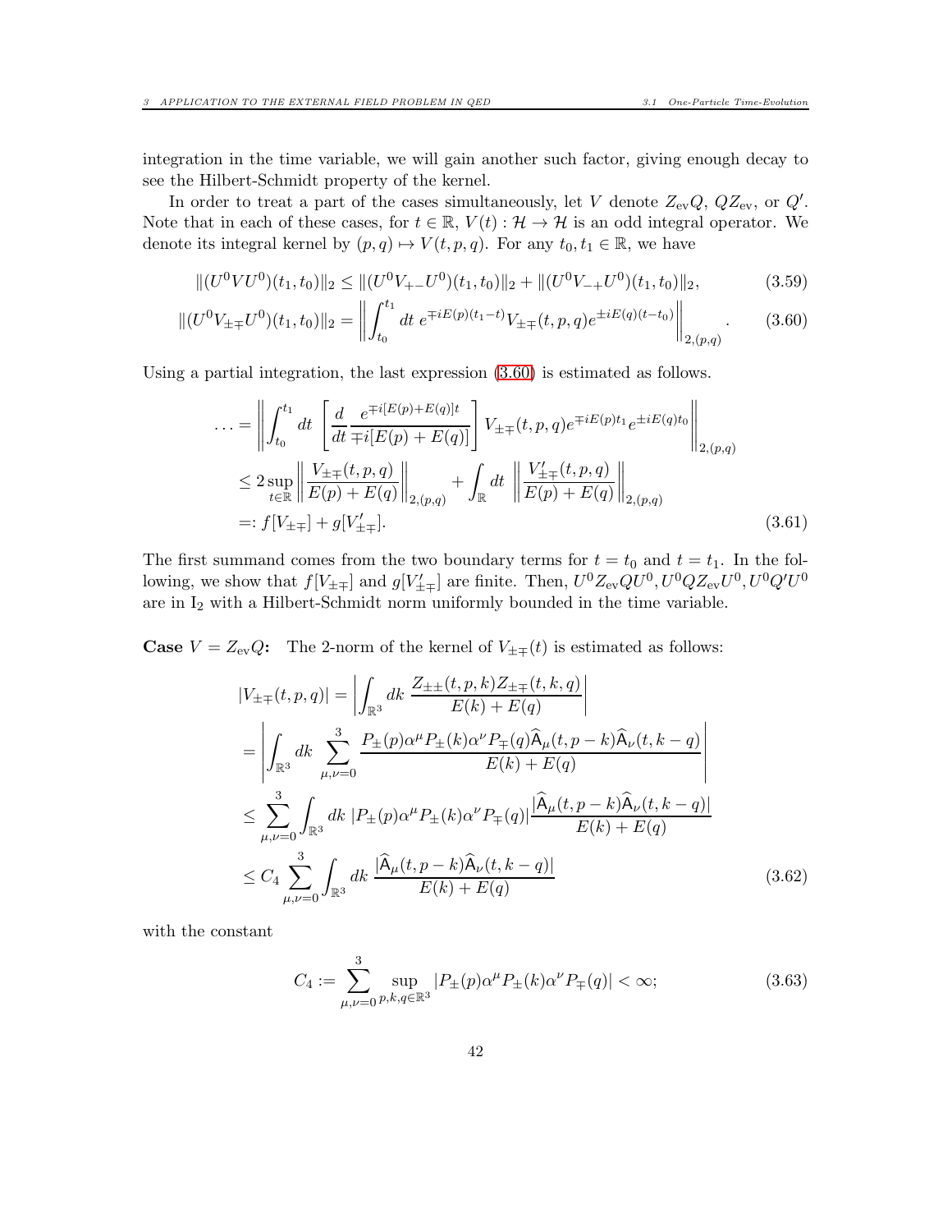integration in the time variable, we will gain another such factor, giving enough decay to see the Hilbert-Schmidt property of the kernel.

In order to treat a part of the cases simultaneously, let $V$ denote $Z_{\rm ev}Q$, $QZ_{\rm ev}$, or $Q'$. Note that in each of these cases, for $t \in \mathbb{R}$, $V(t) : \mathcal{H} \to \mathcal{H}$ is an odd integral operator. We denote its integral kernel by $(p,q) \mapsto V(t,p,q)$. For any $t_0, t_1 \in \mathbb{R}$, we have

$$\|(U^0 V U^0)(t_1,t_0)\|_2 \le \|(U^0 V_{+-} U^0)(t_1,t_0)\|_2 + \|(U^0 V_{-+} U^0)(t_1,t_0)\|_2, \tag{3.59}$$

$$\|(U^0 V_{\pm\mp} U^0)(t_1,t_0)\|_2 = \left\| \int_{t_0}^{t_1} dt \; e^{\mp i E(p)(t_1 - t)} V_{\pm\mp}(t,p,q) e^{\pm i E(q)(t-t_0)} \right\|_{2,(p,q)}. \tag{3.60}$$

Using a partial integration, the last expression (3.60) is estimated as follows.

$$\begin{aligned}
\ldots &= \left\| \int_{t_0}^{t_1} dt \; \left[ \frac{d}{dt} \frac{e^{\mp i [E(p)+E(q)] t}}{\mp i [E(p)+E(q)]} \right] V_{\pm\mp}(t,p,q) e^{\mp i E(p) t_1} e^{\pm i E(q) t_0} \right\|_{2,(p,q)} \\
&\le 2 \sup_{t\in\mathbb{R}} \left\| \frac{V_{\pm\mp}(t,p,q)}{E(p)+E(q)} \right\|_{2,(p,q)} + \int_{\mathbb{R}} dt \; \left\| \frac{V'_{\pm\mp}(t,p,q)}{E(p)+E(q)} \right\|_{2,(p,q)} \\
&=: f[V_{\pm\mp}] + g[V'_{\pm\mp}].
\end{aligned} \tag{3.61}$$

The first summand comes from the two boundary terms for $t = t_0$ and $t = t_1$. In the following, we show that $f[V_{\pm\mp}]$ and $g[V'_{\pm\mp}]$ are finite. Then, $U^0 Z_{\rm ev} Q U^0, U^0 Q Z_{\rm ev} U^0, U^0 Q' U^0$ are in $\mathrm{I}_2$ with a Hilbert-Schmidt norm uniformly bounded in the time variable.

**Case $V = Z_{\rm ev}Q$:** The 2-norm of the kernel of $V_{\pm\mp}(t)$ is estimated as follows:

$$\begin{aligned}
|V_{\pm\mp}(t,p,q)| &= \left| \int_{\mathbb{R}^3} dk \; \frac{Z_{\pm\pm}(t,p,k) Z_{\pm\mp}(t,k,q)}{E(k)+E(q)} \right| \\
&= \left| \int_{\mathbb{R}^3} dk \; \sum_{\mu,\nu=0}^{3} \frac{P_\pm(p)\alpha^\mu P_\pm(k)\alpha^\nu P_\mp(q) \widehat{\mathsf{A}}_\mu(t,p-k)\widehat{\mathsf{A}}_\nu(t,k-q)}{E(k)+E(q)} \right| \\
&\le \sum_{\mu,\nu=0}^{3} \int_{\mathbb{R}^3} dk \; |P_\pm(p)\alpha^\mu P_\pm(k)\alpha^\nu P_\mp(q)| \frac{|\widehat{\mathsf{A}}_\mu(t,p-k)\widehat{\mathsf{A}}_\nu(t,k-q)|}{E(k)+E(q)} \\
&\le C_4 \sum_{\mu,\nu=0}^{3} \int_{\mathbb{R}^3} dk \; \frac{|\widehat{\mathsf{A}}_\mu(t,p-k)\widehat{\mathsf{A}}_\nu(t,k-q)|}{E(k)+E(q)}
\end{aligned} \tag{3.62}$$

with the constant

$$C_4 := \sum_{\mu,\nu=0}^{3} \sup_{p,k,q\in\mathbb{R}^3} |P_\pm(p)\alpha^\mu P_\pm(k)\alpha^\nu P_\mp(q)| < \infty; \tag{3.63}$$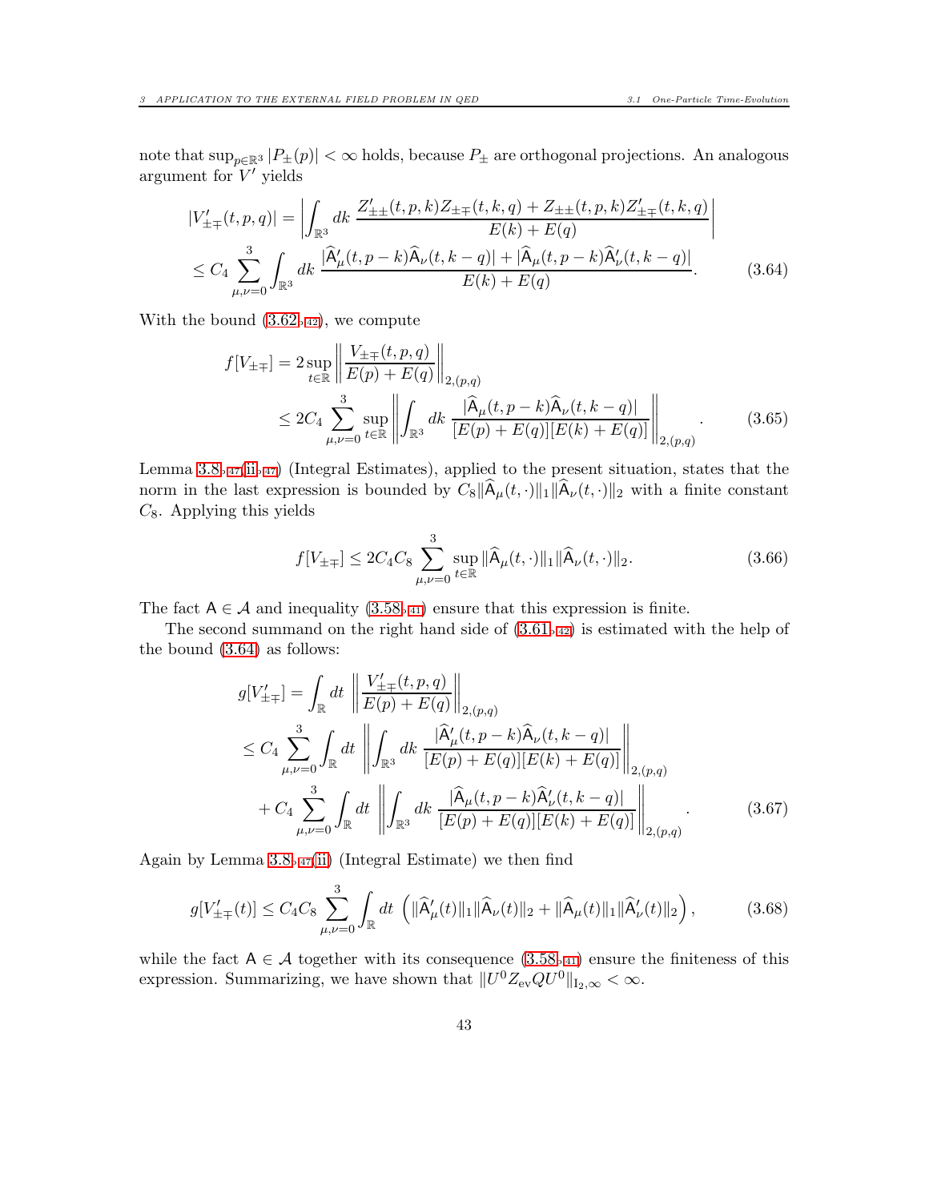note that $\sup_{p\in\mathbb{R}^3}|P_\pm(p)| < \infty$ holds, because $P_\pm$ are orthogonal projections. An analogous argument for $V'$ yields

$$
\begin{aligned}
|V'_{\pm\mp}(t,p,q)| &= \left| \int_{\mathbb{R}^3} dk \; \frac{Z'_{\pm\pm}(t,p,k)Z_{\pm\mp}(t,k,q) + Z_{\pm\pm}(t,p,k)Z'_{\pm\mp}(t,k,q)}{E(k)+E(q)} \right| \\
&\leq C_4 \sum_{\mu,\nu=0}^{3} \int_{\mathbb{R}^3} dk \; \frac{|\widehat{\mathsf{A}}'_\mu(t,p-k)\widehat{\mathsf{A}}_\nu(t,k-q)| + |\widehat{\mathsf{A}}_\mu(t,p-k)\widehat{\mathsf{A}}'_\nu(t,k-q)|}{E(k)+E(q)}.
\end{aligned}
\tag{3.64}
$$

With the bound (3.62), we compute

$$
\begin{aligned}
f[V_{\pm\mp}] &= 2\sup_{t\in\mathbb{R}} \left\| \frac{V_{\pm\mp}(t,p,q)}{E(p)+E(q)} \right\|_{2,(p,q)} \\
&\leq 2C_4 \sum_{\mu,\nu=0}^{3} \sup_{t\in\mathbb{R}} \left\| \int_{\mathbb{R}^3} dk \; \frac{|\widehat{\mathsf{A}}_\mu(t,p-k)\widehat{\mathsf{A}}_\nu(t,k-q)|}{[E(p)+E(q)][E(k)+E(q)]} \right\|_{2,(p,q)}.
\end{aligned}
\tag{3.65}
$$

Lemma 3.8(ii) (Integral Estimates), applied to the present situation, states that the norm in the last expression is bounded by $C_8\|\widehat{\mathsf{A}}_\mu(t,\cdot)\|_1\|\widehat{\mathsf{A}}_\nu(t,\cdot)\|_2$ with a finite constant $C_8$. Applying this yields

$$
f[V_{\pm\mp}] \leq 2C_4C_8 \sum_{\mu,\nu=0}^{3} \sup_{t\in\mathbb{R}} \|\widehat{\mathsf{A}}_\mu(t,\cdot)\|_1 \|\widehat{\mathsf{A}}_\nu(t,\cdot)\|_2. \tag{3.66}
$$

The fact $\mathsf{A}\in\mathcal{A}$ and inequality (3.58) ensure that this expression is finite.

The second summand on the right hand side of (3.61) is estimated with the help of the bound (3.64) as follows:

$$
\begin{aligned}
g[V'_{\pm\mp}] &= \int_{\mathbb{R}} dt \; \left\| \frac{V'_{\pm\mp}(t,p,q)}{E(p)+E(q)} \right\|_{2,(p,q)} \\
&\leq C_4 \sum_{\mu,\nu=0}^{3} \int_{\mathbb{R}} dt \; \left\| \int_{\mathbb{R}^3} dk \; \frac{|\widehat{\mathsf{A}}'_\mu(t,p-k)\widehat{\mathsf{A}}_\nu(t,k-q)|}{[E(p)+E(q)][E(k)+E(q)]} \right\|_{2,(p,q)} \\
&\quad + C_4 \sum_{\mu,\nu=0}^{3} \int_{\mathbb{R}} dt \; \left\| \int_{\mathbb{R}^3} dk \; \frac{|\widehat{\mathsf{A}}_\mu(t,p-k)\widehat{\mathsf{A}}'_\nu(t,k-q)|}{[E(p)+E(q)][E(k)+E(q)]} \right\|_{2,(p,q)}.
\end{aligned}
\tag{3.67}
$$

Again by Lemma 3.8(ii) (Integral Estimate) we then find

$$
g[V'_{\pm\mp}(t)] \leq C_4C_8 \sum_{\mu,\nu=0}^{3} \int_{\mathbb{R}} dt \; \left( \|\widehat{\mathsf{A}}'_\mu(t)\|_1 \|\widehat{\mathsf{A}}_\nu(t)\|_2 + \|\widehat{\mathsf{A}}_\mu(t)\|_1 \|\widehat{\mathsf{A}}'_\nu(t)\|_2 \right), \tag{3.68}
$$

while the fact $\mathsf{A}\in\mathcal{A}$ together with its consequence (3.58) ensure the finiteness of this expression. Summarizing, we have shown that $\|U^0 Z_{\text{ev}} Q U^0\|_{\mathrm{I}_2,\infty} < \infty$.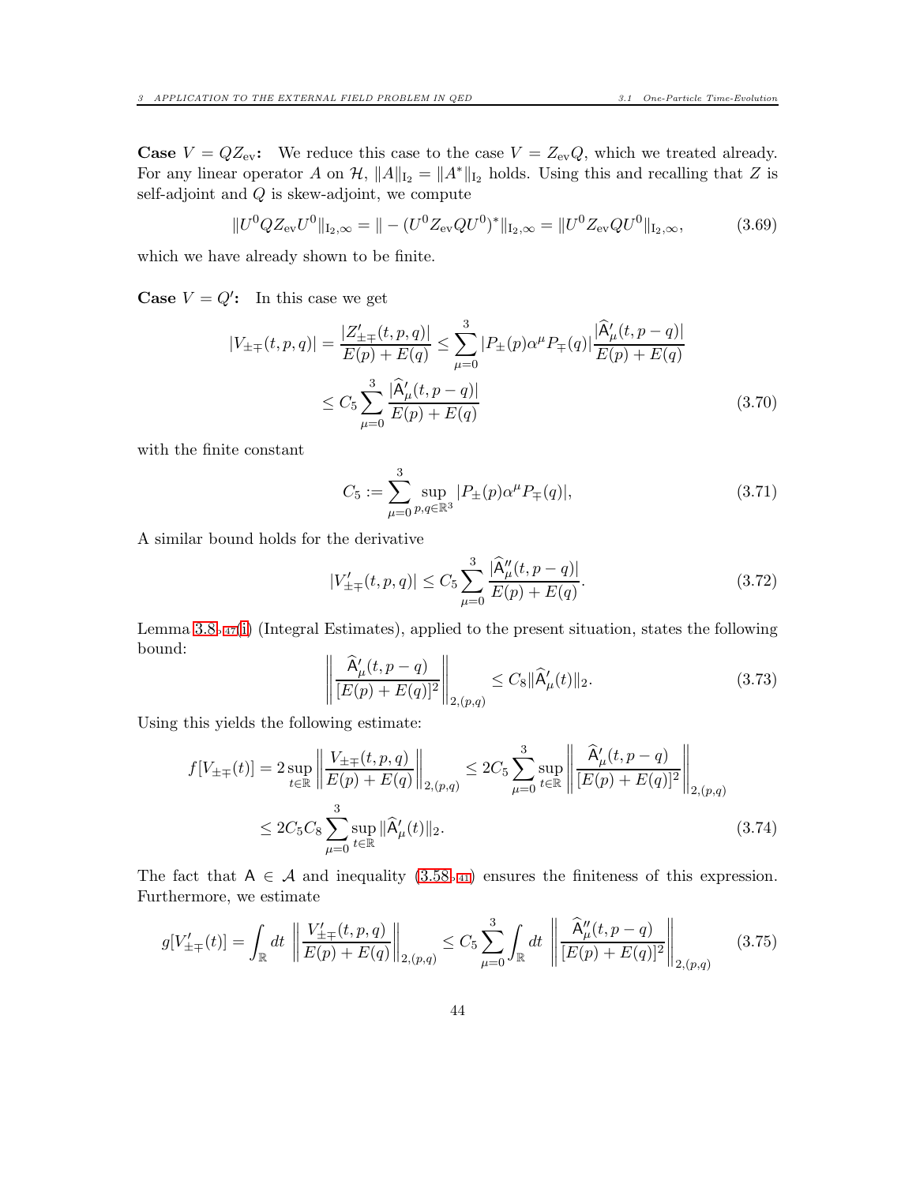**Case $V = QZ_{\text{ev}}$:** We reduce this case to the case $V = Z_{\text{ev}}Q$, which we treated already. For any linear operator $A$ on $\mathcal{H}$, $\|A\|_{\text{I}_2} = \|A^*\|_{\text{I}_2}$ holds. Using this and recalling that $Z$ is self-adjoint and $Q$ is skew-adjoint, we compute

$$\|U^0 QZ_{\text{ev}}U^0\|_{\text{I}_2,\infty} = \| - (U^0 Z_{\text{ev}}QU^0)^*\|_{\text{I}_2,\infty} = \|U^0 Z_{\text{ev}}QU^0\|_{\text{I}_2,\infty}, \tag{3.69}$$

which we have already shown to be finite.

**Case $V = Q'$:** In this case we get

$$\begin{aligned}|V_{\pm\mp}(t,p,q)| &= \frac{|Z'_{\pm\mp}(t,p,q)|}{E(p)+E(q)} \leq \sum_{\mu=0}^{3} |P_\pm(p)\alpha^\mu P_\mp(q)| \frac{|\widehat{\mathsf{A}}'_\mu(t,p-q)|}{E(p)+E(q)} \\ &\leq C_5 \sum_{\mu=0}^{3} \frac{|\widehat{\mathsf{A}}'_\mu(t,p-q)|}{E(p)+E(q)}\end{aligned} \tag{3.70}$$

with the finite constant

$$C_5 := \sum_{\mu=0}^{3} \sup_{p,q\in\mathbb{R}^3} |P_\pm(p)\alpha^\mu P_\mp(q)|, \tag{3.71}$$

A similar bound holds for the derivative

$$|V'_{\pm\mp}(t,p,q)| \leq C_5 \sum_{\mu=0}^{3} \frac{|\widehat{\mathsf{A}}''_\mu(t,p-q)|}{E(p)+E(q)}. \tag{3.72}$$

Lemma 3.8,47(i) (Integral Estimates), applied to the present situation, states the following bound:

$$\left\| \frac{\widehat{\mathsf{A}}'_\mu(t,p-q)}{[E(p)+E(q)]^2} \right\|_{2,(p,q)} \leq C_8 \|\widehat{\mathsf{A}}'_\mu(t)\|_2. \tag{3.73}$$

Using this yields the following estimate:

$$\begin{aligned}f[V_{\pm\mp}(t)] = 2\sup_{t\in\mathbb{R}} \left\| \frac{V_{\pm\mp}(t,p,q)}{E(p)+E(q)} \right\|_{2,(p,q)} &\leq 2C_5 \sum_{\mu=0}^{3} \sup_{t\in\mathbb{R}} \left\| \frac{\widehat{\mathsf{A}}'_\mu(t,p-q)}{[E(p)+E(q)]^2} \right\|_{2,(p,q)} \\ &\leq 2C_5C_8 \sum_{\mu=0}^{3} \sup_{t\in\mathbb{R}} \|\widehat{\mathsf{A}}'_\mu(t)\|_2.\end{aligned} \tag{3.74}$$

The fact that $\mathsf{A} \in \mathcal{A}$ and inequality (3.58,41) ensures the finiteness of this expression. Furthermore, we estimate

$$g[V'_{\pm\mp}(t)] = \int_{\mathbb{R}} dt \left\| \frac{V'_{\pm\mp}(t,p,q)}{E(p)+E(q)} \right\|_{2,(p,q)} \leq C_5 \sum_{\mu=0}^{3} \int_{\mathbb{R}} dt \left\| \frac{\widehat{\mathsf{A}}''_\mu(t,p-q)}{[E(p)+E(q)]^2} \right\|_{2,(p,q)} \tag{3.75}$$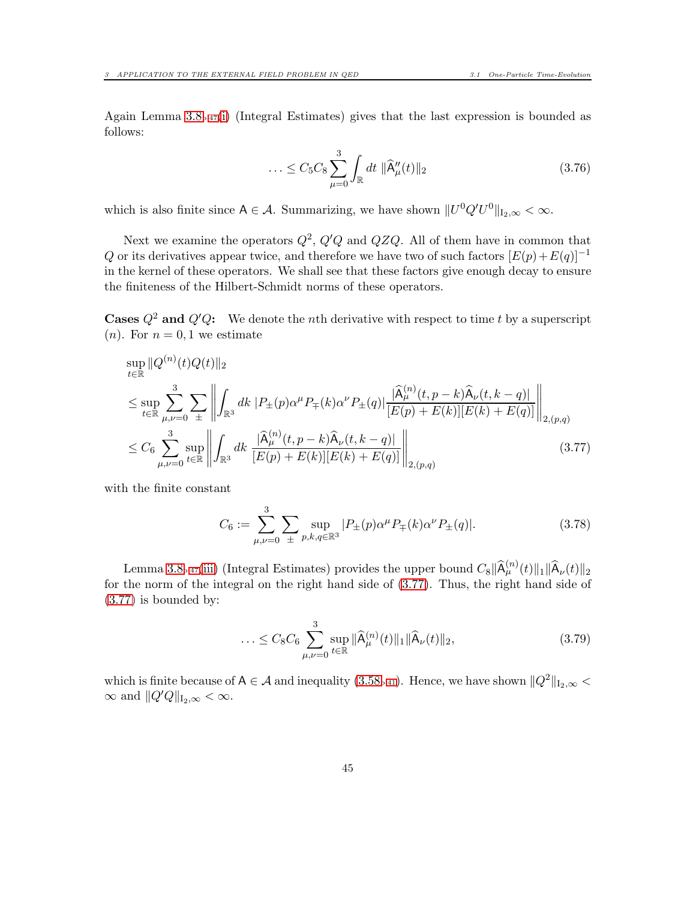Again Lemma 3.8, 47(i) (Integral Estimates) gives that the last expression is bounded as follows:

$$\ldots \leq C_5 C_8 \sum_{\mu=0}^{3} \int_{\mathbb{R}} dt \; \|\widehat{\mathsf{A}}''_\mu(t)\|_2 \tag{3.76}$$

which is also finite since $\mathsf{A} \in \mathcal{A}$. Summarizing, we have shown $\|U^0 Q' U^0\|_{\mathrm{I}_2,\infty} < \infty$.

Next we examine the operators $Q^2$, $Q'Q$ and $QZQ$. All of them have in common that $Q$ or its derivatives appear twice, and therefore we have two of such factors $[E(p)+E(q)]^{-1}$ in the kernel of these operators. We shall see that these factors give enough decay to ensure the finiteness of the Hilbert-Schmidt norms of these operators.

**Cases $Q^2$ and $Q'Q$:** We denote the $n$th derivative with respect to time $t$ by a superscript $(n)$. For $n = 0, 1$ we estimate

$$\begin{aligned}
&\sup_{t\in\mathbb{R}} \|Q^{(n)}(t) Q(t)\|_2 \\
&\leq \sup_{t\in\mathbb{R}} \sum_{\mu,\nu=0}^{3} \sum_{\pm} \left\| \int_{\mathbb{R}^3} dk \; |P_\pm(p)\alpha^\mu P_\mp(k)\alpha^\nu P_\pm(q)| \frac{|\widehat{\mathsf{A}}^{(n)}_\mu(t,p-k)\widehat{\mathsf{A}}_\nu(t,k-q)|}{[E(p)+E(k)][E(k)+E(q)]} \right\|_{2,(p,q)} \\
&\leq C_6 \sum_{\mu,\nu=0}^{3} \sup_{t\in\mathbb{R}} \left\| \int_{\mathbb{R}^3} dk \; \frac{|\widehat{\mathsf{A}}^{(n)}_\mu(t,p-k)\widehat{\mathsf{A}}_\nu(t,k-q)|}{[E(p)+E(k)][E(k)+E(q)]} \right\|_{2,(p,q)}
\end{aligned} \tag{3.77}$$

with the finite constant

$$C_6 := \sum_{\mu,\nu=0}^{3} \sum_{\pm} \sup_{p,k,q\in\mathbb{R}^3} |P_\pm(p)\alpha^\mu P_\mp(k)\alpha^\nu P_\pm(q)|. \tag{3.78}$$

Lemma 3.8, 47(iii) (Integral Estimates) provides the upper bound $C_8 \|\widehat{\mathsf{A}}^{(n)}_\mu(t)\|_1 \|\widehat{\mathsf{A}}_\nu(t)\|_2$ for the norm of the integral on the right hand side of (3.77). Thus, the right hand side of (3.77) is bounded by:

$$\ldots \leq C_8 C_6 \sum_{\mu,\nu=0}^{3} \sup_{t\in\mathbb{R}} \|\widehat{\mathsf{A}}^{(n)}_\mu(t)\|_1 \|\widehat{\mathsf{A}}_\nu(t)\|_2, \tag{3.79}$$

which is finite because of $\mathsf{A} \in \mathcal{A}$ and inequality (3.58, 41). Hence, we have shown $\|Q^2\|_{\mathrm{I}_2,\infty} < \infty$ and $\|Q'Q\|_{\mathrm{I}_2,\infty} < \infty$.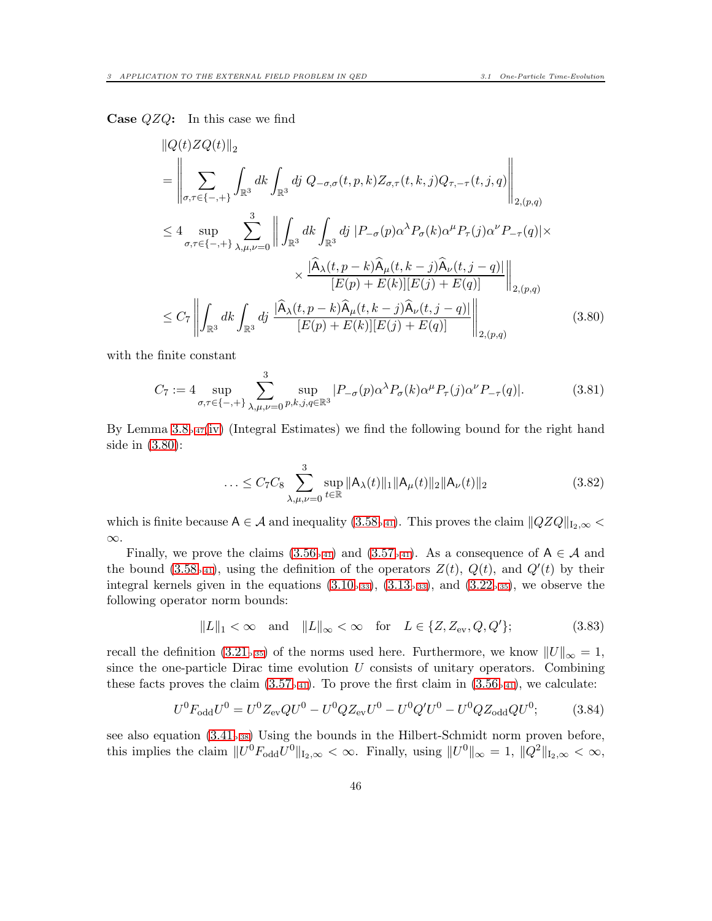**Case $QZQ$:** In this case we find

$$
\begin{aligned}
&\|Q(t)ZQ(t)\|_2 \\
&= \left\| \sum_{\sigma,\tau\in\{-,+\}} \int_{\mathbb{R}^3} dk \int_{\mathbb{R}^3} dj \; Q_{-\sigma,\sigma}(t,p,k) Z_{\sigma,\tau}(t,k,j) Q_{\tau,-\tau}(t,j,q) \right\|_{2,(p,q)} \\
&\leq 4 \sup_{\sigma,\tau\in\{-,+\}} \sum_{\lambda,\mu,\nu=0}^{3} \Bigg\| \int_{\mathbb{R}^3} dk \int_{\mathbb{R}^3} dj \; |P_{-\sigma}(p)\alpha^\lambda P_\sigma(k)\alpha^\mu P_\tau(j)\alpha^\nu P_{-\tau}(q)| \times \\
&\qquad\qquad \times \frac{|\widehat{\mathsf{A}}_\lambda(t,p-k)\widehat{\mathsf{A}}_\mu(t,k-j)\widehat{\mathsf{A}}_\nu(t,j-q)|}{[E(p)+E(k)][E(j)+E(q)]} \Bigg\|_{2,(p,q)} \\
&\leq C_7 \left\| \int_{\mathbb{R}^3} dk \int_{\mathbb{R}^3} dj \; \frac{|\widehat{\mathsf{A}}_\lambda(t,p-k)\widehat{\mathsf{A}}_\mu(t,k-j)\widehat{\mathsf{A}}_\nu(t,j-q)|}{[E(p)+E(k)][E(j)+E(q)]} \right\|_{2,(p,q)}
\end{aligned}
\tag{3.80}
$$

with the finite constant

$$
C_7 := 4 \sup_{\sigma,\tau\in\{-,+\}} \sum_{\lambda,\mu,\nu=0}^{3} \sup_{p,k,j,q\in\mathbb{R}^3} |P_{-\sigma}(p)\alpha^\lambda P_\sigma(k)\alpha^\mu P_\tau(j)\alpha^\nu P_{-\tau}(q)|. \tag{3.81}
$$

By Lemma 3.8 (iv) (Integral Estimates) we find the following bound for the right hand side in (3.80):

$$
\ldots \leq C_7 C_8 \sum_{\lambda,\mu,\nu=0}^{3} \sup_{t\in\mathbb{R}} \|\mathsf{A}_\lambda(t)\|_1 \|\mathsf{A}_\mu(t)\|_2 \|\mathsf{A}_\nu(t)\|_2 \tag{3.82}
$$

which is finite because $\mathsf{A}\in\mathcal{A}$ and inequality (3.58). This proves the claim $\|QZQ\|_{\mathrm{I}_2,\infty} < \infty$.

Finally, we prove the claims (3.56) and (3.57). As a consequence of $\mathsf{A}\in\mathcal{A}$ and the bound (3.58), using the definition of the operators $Z(t)$, $Q(t)$, and $Q'(t)$ by their integral kernels given in the equations (3.10), (3.13), and (3.22), we observe the following operator norm bounds:

$$
\|L\|_1 < \infty \quad \text{and} \quad \|L\|_\infty < \infty \quad \text{for} \quad L\in\{Z, Z_{\mathrm{ev}}, Q, Q'\}; \tag{3.83}
$$

recall the definition (3.21) of the norms used here. Furthermore, we know $\|U\|_\infty = 1$, since the one-particle Dirac time evolution $U$ consists of unitary operators. Combining these facts proves the claim (3.57). To prove the first claim in (3.56), we calculate:

$$
U^0 F_{\mathrm{odd}} U^0 = U^0 Z_{\mathrm{ev}} Q U^0 - U^0 Q Z_{\mathrm{ev}} U^0 - U^0 Q' U^0 - U^0 Q Z_{\mathrm{odd}} Q U^0; \tag{3.84}
$$

see also equation (3.41) Using the bounds in the Hilbert-Schmidt norm proven before, this implies the claim $\|U^0 F_{\mathrm{odd}} U^0\|_{\mathrm{I}_2,\infty} < \infty$. Finally, using $\|U^0\|_\infty = 1$, $\|Q^2\|_{\mathrm{I}_2,\infty} < \infty$,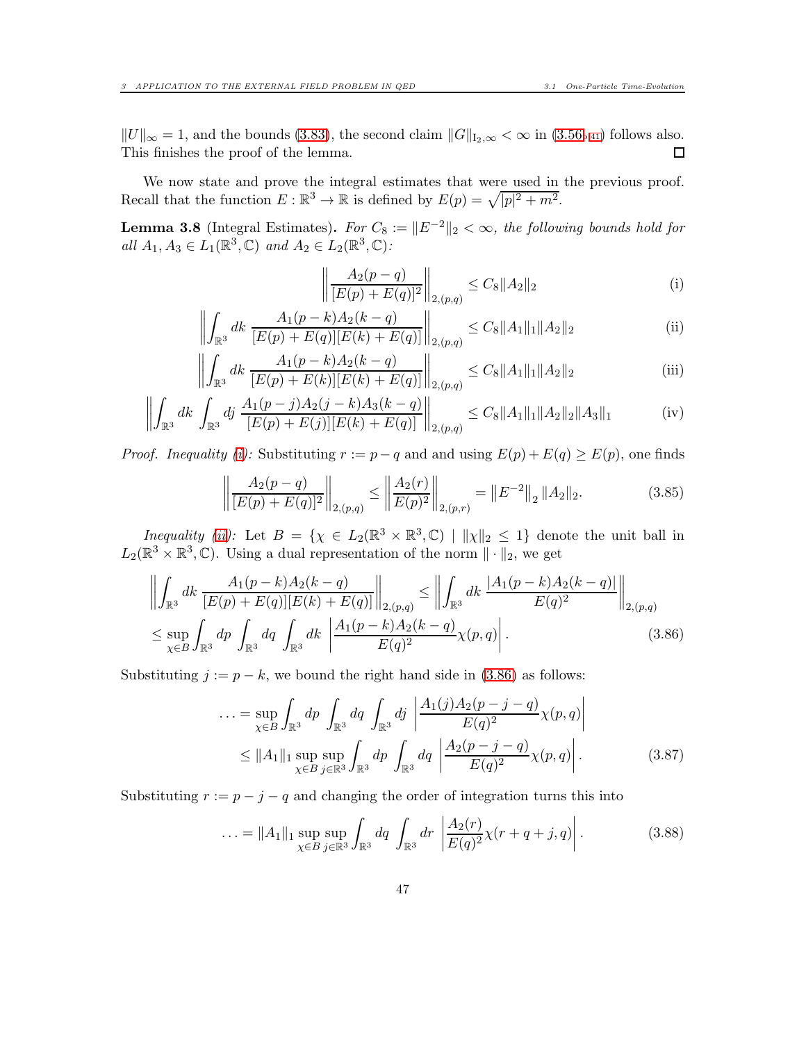$\|U\|_\infty = 1$, and the bounds (3.83), the second claim $\|G\|_{I_2,\infty} < \infty$ in (3.56$_{\text{p41}}$) follows also. This finishes the proof of the lemma. $\square$

We now state and prove the integral estimates that were used in the previous proof. Recall that the function $E : \mathbb{R}^3 \to \mathbb{R}$ is defined by $E(p) = \sqrt{|p|^2 + m^2}$.

**Lemma 3.8** (Integral Estimates)**.** *For $C_8 := \|E^{-2}\|_2 < \infty$, the following bounds hold for all $A_1, A_3 \in L_1(\mathbb{R}^3, \mathbb{C})$ and $A_2 \in L_2(\mathbb{R}^3, \mathbb{C})$:*

$$\left\| \frac{A_2(p-q)}{[E(p)+E(q)]^2} \right\|_{2,(p,q)} \leq C_8 \|A_2\|_2 \tag{i}$$

$$\left\| \int_{\mathbb{R}^3} dk \, \frac{A_1(p-k)A_2(k-q)}{[E(p)+E(q)][E(k)+E(q)]} \right\|_{2,(p,q)} \leq C_8 \|A_1\|_1 \|A_2\|_2 \tag{ii}$$

$$\left\| \int_{\mathbb{R}^3} dk \, \frac{A_1(p-k)A_2(k-q)}{[E(p)+E(k)][E(k)+E(q)]} \right\|_{2,(p,q)} \leq C_8 \|A_1\|_1 \|A_2\|_2 \tag{iii}$$

$$\left\| \int_{\mathbb{R}^3} dk \int_{\mathbb{R}^3} dj \, \frac{A_1(p-j)A_2(j-k)A_3(k-q)}{[E(p)+E(j)][E(k)+E(q)]} \right\|_{2,(p,q)} \leq C_8 \|A_1\|_1 \|A_2\|_2 \|A_3\|_1 \tag{iv}$$

*Proof. Inequality (i):* Substituting $r := p - q$ and and using $E(p) + E(q) \geq E(p)$, one finds

$$\left\| \frac{A_2(p-q)}{[E(p)+E(q)]^2} \right\|_{2,(p,q)} \leq \left\| \frac{A_2(r)}{E(p)^2} \right\|_{2,(p,r)} = \left\| E^{-2} \right\|_2 \|A_2\|_2. \tag{3.85}$$

*Inequality (ii):* Let $B = \{\chi \in L_2(\mathbb{R}^3 \times \mathbb{R}^3, \mathbb{C}) \mid \|\chi\|_2 \leq 1\}$ denote the unit ball in $L_2(\mathbb{R}^3 \times \mathbb{R}^3, \mathbb{C})$. Using a dual representation of the norm $\|\cdot\|_2$, we get

$$\begin{aligned}
&\left\| \int_{\mathbb{R}^3} dk \, \frac{A_1(p-k)A_2(k-q)}{[E(p)+E(q)][E(k)+E(q)]} \right\|_{2,(p,q)} \leq \left\| \int_{\mathbb{R}^3} dk \, \frac{|A_1(p-k)A_2(k-q)|}{E(q)^2} \right\|_{2,(p,q)} \\
&\leq \sup_{\chi \in B} \int_{\mathbb{R}^3} dp \int_{\mathbb{R}^3} dq \int_{\mathbb{R}^3} dk \, \left| \frac{A_1(p-k)A_2(k-q)}{E(q)^2} \chi(p,q) \right|.
\end{aligned} \tag{3.86}$$

Substituting $j := p - k$, we bound the right hand side in (3.86) as follows:

$$\begin{aligned}
\ldots &= \sup_{\chi \in B} \int_{\mathbb{R}^3} dp \int_{\mathbb{R}^3} dq \int_{\mathbb{R}^3} dj \, \left| \frac{A_1(j)A_2(p-j-q)}{E(q)^2} \chi(p,q) \right| \\
&\leq \|A_1\|_1 \sup_{\chi \in B} \sup_{j \in \mathbb{R}^3} \int_{\mathbb{R}^3} dp \int_{\mathbb{R}^3} dq \, \left| \frac{A_2(p-j-q)}{E(q)^2} \chi(p,q) \right|.
\end{aligned} \tag{3.87}$$

Substituting $r := p - j - q$ and changing the order of integration turns this into

$$\ldots = \|A_1\|_1 \sup_{\chi \in B} \sup_{j \in \mathbb{R}^3} \int_{\mathbb{R}^3} dq \int_{\mathbb{R}^3} dr \, \left| \frac{A_2(r)}{E(q)^2} \chi(r+q+j, q) \right|. \tag{3.88}$$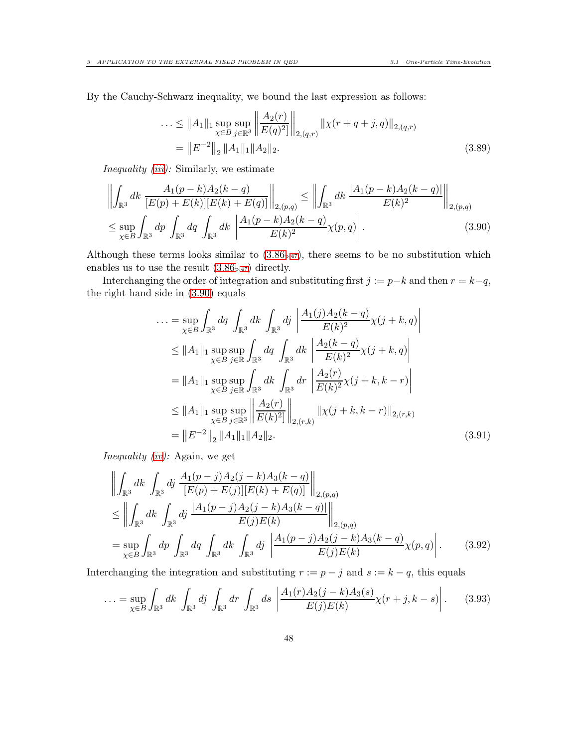By the Cauchy-Schwarz inequality, we bound the last expression as follows:

$$
\begin{aligned}
\ldots &\leq \|A_1\|_1 \sup_{\chi \in B} \sup_{j \in \mathbb{R}^3} \left\| \frac{A_2(r)}{E(q)^2]} \right\|_{2,(q,r)} \|\chi(r+q+j, q)\|_{2,(q,r)} \\
&= \left\|E^{-2}\right\|_2 \|A_1\|_1 \|A_2\|_2.
\end{aligned} \tag{3.89}
$$

*Inequality (iii):* Similarly, we estimate

$$
\begin{aligned}
&\left\| \int_{\mathbb{R}^3} dk \, \frac{A_1(p-k)A_2(k-q)}{[E(p)+E(k)][E(k)+E(q)]} \right\|_{2,(p,q)} \leq \left\| \int_{\mathbb{R}^3} dk \, \frac{|A_1(p-k)A_2(k-q)|}{E(k)^2} \right\|_{2,(p,q)} \\
&\leq \sup_{\chi \in B} \int_{\mathbb{R}^3} dp \int_{\mathbb{R}^3} dq \int_{\mathbb{R}^3} dk \, \left| \frac{A_1(p-k)A_2(k-q)}{E(k)^2} \chi(p,q) \right|.
\end{aligned} \tag{3.90}
$$

Although these terms looks similar to (3.86), there seems to be no substitution which enables us to use the result (3.86) directly.

Interchanging the order of integration and substituting first $j := p-k$ and then $r = k-q$, the right hand side in (3.90) equals

$$
\begin{aligned}
\ldots &= \sup_{\chi \in B} \int_{\mathbb{R}^3} dq \int_{\mathbb{R}^3} dk \int_{\mathbb{R}^3} dj \, \left| \frac{A_1(j)A_2(k-q)}{E(k)^2} \chi(j+k, q) \right| \\
&\leq \|A_1\|_1 \sup_{\chi \in B} \sup_{j \in \mathbb{R}} \int_{\mathbb{R}^3} dq \int_{\mathbb{R}^3} dk \, \left| \frac{A_2(k-q)}{E(k)^2} \chi(j+k, q) \right| \\
&= \|A_1\|_1 \sup_{\chi \in B} \sup_{j \in \mathbb{R}} \int_{\mathbb{R}^3} dk \int_{\mathbb{R}^3} dr \, \left| \frac{A_2(r)}{E(k)^2} \chi(j+k, k-r) \right| \\
&\leq \|A_1\|_1 \sup_{\chi \in B} \sup_{j \in \mathbb{R}^3} \left\| \frac{A_2(r)}{E(k)^2]} \right\|_{2,(r,k)} \|\chi(j+k, k-r)\|_{2,(r,k)} \\
&= \left\|E^{-2}\right\|_2 \|A_1\|_1 \|A_2\|_2.
\end{aligned} \tag{3.91}
$$

*Inequality (iv):* Again, we get

$$
\begin{aligned}
&\left\| \int_{\mathbb{R}^3} dk \int_{\mathbb{R}^3} dj \, \frac{A_1(p-j)A_2(j-k)A_3(k-q)}{[E(p)+E(j)][E(k)+E(q)]} \right\|_{2,(p,q)} \\
&\leq \left\| \int_{\mathbb{R}^3} dk \int_{\mathbb{R}^3} dj \, \frac{|A_1(p-j)A_2(j-k)A_3(k-q)|}{E(j)E(k)} \right\|_{2,(p,q)} \\
&= \sup_{\chi \in B} \int_{\mathbb{R}^3} dp \int_{\mathbb{R}^3} dq \int_{\mathbb{R}^3} dk \int_{\mathbb{R}^3} dj \, \left| \frac{A_1(p-j)A_2(j-k)A_3(k-q)}{E(j)E(k)} \chi(p,q) \right|.
\end{aligned} \tag{3.92}
$$

Interchanging the integration and substituting $r := p-j$ and $s := k-q$, this equals

$$
\ldots = \sup_{\chi \in B} \int_{\mathbb{R}^3} dk \int_{\mathbb{R}^3} dj \int_{\mathbb{R}^3} dr \int_{\mathbb{R}^3} ds \, \left| \frac{A_1(r)A_2(j-k)A_3(s)}{E(j)E(k)} \chi(r+j, k-s) \right|. \tag{3.93}
$$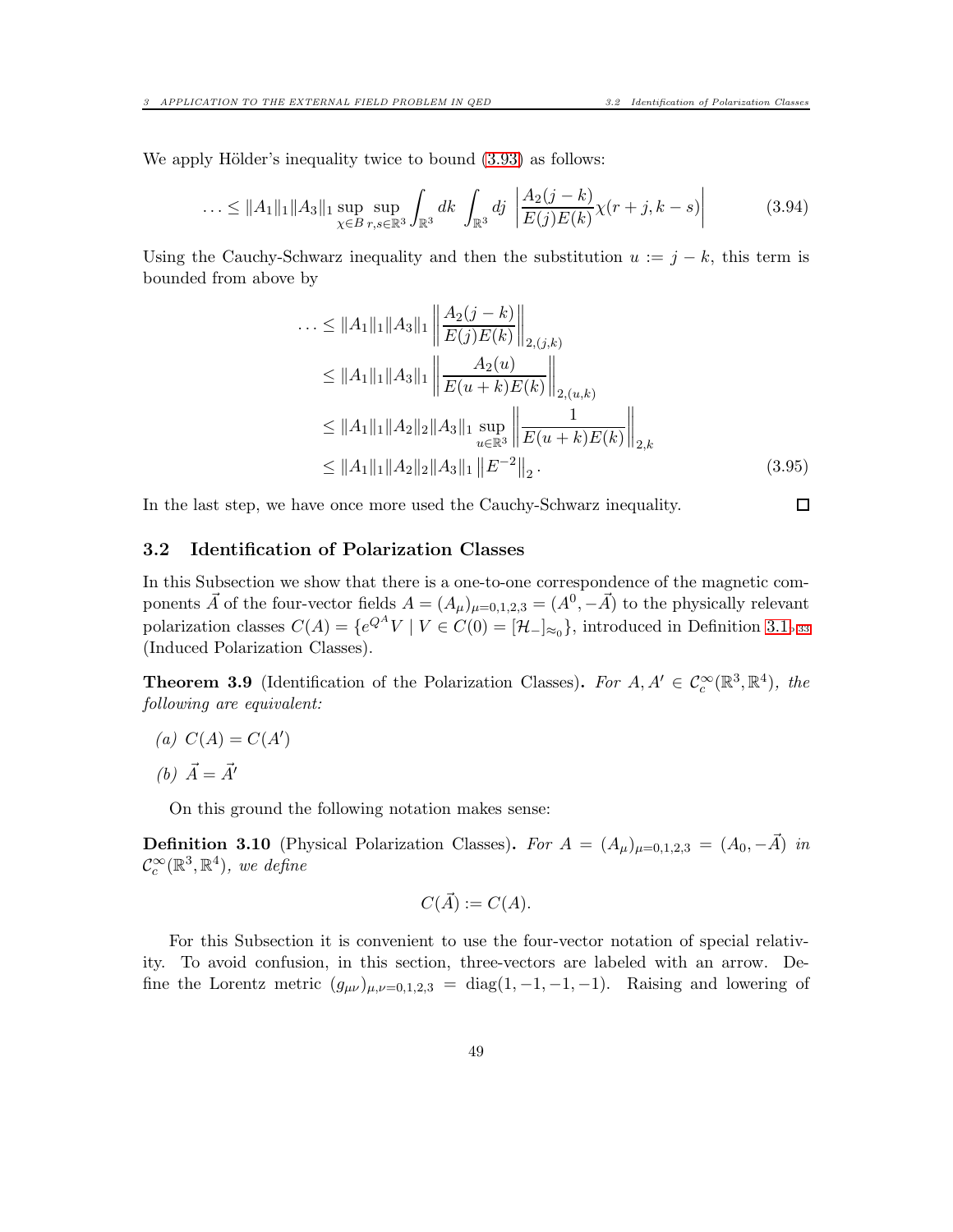We apply Hölder's inequality twice to bound (3.93) as follows:

$$\ldots \leq \|A_1\|_1 \|A_3\|_1 \sup_{\chi \in B} \sup_{r,s \in \mathbb{R}^3} \int_{\mathbb{R}^3} dk \int_{\mathbb{R}^3} dj \, \left| \frac{A_2(j-k)}{E(j)E(k)} \chi(r+j, k-s) \right| \tag{3.94}$$

Using the Cauchy-Schwarz inequality and then the substitution $u := j - k$, this term is bounded from above by

$$\begin{aligned}
\ldots &\leq \|A_1\|_1 \|A_3\|_1 \left\| \frac{A_2(j-k)}{E(j)E(k)} \right\|_{2,(j,k)} \\
&\leq \|A_1\|_1 \|A_3\|_1 \left\| \frac{A_2(u)}{E(u+k)E(k)} \right\|_{2,(u,k)} \\
&\leq \|A_1\|_1 \|A_2\|_2 \|A_3\|_1 \sup_{u \in \mathbb{R}^3} \left\| \frac{1}{E(u+k)E(k)} \right\|_{2,k} \\
&\leq \|A_1\|_1 \|A_2\|_2 \|A_3\|_1 \left\| E^{-2} \right\|_2 .
\end{aligned} \tag{3.95}$$

In the last step, we have once more used the Cauchy-Schwarz inequality. □

## 3.2 Identification of Polarization Classes

In this Subsection we show that there is a one-to-one correspondence of the magnetic components $\vec{A}$ of the four-vector fields $A = (A_\mu)_{\mu=0,1,2,3} = (A^0, -\vec{A})$ to the physically relevant polarization classes $C(A) = \{e^{Q^A} V \mid V \in C(0) = [\mathcal{H}_-]_{\approx_0}\}$, introduced in Definition 3.1, 33 (Induced Polarization Classes).

**Theorem 3.9** (Identification of the Polarization Classes)**.** *For $A, A' \in \mathcal{C}_c^\infty(\mathbb{R}^3, \mathbb{R}^4)$, the following are equivalent:*

*(a)* $C(A) = C(A')$

*(b)* $\vec{A} = \vec{A}'$

On this ground the following notation makes sense:

**Definition 3.10** (Physical Polarization Classes)**.** *For $A = (A_\mu)_{\mu=0,1,2,3} = (A_0, -\vec{A})$ in $\mathcal{C}_c^\infty(\mathbb{R}^3, \mathbb{R}^4)$, we define*

$$C(\vec{A}) := C(A).$$

For this Subsection it is convenient to use the four-vector notation of special relativity. To avoid confusion, in this section, three-vectors are labeled with an arrow. Define the Lorentz metric $(g_{\mu\nu})_{\mu,\nu=0,1,2,3} = \operatorname{diag}(1, -1, -1, -1)$. Raising and lowering of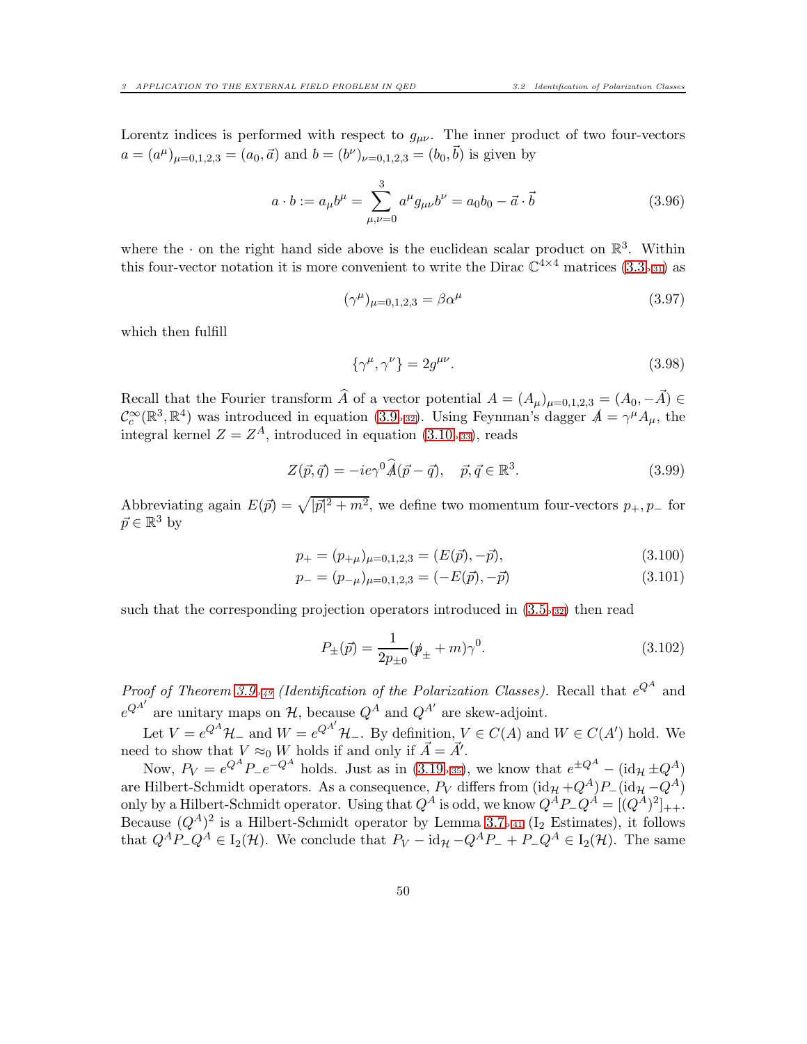Lorentz indices is performed with respect to $g_{\mu\nu}$. The inner product of two four-vectors $a = (a^\mu)_{\mu=0,1,2,3} = (a_0, \vec{a})$ and $b = (b^\nu)_{\nu=0,1,2,3} = (b_0, \vec{b})$ is given by

$$a \cdot b := a_\mu b^\mu = \sum_{\mu,\nu=0}^{3} a^\mu g_{\mu\nu} b^\nu = a_0 b_0 - \vec{a} \cdot \vec{b} \tag{3.96}$$

where the $\cdot$ on the right hand side above is the euclidean scalar product on $\mathbb{R}^3$. Within this four-vector notation it is more convenient to write the Dirac $\mathbb{C}^{4\times 4}$ matrices (3.3, 31) as

$$(\gamma^\mu)_{\mu=0,1,2,3} = \beta\alpha^\mu \tag{3.97}$$

which then fulfill

$$\{\gamma^\mu, \gamma^\nu\} = 2g^{\mu\nu}. \tag{3.98}$$

Recall that the Fourier transform $\widehat{A}$ of a vector potential $A = (A_\mu)_{\mu=0,1,2,3} = (A_0, -\vec{A}) \in \mathcal{C}_c^\infty(\mathbb{R}^3, \mathbb{R}^4)$ was introduced in equation (3.9, 32). Using Feynman's dagger $\not{A} = \gamma^\mu A_\mu$, the integral kernel $Z = Z^A$, introduced in equation (3.10, 33), reads

$$Z(\vec{p}, \vec{q}) = -ie\gamma^0 \widehat{\not{A}}(\vec{p} - \vec{q}), \quad \vec{p}, \vec{q} \in \mathbb{R}^3. \tag{3.99}$$

Abbreviating again $E(\vec{p}) = \sqrt{|\vec{p}|^2 + m^2}$, we define two momentum four-vectors $p_+, p_-$ for $\vec{p} \in \mathbb{R}^3$ by

$$p_+ = (p_{+\mu})_{\mu=0,1,2,3} = (E(\vec{p}), -\vec{p}), \tag{3.100}$$

$$p_- = (p_{-\mu})_{\mu=0,1,2,3} = (-E(\vec{p}), -\vec{p}) \tag{3.101}$$

such that the corresponding projection operators introduced in (3.5, 32) then read

$$P_\pm(\vec{p}) = \frac{1}{2p_{\pm 0}}(\not{p}_\pm + m)\gamma^0. \tag{3.102}$$

*Proof of Theorem 3.9, 49 (Identification of the Polarization Classes).* Recall that $e^{Q^A}$ and $e^{Q^{A'}}$ are unitary maps on $\mathcal{H}$, because $Q^A$ and $Q^{A'}$ are skew-adjoint.

Let $V = e^{Q^A}\mathcal{H}_-$ and $W = e^{Q^{A'}}\mathcal{H}_-$. By definition, $V \in C(A)$ and $W \in C(A')$ hold. We need to show that $V \approx_0 W$ holds if and only if $\vec{A} = \vec{A}'$.

Now, $P_V = e^{Q^A} P_- e^{-Q^A}$ holds. Just as in (3.19, 35), we know that $e^{\pm Q^A} - (\mathrm{id}_\mathcal{H} \pm Q^A)$ are Hilbert-Schmidt operators. As a consequence, $P_V$ differs from $(\mathrm{id}_\mathcal{H} + Q^A)P_-(\mathrm{id}_\mathcal{H} - Q^A)$ only by a Hilbert-Schmidt operator. Using that $Q^A$ is odd, we know $Q^A P_- Q^A = [(Q^A)^2]_{++}$. Because $(Q^A)^2$ is a Hilbert-Schmidt operator by Lemma 3.7, 41 ($\mathrm{I}_2$ Estimates), it follows that $Q^A P_- Q^A \in \mathrm{I}_2(\mathcal{H})$. We conclude that $P_V - \mathrm{id}_\mathcal{H} - Q^A P_- + P_- Q^A \in \mathrm{I}_2(\mathcal{H})$. The same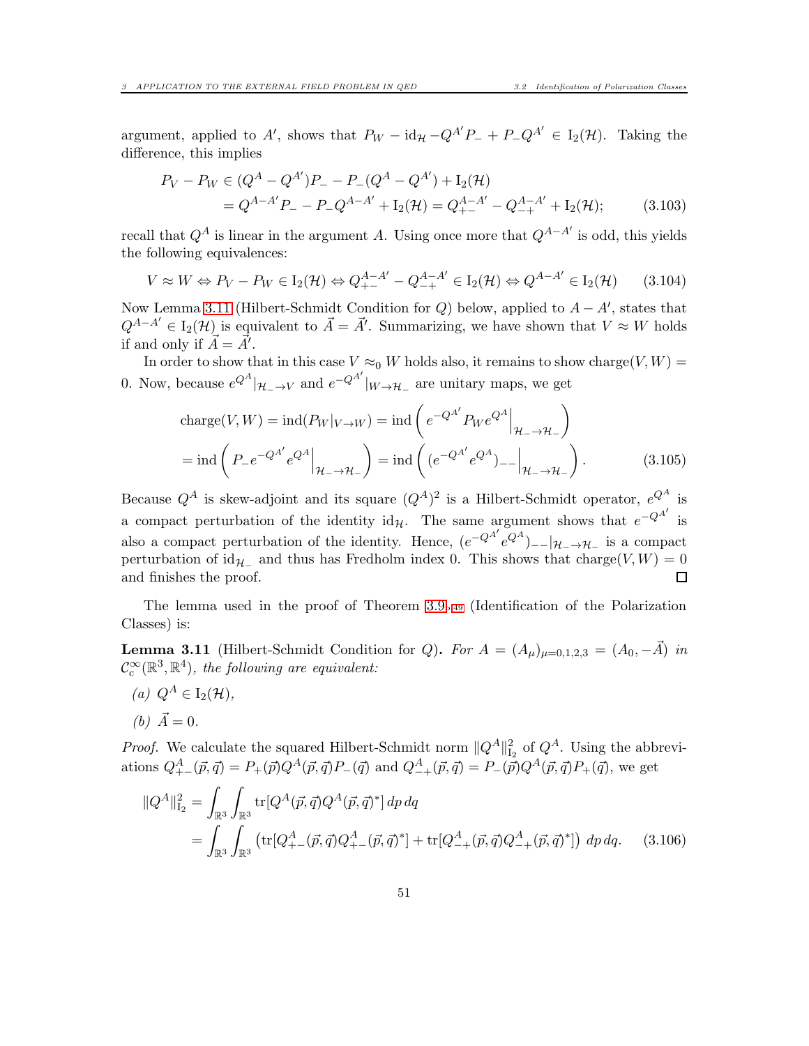argument, applied to $A'$, shows that $P_W - \mathrm{id}_{\mathcal{H}} - Q^{A'}P_- + P_-Q^{A'} \in \mathrm{I}_2(\mathcal{H})$. Taking the difference, this implies

$$
\begin{aligned}
P_V - P_W &\in (Q^A - Q^{A'})P_- - P_-(Q^A - Q^{A'}) + \mathrm{I}_2(\mathcal{H}) \\
&= Q^{A-A'}P_- - P_-Q^{A-A'} + \mathrm{I}_2(\mathcal{H}) = Q^{A-A'}_{+-} - Q^{A-A'}_{-+} + \mathrm{I}_2(\mathcal{H});
\end{aligned}
\tag{3.103}
$$

recall that $Q^A$ is linear in the argument $A$. Using once more that $Q^{A-A'}$ is odd, this yields the following equivalences:

$$
V \approx W \Leftrightarrow P_V - P_W \in \mathrm{I}_2(\mathcal{H}) \Leftrightarrow Q^{A-A'}_{+-} - Q^{A-A'}_{-+} \in \mathrm{I}_2(\mathcal{H}) \Leftrightarrow Q^{A-A'} \in \mathrm{I}_2(\mathcal{H}) \tag{3.104}
$$

Now Lemma 3.11 (Hilbert-Schmidt Condition for $Q$) below, applied to $A - A'$, states that $Q^{A-A'} \in \mathrm{I}_2(\mathcal{H})$ is equivalent to $\vec{A} = \vec{A}'$. Summarizing, we have shown that $V \approx W$ holds if and only if $\vec{A} = \vec{A}'$.

In order to show that in this case $V \approx_0 W$ holds also, it remains to show $\mathrm{charge}(V, W) = 0$. Now, because $e^{Q^A}|_{\mathcal{H}_- \to V}$ and $e^{-Q^{A'}}|_{W \to \mathcal{H}_-}$ are unitary maps, we get

$$
\begin{aligned}
\mathrm{charge}(V, W) &= \mathrm{ind}(P_W|_{V \to W}) = \mathrm{ind}\left( e^{-Q^{A'}} P_W e^{Q^A}\Big|_{\mathcal{H}_- \to \mathcal{H}_-} \right) \\
&= \mathrm{ind}\left( P_- e^{-Q^{A'}} e^{Q^A}\Big|_{\mathcal{H}_- \to \mathcal{H}_-} \right) = \mathrm{ind}\left( (e^{-Q^{A'}} e^{Q^A})_{--}\Big|_{\mathcal{H}_- \to \mathcal{H}_-} \right).
\end{aligned}
\tag{3.105}
$$

Because $Q^A$ is skew-adjoint and its square $(Q^A)^2$ is a Hilbert-Schmidt operator, $e^{Q^A}$ is a compact perturbation of the identity $\mathrm{id}_{\mathcal{H}}$. The same argument shows that $e^{-Q^{A'}}$ is also a compact perturbation of the identity. Hence, $(e^{-Q^{A'}} e^{Q^A})_{--}|_{\mathcal{H}_- \to \mathcal{H}_-}$ is a compact perturbation of $\mathrm{id}_{\mathcal{H}_-}$ and thus has Fredholm index 0. This shows that $\mathrm{charge}(V, W) = 0$ and finishes the proof. ◻

The lemma used in the proof of Theorem 3.9 (Identification of the Polarization Classes) is:

**Lemma 3.11** (Hilbert-Schmidt Condition for $Q$)**.** *For $A = (A_\mu)_{\mu=0,1,2,3} = (A_0, -\vec{A})$ in $\mathcal{C}_c^\infty(\mathbb{R}^3, \mathbb{R}^4)$, the following are equivalent:*

*(a)* $Q^A \in \mathrm{I}_2(\mathcal{H})$,

*(b)* $\vec{A} = 0$.

*Proof.* We calculate the squared Hilbert-Schmidt norm $\|Q^A\|^2_{\mathrm{I}_2}$ of $Q^A$. Using the abbreviations $Q^A_{+-}(\vec{p}, \vec{q}) = P_+(\vec{p})Q^A(\vec{p}, \vec{q})P_-(\vec{q})$ and $Q^A_{-+}(\vec{p}, \vec{q}) = P_-(\vec{p})Q^A(\vec{p}, \vec{q})P_+(\vec{q})$, we get

$$
\begin{aligned}
\|Q^A\|^2_{\mathrm{I}_2} &= \int_{\mathbb{R}^3}\int_{\mathbb{R}^3} \mathrm{tr}[Q^A(\vec{p}, \vec{q})Q^A(\vec{p}, \vec{q})^*]\, dp\, dq \\
&= \int_{\mathbb{R}^3}\int_{\mathbb{R}^3} \left( \mathrm{tr}[Q^A_{+-}(\vec{p}, \vec{q})Q^A_{+-}(\vec{p}, \vec{q})^*] + \mathrm{tr}[Q^A_{-+}(\vec{p}, \vec{q})Q^A_{-+}(\vec{p}, \vec{q})^*] \right) dp\, dq.
\end{aligned}
\tag{3.106}
$$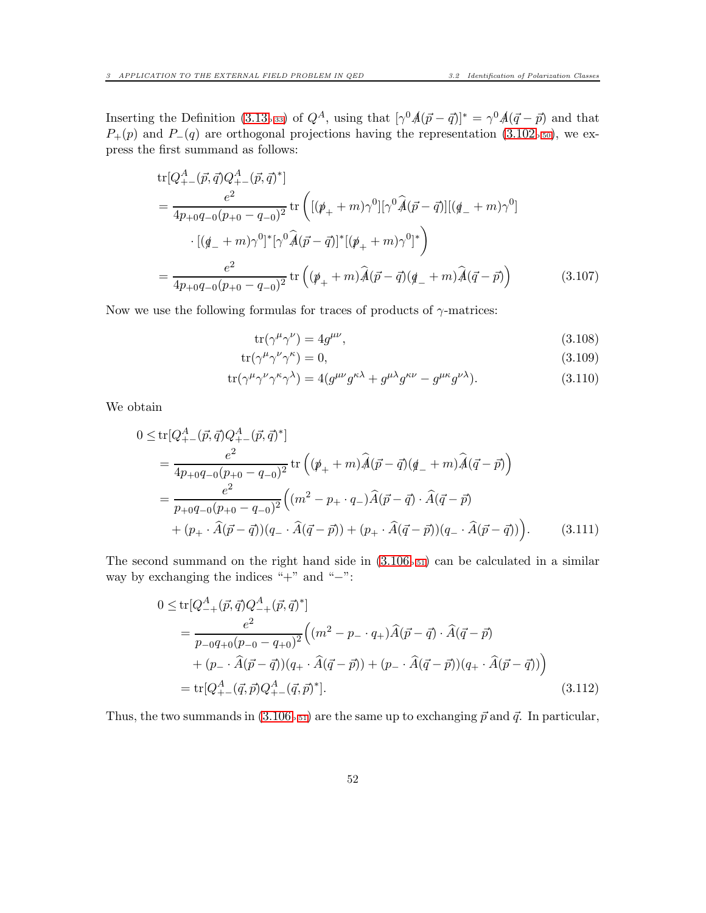Inserting the Definition (3.13, 33) of $Q^A$, using that $[\gamma^0 \not{A}(\vec{p}-\vec{q})]^* = \gamma^0 \not{A}(\vec{q}-\vec{p})$ and that $P_+(p)$ and $P_-(q)$ are orthogonal projections having the representation (3.102, 50), we express the first summand as follows:

$$
\begin{aligned}
&\operatorname{tr}[Q^A_{+-}(\vec{p},\vec{q})Q^A_{+-}(\vec{p},\vec{q})^*] \\
&= \frac{e^2}{4p_{+0}q_{-0}(p_{+0}-q_{-0})^2} \operatorname{tr}\Big( [(\not{p}_+ + m)\gamma^0][\gamma^0 \widehat{\not{A}}(\vec{p}-\vec{q})][(\not{q}_- + m)\gamma^0] \\
&\qquad \cdot [(\not{q}_- + m)\gamma^0]^* [\gamma^0 \widehat{\not{A}}(\vec{p}-\vec{q})]^* [(\not{p}_+ + m)\gamma^0]^* \Big) \\
&= \frac{e^2}{4p_{+0}q_{-0}(p_{+0}-q_{-0})^2} \operatorname{tr}\Big( (\not{p}_+ + m)\widehat{\not{A}}(\vec{p}-\vec{q})(\not{q}_- + m)\widehat{\not{A}}(\vec{q}-\vec{p}) \Big)
\end{aligned}
\tag{3.107}
$$

Now we use the following formulas for traces of products of $\gamma$-matrices:

$$\operatorname{tr}(\gamma^\mu \gamma^\nu) = 4g^{\mu\nu}, \tag{3.108}$$

$$\operatorname{tr}(\gamma^\mu \gamma^\nu \gamma^\kappa) = 0, \tag{3.109}$$

$$\operatorname{tr}(\gamma^\mu \gamma^\nu \gamma^\kappa \gamma^\lambda) = 4(g^{\mu\nu}g^{\kappa\lambda} + g^{\mu\lambda}g^{\kappa\nu} - g^{\mu\kappa}g^{\nu\lambda}). \tag{3.110}$$

We obtain

$$
\begin{aligned}
0 &\le \operatorname{tr}[Q^A_{+-}(\vec{p},\vec{q})Q^A_{+-}(\vec{p},\vec{q})^*] \\
&= \frac{e^2}{4p_{+0}q_{-0}(p_{+0}-q_{-0})^2} \operatorname{tr}\Big( (\not{p}_+ + m)\widehat{\not{A}}(\vec{p}-\vec{q})(\not{q}_- + m)\widehat{\not{A}}(\vec{q}-\vec{p}) \Big) \\
&= \frac{e^2}{p_{+0}q_{-0}(p_{+0}-q_{-0})^2} \Big( (m^2 - p_+ \cdot q_-)\widehat{A}(\vec{p}-\vec{q}) \cdot \widehat{A}(\vec{q}-\vec{p}) \\
&\quad + (p_+ \cdot \widehat{A}(\vec{p}-\vec{q}))(q_- \cdot \widehat{A}(\vec{q}-\vec{p})) + (p_+ \cdot \widehat{A}(\vec{q}-\vec{p}))(q_- \cdot \widehat{A}(\vec{p}-\vec{q})) \Big).
\end{aligned}
\tag{3.111}
$$

The second summand on the right hand side in (3.106, 51) can be calculated in a similar way by exchanging the indices "+" and "−":

$$
\begin{aligned}
0 &\le \operatorname{tr}[Q^A_{-+}(\vec{p},\vec{q})Q^A_{-+}(\vec{p},\vec{q})^*] \\
&= \frac{e^2}{p_{-0}q_{+0}(p_{-0}-q_{+0})^2} \Big( (m^2 - p_- \cdot q_+)\widehat{A}(\vec{p}-\vec{q}) \cdot \widehat{A}(\vec{q}-\vec{p}) \\
&\quad + (p_- \cdot \widehat{A}(\vec{p}-\vec{q}))(q_+ \cdot \widehat{A}(\vec{q}-\vec{p})) + (p_- \cdot \widehat{A}(\vec{q}-\vec{p}))(q_+ \cdot \widehat{A}(\vec{p}-\vec{q})) \Big) \\
&= \operatorname{tr}[Q^A_{+-}(\vec{q},\vec{p})Q^A_{+-}(\vec{q},\vec{p})^*].
\end{aligned}
\tag{3.112}
$$

Thus, the two summands in (3.106, 51) are the same up to exchanging $\vec{p}$ and $\vec{q}$. In particular,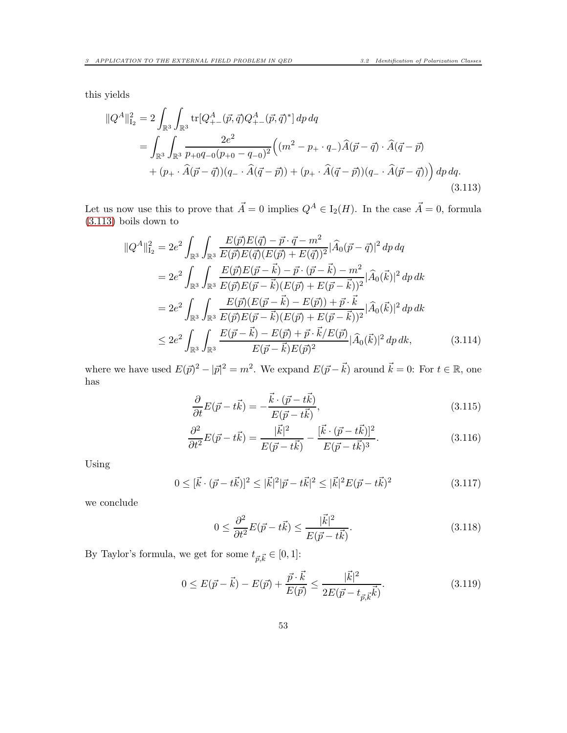this yields

$$
\begin{aligned}
\|Q^A\|_{\mathrm{I}_2}^2 &= 2\int_{\mathbb{R}^3}\int_{\mathbb{R}^3} \operatorname{tr}[Q^A_{+-}(\vec{p},\vec{q})Q^A_{+-}(\vec{p},\vec{q})^*]\,dp\,dq \\
&= \int_{\mathbb{R}^3}\int_{\mathbb{R}^3} \frac{2e^2}{p_{+0}q_{-0}(p_{+0}-q_{-0})^2}\Big((m^2 - p_+\cdot q_-)\widehat{A}(\vec{p}-\vec{q})\cdot\widehat{A}(\vec{q}-\vec{p}) \\
&\quad + (p_+\cdot\widehat{A}(\vec{p}-\vec{q}))(q_-\cdot\widehat{A}(\vec{q}-\vec{p})) + (p_+\cdot\widehat{A}(\vec{q}-\vec{p}))(q_-\cdot\widehat{A}(\vec{p}-\vec{q}))\Big)\,dp\,dq.
\end{aligned}
\tag{3.113}
$$

Let us now use this to prove that $\vec{A}=0$ implies $Q^A \in \mathrm{I}_2(H)$. In the case $\vec{A}=0$, formula (3.113) boils down to

$$
\begin{aligned}
\|Q^A\|_{\mathrm{I}_2}^2 &= 2e^2\int_{\mathbb{R}^3}\int_{\mathbb{R}^3} \frac{E(\vec{p})E(\vec{q}) - \vec{p}\cdot\vec{q} - m^2}{E(\vec{p})E(\vec{q})(E(\vec{p})+E(\vec{q}))^2}|\widehat{A}_0(\vec{p}-\vec{q})|^2\,dp\,dq \\
&= 2e^2\int_{\mathbb{R}^3}\int_{\mathbb{R}^3} \frac{E(\vec{p})E(\vec{p}-\vec{k}) - \vec{p}\cdot(\vec{p}-\vec{k}) - m^2}{E(\vec{p})E(\vec{p}-\vec{k})(E(\vec{p})+E(\vec{p}-\vec{k}))^2}|\widehat{A}_0(\vec{k})|^2\,dp\,dk \\
&= 2e^2\int_{\mathbb{R}^3}\int_{\mathbb{R}^3} \frac{E(\vec{p})(E(\vec{p}-\vec{k}) - E(\vec{p})) + \vec{p}\cdot\vec{k}}{E(\vec{p})E(\vec{p}-\vec{k})(E(\vec{p})+E(\vec{p}-\vec{k}))^2}|\widehat{A}_0(\vec{k})|^2\,dp\,dk \\
&\le 2e^2\int_{\mathbb{R}^3}\int_{\mathbb{R}^3} \frac{E(\vec{p}-\vec{k}) - E(\vec{p}) + \vec{p}\cdot\vec{k}/E(\vec{p})}{E(\vec{p}-\vec{k})E(\vec{p})^2}|\widehat{A}_0(\vec{k})|^2\,dp\,dk,
\end{aligned}
\tag{3.114}
$$

where we have used $E(\vec{p})^2 - |\vec{p}|^2 = m^2$. We expand $E(\vec{p}-\vec{k})$ around $\vec{k}=0$: For $t\in\mathbb{R}$, one has

$$
\frac{\partial}{\partial t}E(\vec{p}-t\vec{k}) = -\frac{\vec{k}\cdot(\vec{p}-t\vec{k})}{E(\vec{p}-t\vec{k})}, \tag{3.115}
$$

$$
\frac{\partial^2}{\partial t^2}E(\vec{p}-t\vec{k}) = \frac{|\vec{k}|^2}{E(\vec{p}-t\vec{k})} - \frac{[\vec{k}\cdot(\vec{p}-t\vec{k})]^2}{E(\vec{p}-t\vec{k})^3}. \tag{3.116}
$$

Using

$$
0 \le [\vec{k}\cdot(\vec{p}-t\vec{k})]^2 \le |\vec{k}|^2|\vec{p}-t\vec{k}|^2 \le |\vec{k}|^2 E(\vec{p}-t\vec{k})^2 \tag{3.117}
$$

we conclude

$$
0 \le \frac{\partial^2}{\partial t^2}E(\vec{p}-t\vec{k}) \le \frac{|\vec{k}|^2}{E(\vec{p}-t\vec{k})}. \tag{3.118}
$$

By Taylor's formula, we get for some $t_{\vec{p},\vec{k}} \in [0,1]$:

$$
0 \le E(\vec{p}-\vec{k}) - E(\vec{p}) + \frac{\vec{p}\cdot\vec{k}}{E(\vec{p})} \le \frac{|\vec{k}|^2}{2E(\vec{p}-t_{\vec{p},\vec{k}}\vec{k})}. \tag{3.119}
$$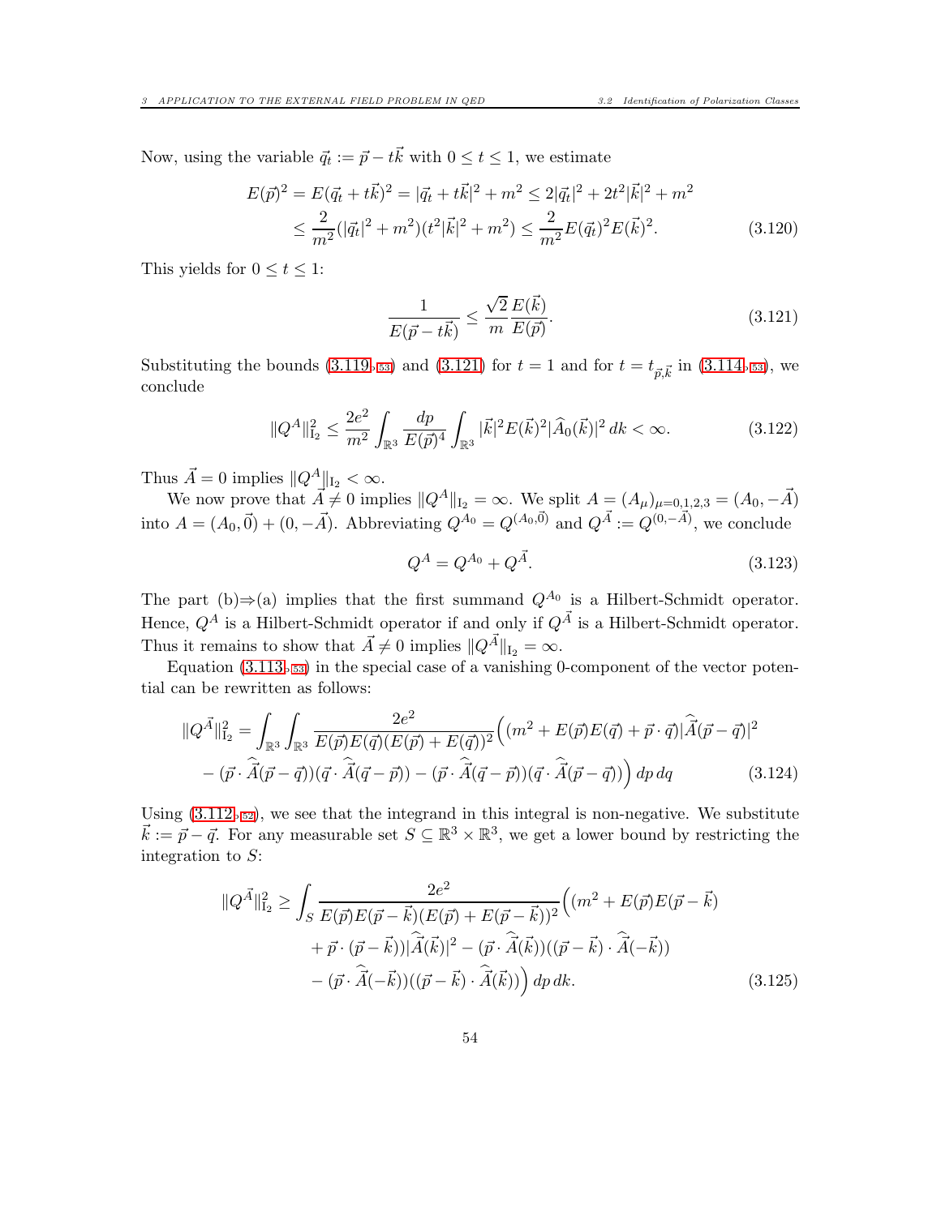Now, using the variable $\vec{q}_t := \vec{p} - t\vec{k}$ with $0 \le t \le 1$, we estimate

$$
\begin{aligned}
E(\vec{p})^2 = E(\vec{q}_t + t\vec{k})^2 &= |\vec{q}_t + t\vec{k}|^2 + m^2 \le 2|\vec{q}_t|^2 + 2t^2|\vec{k}|^2 + m^2 \\
&\le \frac{2}{m^2}(|\vec{q}_t|^2 + m^2)(t^2|\vec{k}|^2 + m^2) \le \frac{2}{m^2} E(\vec{q}_t)^2 E(\vec{k})^2.
\end{aligned} \tag{3.120}
$$

This yields for $0 \le t \le 1$:

$$
\frac{1}{E(\vec{p} - t\vec{k})} \le \frac{\sqrt{2}}{m} \frac{E(\vec{k})}{E(\vec{p})}. \tag{3.121}
$$

Substituting the bounds (3.119) and (3.121) for $t = 1$ and for $t = t_{\vec{p},\vec{k}}$ in (3.114), we conclude

$$
\|Q^A\|_{\mathrm{I}_2}^2 \le \frac{2e^2}{m^2} \int_{\mathbb{R}^3} \frac{dp}{E(\vec{p})^4} \int_{\mathbb{R}^3} |\vec{k}|^2 E(\vec{k})^2 |\widehat{A}_0(\vec{k})|^2 \, dk < \infty. \tag{3.122}
$$

Thus $\vec{A} = 0$ implies $\|Q^A\|_{\mathrm{I}_2} < \infty$.

We now prove that $\vec{A} \ne 0$ implies $\|Q^A\|_{\mathrm{I}_2} = \infty$. We split $A = (A_\mu)_{\mu=0,1,2,3} = (A_0, -\vec{A})$ into $A = (A_0, \vec{0}) + (0, -\vec{A})$. Abbreviating $Q^{A_0} = Q^{(A_0,\vec{0})}$ and $Q^{\vec{A}} := Q^{(0,-\vec{A})}$, we conclude

$$
Q^A = Q^{A_0} + Q^{\vec{A}}. \tag{3.123}
$$

The part (b)⇒(a) implies that the first summand $Q^{A_0}$ is a Hilbert-Schmidt operator. Hence, $Q^A$ is a Hilbert-Schmidt operator if and only if $Q^{\vec{A}}$ is a Hilbert-Schmidt operator. Thus it remains to show that $\vec{A} \ne 0$ implies $\|Q^{\vec{A}}\|_{\mathrm{I}_2} = \infty$.

Equation (3.113) in the special case of a vanishing 0-component of the vector potential can be rewritten as follows:

$$
\begin{aligned}
\|Q^{\vec{A}}\|_{\mathrm{I}_2}^2 = \int_{\mathbb{R}^3}\int_{\mathbb{R}^3} &\frac{2e^2}{E(\vec{p})E(\vec{q})(E(\vec{p}) + E(\vec{q}))^2} \Big( (m^2 + E(\vec{p})E(\vec{q}) + \vec{p}\cdot\vec{q}) |\widehat{\vec{A}}(\vec{p} - \vec{q})|^2 \\
&- (\vec{p}\cdot\widehat{\vec{A}}(\vec{p} - \vec{q}))(\vec{q}\cdot\widehat{\vec{A}}(\vec{q} - \vec{p})) - (\vec{p}\cdot\widehat{\vec{A}}(\vec{q} - \vec{p}))(\vec{q}\cdot\widehat{\vec{A}}(\vec{p} - \vec{q})) \Big) \, dp \, dq
\end{aligned} \tag{3.124}
$$

Using (3.112), we see that the integrand in this integral is non-negative. We substitute $\vec{k} := \vec{p} - \vec{q}$. For any measurable set $S \subseteq \mathbb{R}^3 \times \mathbb{R}^3$, we get a lower bound by restricting the integration to $S$:

$$
\begin{aligned}
\|Q^{\vec{A}}\|_{\mathrm{I}_2}^2 \ge \int_S &\frac{2e^2}{E(\vec{p})E(\vec{p} - \vec{k})(E(\vec{p}) + E(\vec{p} - \vec{k}))^2} \Big( (m^2 + E(\vec{p})E(\vec{p} - \vec{k}) \\
&+ \vec{p}\cdot(\vec{p} - \vec{k})) |\widehat{\vec{A}}(\vec{k})|^2 - (\vec{p}\cdot\widehat{\vec{A}}(\vec{k}))((\vec{p} - \vec{k})\cdot\widehat{\vec{A}}(-\vec{k})) \\
&- (\vec{p}\cdot\widehat{\vec{A}}(-\vec{k}))((\vec{p} - \vec{k})\cdot\widehat{\vec{A}}(\vec{k})) \Big) \, dp \, dk.
\end{aligned} \tag{3.125}
$$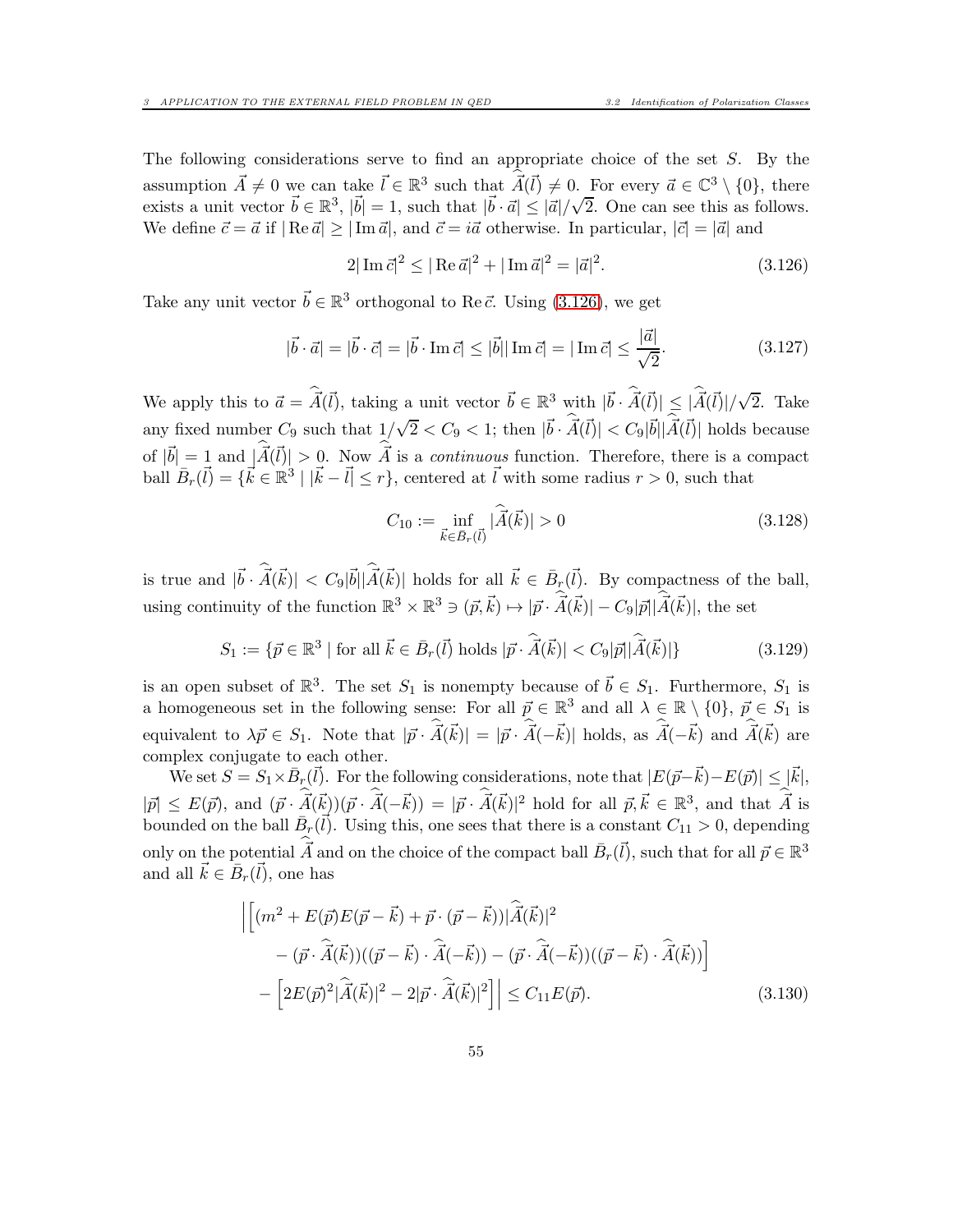The following considerations serve to find an appropriate choice of the set $S$. By the assumption $\vec{A} \neq 0$ we can take $\vec{l} \in \mathbb{R}^3$ such that $\widehat{\vec{A}}(\vec{l}) \neq 0$. For every $\vec{a} \in \mathbb{C}^3 \setminus \{0\}$, there exists a unit vector $\vec{b} \in \mathbb{R}^3$, $|\vec{b}| = 1$, such that $|\vec{b} \cdot \vec{a}| \leq |\vec{a}|/\sqrt{2}$. One can see this as follows. We define $\vec{c} = \vec{a}$ if $|\operatorname{Re} \vec{a}| \geq |\operatorname{Im} \vec{a}|$, and $\vec{c} = i\vec{a}$ otherwise. In particular, $|\vec{c}| = |\vec{a}|$ and

$$2|\operatorname{Im} \vec{c}|^2 \leq |\operatorname{Re} \vec{a}|^2 + |\operatorname{Im} \vec{a}|^2 = |\vec{a}|^2. \tag{3.126}$$

Take any unit vector $\vec{b} \in \mathbb{R}^3$ orthogonal to $\operatorname{Re} \vec{c}$. Using (3.126), we get

$$|\vec{b} \cdot \vec{a}| = |\vec{b} \cdot \vec{c}| = |\vec{b} \cdot \operatorname{Im} \vec{c}| \leq |\vec{b}||\operatorname{Im} \vec{c}| = |\operatorname{Im} \vec{c}| \leq \frac{|\vec{a}|}{\sqrt{2}}. \tag{3.127}$$

We apply this to $\vec{a} = \widehat{\vec{A}}(\vec{l})$, taking a unit vector $\vec{b} \in \mathbb{R}^3$ with $|\vec{b} \cdot \widehat{\vec{A}}(\vec{l})| \leq |\widehat{\vec{A}}(\vec{l})|/\sqrt{2}$. Take any fixed number $C_9$ such that $1/\sqrt{2} < C_9 < 1$; then $|\vec{b} \cdot \widehat{\vec{A}}(\vec{l})| < C_9 |\vec{b}||\widehat{\vec{A}}(\vec{l})|$ holds because of $|\vec{b}| = 1$ and $|\widehat{\vec{A}}(\vec{l})| > 0$. Now $\widehat{\vec{A}}$ is a *continuous* function. Therefore, there is a compact ball $\bar{B}_r(\vec{l}) = \{\vec{k} \in \mathbb{R}^3 \mid |\vec{k} - \vec{l}| \leq r\}$, centered at $\vec{l}$ with some radius $r > 0$, such that

$$C_{10} := \inf_{\vec{k} \in \bar{B}_r(\vec{l})} |\widehat{\vec{A}}(\vec{k})| > 0 \tag{3.128}$$

is true and $|\vec{b} \cdot \widehat{\vec{A}}(\vec{k})| < C_9 |\vec{b}||\widehat{\vec{A}}(\vec{k})|$ holds for all $\vec{k} \in \bar{B}_r(\vec{l})$. By compactness of the ball, using continuity of the function $\mathbb{R}^3 \times \mathbb{R}^3 \ni (\vec{p}, \vec{k}) \mapsto |\vec{p} \cdot \widehat{\vec{A}}(\vec{k})| - C_9 |\vec{p}||\widehat{\vec{A}}(\vec{k})|$, the set

$$S_1 := \{\vec{p} \in \mathbb{R}^3 \mid \text{for all } \vec{k} \in \bar{B}_r(\vec{l}) \text{ holds } |\vec{p} \cdot \widehat{\vec{A}}(\vec{k})| < C_9 |\vec{p}||\widehat{\vec{A}}(\vec{k})|\} \tag{3.129}$$

is an open subset of $\mathbb{R}^3$. The set $S_1$ is nonempty because of $\vec{b} \in S_1$. Furthermore, $S_1$ is a homogeneous set in the following sense: For all $\vec{p} \in \mathbb{R}^3$ and all $\lambda \in \mathbb{R} \setminus \{0\}$, $\vec{p} \in S_1$ is equivalent to $\lambda \vec{p} \in S_1$. Note that $|\vec{p} \cdot \widehat{\vec{A}}(\vec{k})| = |\vec{p} \cdot \widehat{\vec{A}}(-\vec{k})|$ holds, as $\widehat{\vec{A}}(-\vec{k})$ and $\widehat{\vec{A}}(\vec{k})$ are complex conjugate to each other.

We set $S = S_1 \times \bar{B}_r(\vec{l})$. For the following considerations, note that $|E(\vec{p}-\vec{k}) - E(\vec{p})| \leq |\vec{k}|$, $|\vec{p}| \leq E(\vec{p})$, and $(\vec{p} \cdot \widehat{\vec{A}}(\vec{k}))(\vec{p} \cdot \widehat{\vec{A}}(-\vec{k})) = |\vec{p} \cdot \widehat{\vec{A}}(\vec{k})|^2$ hold for all $\vec{p}, \vec{k} \in \mathbb{R}^3$, and that $\widehat{\vec{A}}$ is bounded on the ball $\bar{B}_r(\vec{l})$. Using this, one sees that there is a constant $C_{11} > 0$, depending only on the potential $\widehat{\vec{A}}$ and on the choice of the compact ball $\bar{B}_r(\vec{l})$, such that for all $\vec{p} \in \mathbb{R}^3$ and all $\vec{k} \in \bar{B}_r(\vec{l})$, one has

$$\begin{aligned}
\Big| \Big[ &(m^2 + E(\vec{p})E(\vec{p}-\vec{k}) + \vec{p} \cdot (\vec{p}-\vec{k})) |\widehat{\vec{A}}(\vec{k})|^2 \\
&- (\vec{p} \cdot \widehat{\vec{A}}(\vec{k}))((\vec{p}-\vec{k}) \cdot \widehat{\vec{A}}(-\vec{k})) - (\vec{p} \cdot \widehat{\vec{A}}(-\vec{k}))((\vec{p}-\vec{k}) \cdot \widehat{\vec{A}}(\vec{k})) \Big] \\
&- \Big[ 2E(\vec{p})^2 |\widehat{\vec{A}}(\vec{k})|^2 - 2|\vec{p} \cdot \widehat{\vec{A}}(\vec{k})|^2 \Big] \Big| \leq C_{11} E(\vec{p}).
\end{aligned} \tag{3.130}$$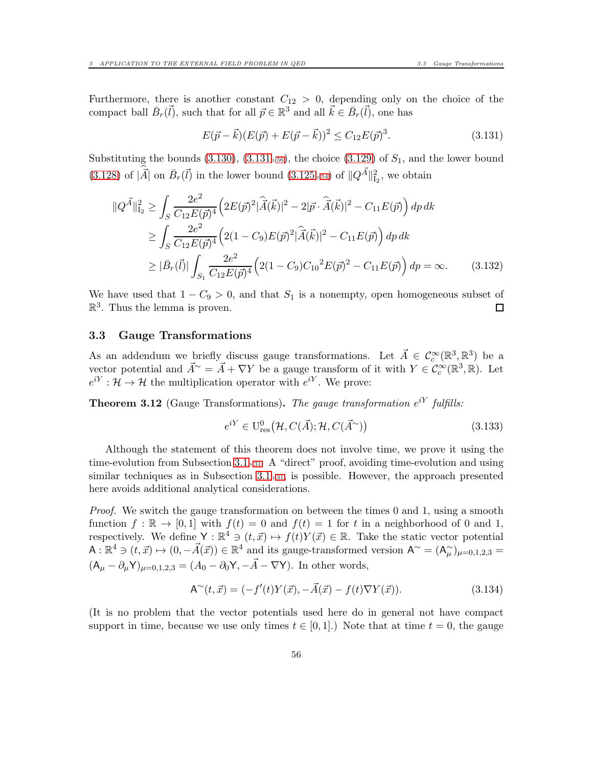Furthermore, there is another constant $C_{12} > 0$, depending only on the choice of the compact ball $\bar{B}_r(\vec{l})$, such that for all $\vec{p} \in \mathbb{R}^3$ and all $\vec{k} \in \bar{B}_r(\vec{l})$, one has

$$E(\vec{p} - \vec{k})(E(\vec{p}) + E(\vec{p} - \vec{k}))^2 \leq C_{12} E(\vec{p})^3. \tag{3.131}$$

Substituting the bounds (3.130), (3.131), the choice (3.129) of $S_1$, and the lower bound (3.128) of $|\widehat{\vec{A}}|$ on $\bar{B}_r(\vec{l})$ in the lower bound (3.125) of $\|Q^{\vec{A}}\|^2_{\mathrm{I}_2}$, we obtain

$$\begin{aligned}
\|Q^{\vec{A}}\|^2_{\mathrm{I}_2} &\geq \int_S \frac{2e^2}{C_{12} E(\vec{p})^4} \Big( 2E(\vec{p})^2 |\widehat{\vec{A}}(\vec{k})|^2 - 2|\vec{p} \cdot \widehat{\vec{A}}(\vec{k})|^2 - C_{11} E(\vec{p}) \Big)\, dp\, dk \\
&\geq \int_S \frac{2e^2}{C_{12} E(\vec{p})^4} \Big( 2(1 - C_9) E(\vec{p})^2 |\widehat{\vec{A}}(\vec{k})|^2 - C_{11} E(\vec{p}) \Big)\, dp\, dk \\
&\geq |\bar{B}_r(\vec{l})| \int_{S_1} \frac{2e^2}{C_{12} E(\vec{p})^4} \Big( 2(1 - C_9) {C_{10}}^2 E(\vec{p})^2 - C_{11} E(\vec{p}) \Big)\, dp = \infty.
\end{aligned} \tag{3.132}$$

We have used that $1 - C_9 > 0$, and that $S_1$ is a nonempty, open homogeneous subset of $\mathbb{R}^3$. Thus the lemma is proven. ☐

## 3.3 Gauge Transformations

As an addendum we briefly discuss gauge transformations. Let $\vec{A} \in \mathcal{C}^\infty_c(\mathbb{R}^3, \mathbb{R}^3)$ be a vector potential and $\vec{A}^\sim = \vec{A} + \nabla Y$ be a gauge transform of it with $Y \in \mathcal{C}^\infty_c(\mathbb{R}^3, \mathbb{R})$. Let $e^{iY} : \mathcal{H} \to \mathcal{H}$ the multiplication operator with $e^{iY}$. We prove:

**Theorem 3.12** (Gauge Transformations)**.** *The gauge transformation $e^{iY}$ fulfills:*

$$e^{iY} \in \mathrm{U}^0_{\mathrm{res}}\big(\mathcal{H}, C(\vec{A}); \mathcal{H}, C(\vec{A}^\sim)\big) \tag{3.133}$$

Although the statement of this theorem does not involve time, we prove it using the time-evolution from Subsection 3.1. A "direct" proof, avoiding time-evolution and using similar techniques as in Subsection 3.1, is possible. However, the approach presented here avoids additional analytical considerations.

*Proof.* We switch the gauge transformation on between the times 0 and 1, using a smooth function $f : \mathbb{R} \to [0, 1]$ with $f(t) = 0$ and $f(t) = 1$ for $t$ in a neighborhood of 0 and 1, respectively. We define $\mathsf{Y} : \mathbb{R}^4 \ni (t, \vec{x}) \mapsto f(t) Y(\vec{x}) \in \mathbb{R}$. Take the static vector potential $\mathsf{A} : \mathbb{R}^4 \ni (t, \vec{x}) \mapsto (0, -\vec{A}(\vec{x})) \in \mathbb{R}^4$ and its gauge-transformed version $\mathsf{A}^\sim = (\mathsf{A}^\sim_\mu)_{\mu=0,1,2,3} = (\mathsf{A}_\mu - \partial_\mu \mathsf{Y})_{\mu=0,1,2,3} = (\mathsf{A}_0 - \partial_0 \mathsf{Y}, -\vec{A} - \nabla \mathsf{Y})$. In other words,

$$\mathsf{A}^\sim(t, \vec{x}) = (-f'(t) Y(\vec{x}), -\vec{A}(\vec{x}) - f(t) \nabla Y(\vec{x})). \tag{3.134}$$

(It is no problem that the vector potentials used here do in general not have compact support in time, because we use only times $t \in [0, 1]$.) Note that at time $t = 0$, the gauge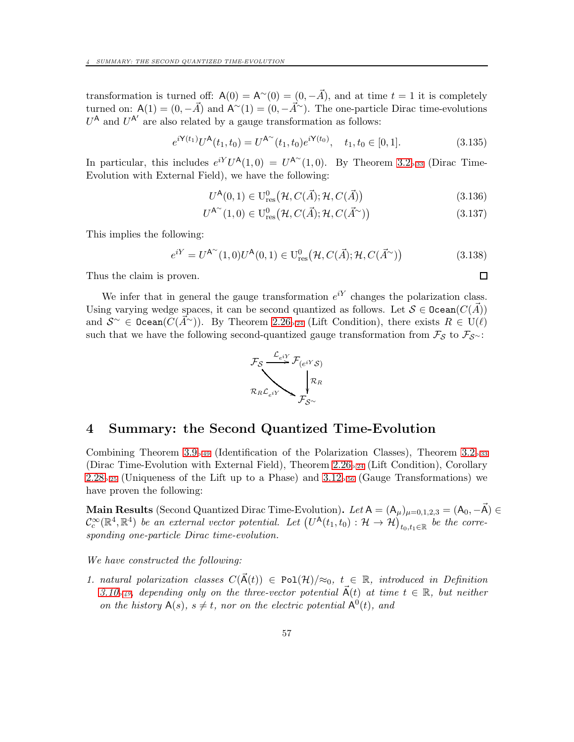transformation is turned off: $\mathsf{A}(0) = \mathsf{A}^\sim(0) = (0, -\vec{A})$, and at time $t = 1$ it is completely turned on: $\mathsf{A}(1) = (0, -\vec{A})$ and $\mathsf{A}^\sim(1) = (0, -\vec{A}^\sim)$. The one-particle Dirac time-evolutions $U^{\mathsf{A}}$ and $U^{\mathsf{A}'}$ are also related by a gauge transformation as follows:

$$e^{i\mathsf{Y}(t_1)} U^{\mathsf{A}}(t_1, t_0) = U^{\mathsf{A}^\sim}(t_1, t_0) e^{i\mathsf{Y}(t_0)}, \quad t_1, t_0 \in [0, 1]. \tag{3.135}$$

In particular, this includes $e^{iY} U^{\mathsf{A}}(1, 0) = U^{\mathsf{A}^\sim}(1, 0)$. By Theorem 3.2, 33 (Dirac Time-Evolution with External Field), we have the following:

$$U^{\mathsf{A}}(0, 1) \in \mathrm{U}^0_{\mathrm{res}}\big(\mathcal{H}, C(\vec{A}); \mathcal{H}, C(\vec{A})\big) \tag{3.136}$$

$$U^{\mathsf{A}^\sim}(1, 0) \in \mathrm{U}^0_{\mathrm{res}}\big(\mathcal{H}, C(\vec{A}); \mathcal{H}, C(\vec{A}^\sim)\big) \tag{3.137}$$

This implies the following:

$$e^{iY} = U^{\mathsf{A}^\sim}(1, 0) U^{\mathsf{A}}(0, 1) \in \mathrm{U}^0_{\mathrm{res}}\big(\mathcal{H}, C(\vec{A}); \mathcal{H}, C(\vec{A}^\sim)\big) \tag{3.138}$$

Thus the claim is proven. □

We infer that in general the gauge transformation $e^{iY}$ changes the polarization class. Using varying wedge spaces, it can be second quantized as follows. Let $\mathcal{S} \in \mathtt{Ocean}(C(\vec{A}))$ and $\mathcal{S}^\sim \in \mathtt{Ocean}(C(\vec{A}^\sim))$. By Theorem 2.26, 24 (Lift Condition), there exists $R \in \mathrm{U}(\ell)$ such that we have the following second-quantized gauge transformation from $\mathcal{F}_{\mathcal{S}}$ to $\mathcal{F}_{\mathcal{S}^\sim}$:

$$\begin{array}{ccc} \mathcal{F}_{\mathcal{S}} & \xrightarrow{\mathcal{L}_{e^{iY}}} & \mathcal{F}_{(e^{iY}\mathcal{S})} \\ & \searrow^{\mathcal{R}_R \mathcal{L}_{e^{iY}}} & \downarrow \mathcal{R}_R \\ & & \mathcal{F}_{\mathcal{S}^\sim} \end{array}$$

# 4 Summary: the Second Quantized Time-Evolution

Combining Theorem 3.9, 49 (Identification of the Polarization Classes), Theorem 3.2, 33 (Dirac Time-Evolution with External Field), Theorem 2.26, 24 (Lift Condition), Corollary 2.28, 25 (Uniqueness of the Lift up to a Phase) and 3.12, 56 (Gauge Transformations) we have proven the following:

**Main Results** (Second Quantized Dirac Time-Evolution). *Let $\mathsf{A} = (\mathsf{A}_\mu)_{\mu=0,1,2,3} = (\mathsf{A}_0, -\vec{\mathsf{A}}) \in \mathcal{C}^\infty_c(\mathbb{R}^4, \mathbb{R}^4)$ be an external vector potential. Let $\big(U^{\mathsf{A}}(t_1, t_0) : \mathcal{H} \to \mathcal{H}\big)_{t_0, t_1 \in \mathbb{R}}$ be the corresponding one-particle Dirac time-evolution.*

*We have constructed the following:*

1. *natural polarization classes $C(\vec{\mathsf{A}}(t)) \in \mathtt{Pol}(\mathcal{H})/\approx_0$, $t \in \mathbb{R}$, introduced in Definition 3.10, 49, depending only on the three-vector potential $\vec{\mathsf{A}}(t)$ at time $t \in \mathbb{R}$, but neither on the history $\mathsf{A}(s)$, $s \neq t$, nor on the electric potential $\mathsf{A}^0(t)$, and*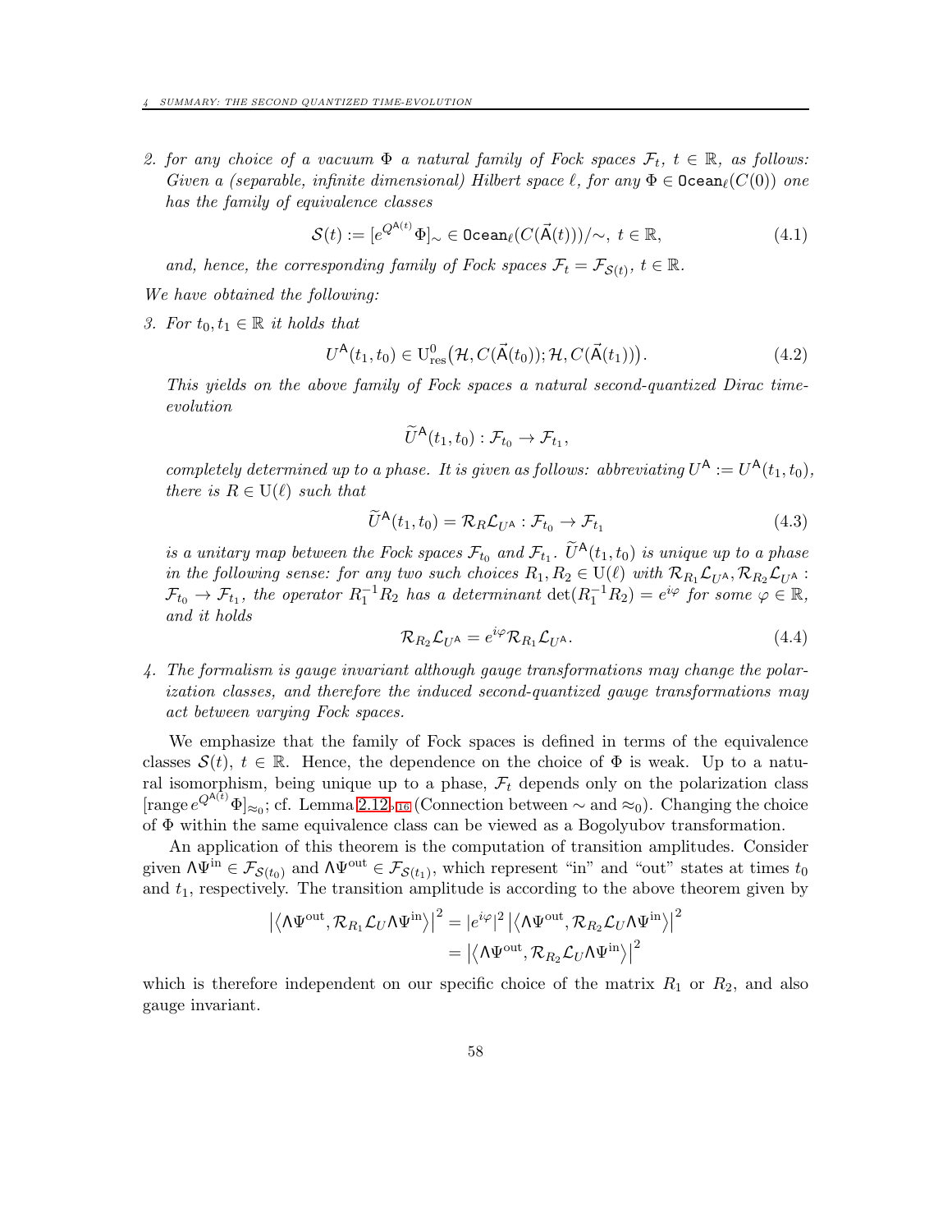2. *for any choice of a vacuum* $\Phi$ *a natural family of Fock spaces* $\mathcal{F}_t$, $t \in \mathbb{R}$, *as follows: Given a (separable, infinite dimensional) Hilbert space* $\ell$, *for any* $\Phi \in \mathtt{Ocean}_\ell(C(0))$ *one has the family of equivalence classes*

$$\mathcal{S}(t) := [e^{Q^{\mathsf{A}(t)}}\Phi]_\sim \in \mathtt{Ocean}_\ell(C(\vec{\mathsf{A}}(t)))/\sim,\ t \in \mathbb{R}, \tag{4.1}$$

*and, hence, the corresponding family of Fock spaces* $\mathcal{F}_t = \mathcal{F}_{\mathcal{S}(t)}$, $t \in \mathbb{R}$.

*We have obtained the following:*

3. *For* $t_0, t_1 \in \mathbb{R}$ *it holds that*

$$U^{\mathsf{A}}(t_1, t_0) \in \mathrm{U}^0_{\mathrm{res}}\big(\mathcal{H}, C(\vec{\mathsf{A}}(t_0)); \mathcal{H}, C(\vec{\mathsf{A}}(t_1))\big). \tag{4.2}$$

*This yields on the above family of Fock spaces a natural second-quantized Dirac time-evolution*

$$\widetilde{U}^{\mathsf{A}}(t_1, t_0) : \mathcal{F}_{t_0} \to \mathcal{F}_{t_1},$$

*completely determined up to a phase. It is given as follows: abbreviating* $U^{\mathsf{A}} := U^{\mathsf{A}}(t_1, t_0)$, *there is* $R \in \mathrm{U}(\ell)$ *such that*

$$\widetilde{U}^{\mathsf{A}}(t_1, t_0) = \mathcal{R}_R \mathcal{L}_{U^{\mathsf{A}}} : \mathcal{F}_{t_0} \to \mathcal{F}_{t_1} \tag{4.3}$$

*is a unitary map between the Fock spaces* $\mathcal{F}_{t_0}$ *and* $\mathcal{F}_{t_1}$. $\widetilde{U}^{\mathsf{A}}(t_1, t_0)$ *is unique up to a phase in the following sense: for any two such choices* $R_1, R_2 \in \mathrm{U}(\ell)$ *with* $\mathcal{R}_{R_1}\mathcal{L}_{U^{\mathsf{A}}}, \mathcal{R}_{R_2}\mathcal{L}_{U^{\mathsf{A}}} : \mathcal{F}_{t_0} \to \mathcal{F}_{t_1}$, *the operator* $R_1^{-1}R_2$ *has a determinant* $\det(R_1^{-1}R_2) = e^{i\varphi}$ *for some* $\varphi \in \mathbb{R}$, *and it holds*

$$\mathcal{R}_{R_2}\mathcal{L}_{U^{\mathsf{A}}} = e^{i\varphi}\mathcal{R}_{R_1}\mathcal{L}_{U^{\mathsf{A}}}. \tag{4.4}$$

4. *The formalism is gauge invariant although gauge transformations may change the polarization classes, and therefore the induced second-quantized gauge transformations may act between varying Fock spaces.*

We emphasize that the family of Fock spaces is defined in terms of the equivalence classes $\mathcal{S}(t)$, $t \in \mathbb{R}$. Hence, the dependence on the choice of $\Phi$ is weak. Up to a natural isomorphism, being unique up to a phase, $\mathcal{F}_t$ depends only on the polarization class $[\mathrm{range}\, e^{Q^{\mathsf{A}(t)}}\Phi]_{\approx_0}$; cf. Lemma 2.12▸16 (Connection between $\sim$ and $\approx_0$). Changing the choice of $\Phi$ within the same equivalence class can be viewed as a Bogolyubov transformation.

An application of this theorem is the computation of transition amplitudes. Consider given $\Lambda\Psi^{\mathrm{in}} \in \mathcal{F}_{\mathcal{S}(t_0)}$ and $\Lambda\Psi^{\mathrm{out}} \in \mathcal{F}_{\mathcal{S}(t_1)}$, which represent "in" and "out" states at times $t_0$ and $t_1$, respectively. The transition amplitude is according to the above theorem given by

$$\begin{aligned}
\left|\left\langle \Lambda\Psi^{\mathrm{out}}, \mathcal{R}_{R_1}\mathcal{L}_U \Lambda\Psi^{\mathrm{in}}\right\rangle\right|^2 &= |e^{i\varphi}|^2 \left|\left\langle \Lambda\Psi^{\mathrm{out}}, \mathcal{R}_{R_2}\mathcal{L}_U \Lambda\Psi^{\mathrm{in}}\right\rangle\right|^2 \\
&= \left|\left\langle \Lambda\Psi^{\mathrm{out}}, \mathcal{R}_{R_2}\mathcal{L}_U \Lambda\Psi^{\mathrm{in}}\right\rangle\right|^2
\end{aligned}$$

which is therefore independent on our specific choice of the matrix $R_1$ or $R_2$, and also gauge invariant.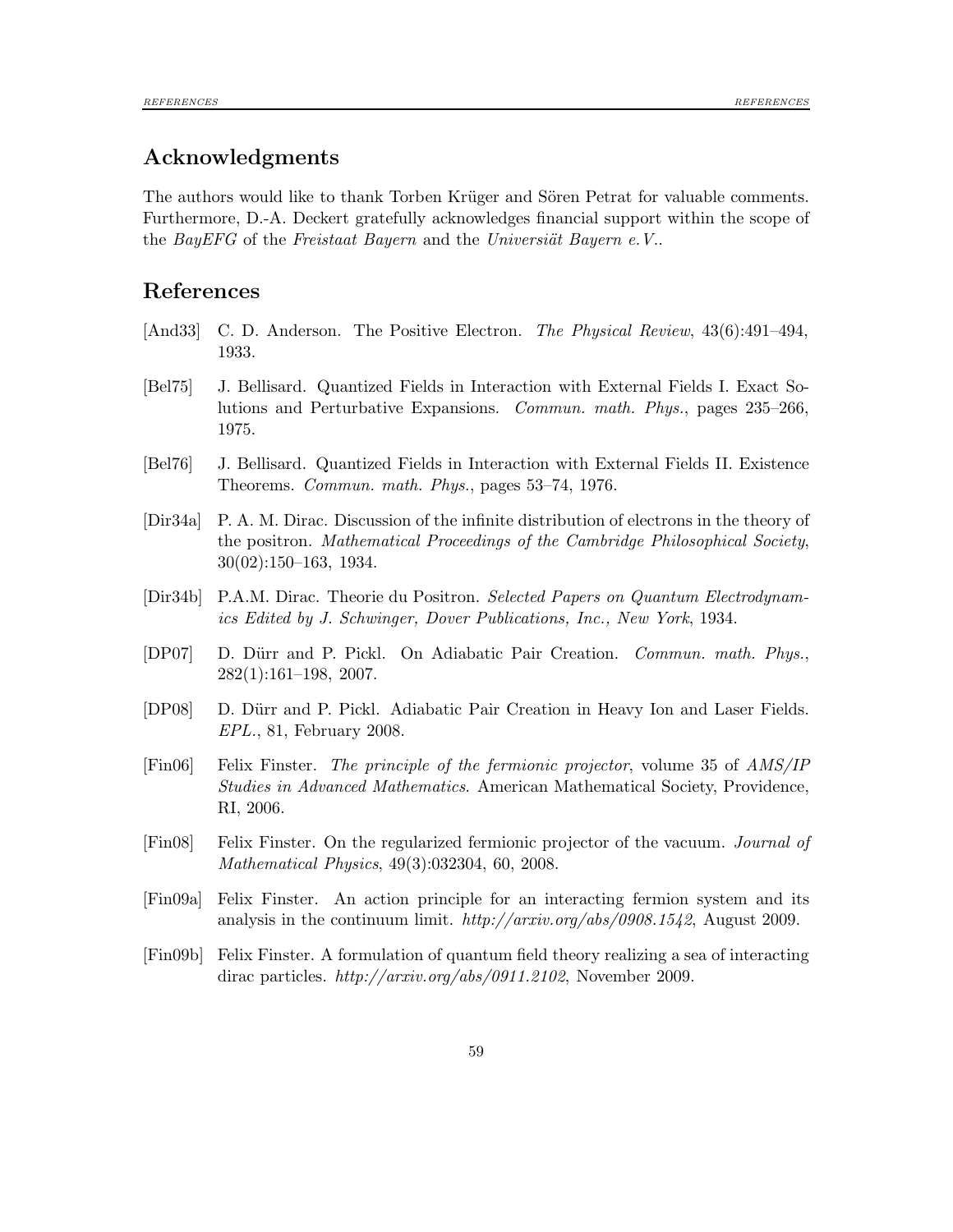## Acknowledgments

The authors would like to thank Torben Krüger and Sören Petrat for valuable comments. Furthermore, D.-A. Deckert gratefully acknowledges financial support within the scope of the *BayEFG* of the *Freistaat Bayern* and the *Universiät Bayern e.V.*.

## References

[And33] C. D. Anderson. The Positive Electron. *The Physical Review*, 43(6):491–494, 1933.

[Bel75] J. Bellisard. Quantized Fields in Interaction with External Fields I. Exact Solutions and Perturbative Expansions. *Commun. math. Phys.*, pages 235–266, 1975.

[Bel76] J. Bellisard. Quantized Fields in Interaction with External Fields II. Existence Theorems. *Commun. math. Phys.*, pages 53–74, 1976.

[Dir34a] P. A. M. Dirac. Discussion of the infinite distribution of electrons in the theory of the positron. *Mathematical Proceedings of the Cambridge Philosophical Society*, 30(02):150–163, 1934.

[Dir34b] P.A.M. Dirac. Theorie du Positron. *Selected Papers on Quantum Electrodynamics Edited by J. Schwinger, Dover Publications, Inc., New York*, 1934.

[DP07] D. Dürr and P. Pickl. On Adiabatic Pair Creation. *Commun. math. Phys.*, 282(1):161–198, 2007.

[DP08] D. Dürr and P. Pickl. Adiabatic Pair Creation in Heavy Ion and Laser Fields. *EPL.*, 81, February 2008.

[Fin06] Felix Finster. *The principle of the fermionic projector*, volume 35 of *AMS/IP Studies in Advanced Mathematics*. American Mathematical Society, Providence, RI, 2006.

[Fin08] Felix Finster. On the regularized fermionic projector of the vacuum. *Journal of Mathematical Physics*, 49(3):032304, 60, 2008.

[Fin09a] Felix Finster. An action principle for an interacting fermion system and its analysis in the continuum limit. *http://arxiv.org/abs/0908.1542*, August 2009.

[Fin09b] Felix Finster. A formulation of quantum field theory realizing a sea of interacting dirac particles. *http://arxiv.org/abs/0911.2102*, November 2009.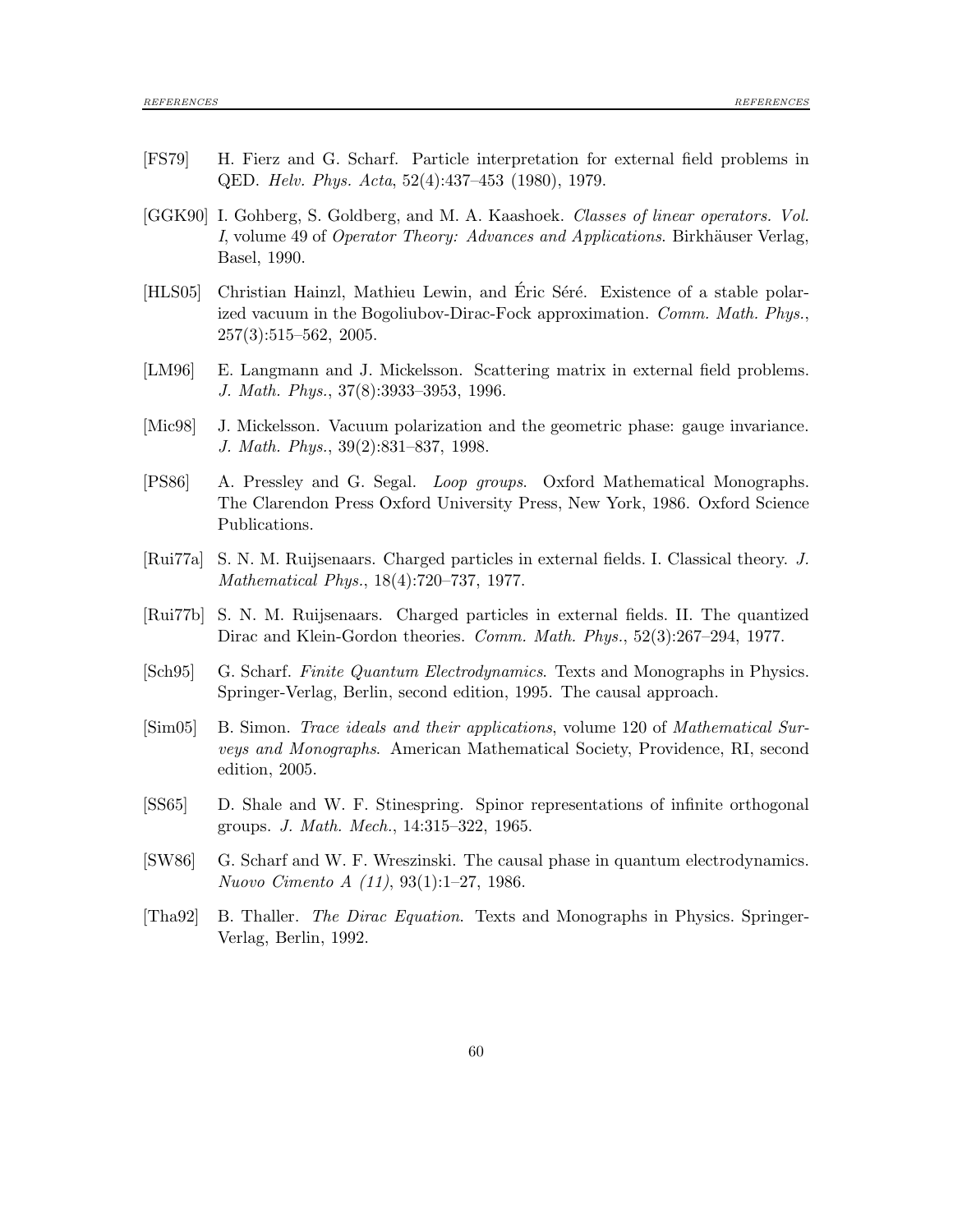[FS79] H. Fierz and G. Scharf. Particle interpretation for external field problems in QED. *Helv. Phys. Acta*, 52(4):437–453 (1980), 1979.

[GGK90] I. Gohberg, S. Goldberg, and M. A. Kaashoek. *Classes of linear operators. Vol. I*, volume 49 of *Operator Theory: Advances and Applications*. Birkhäuser Verlag, Basel, 1990.

[HLS05] Christian Hainzl, Mathieu Lewin, and Éric Séré. Existence of a stable polarized vacuum in the Bogoliubov-Dirac-Fock approximation. *Comm. Math. Phys.*, 257(3):515–562, 2005.

[LM96] E. Langmann and J. Mickelsson. Scattering matrix in external field problems. *J. Math. Phys.*, 37(8):3933–3953, 1996.

[Mic98] J. Mickelsson. Vacuum polarization and the geometric phase: gauge invariance. *J. Math. Phys.*, 39(2):831–837, 1998.

[PS86] A. Pressley and G. Segal. *Loop groups*. Oxford Mathematical Monographs. The Clarendon Press Oxford University Press, New York, 1986. Oxford Science Publications.

[Rui77a] S. N. M. Ruijsenaars. Charged particles in external fields. I. Classical theory. *J. Mathematical Phys.*, 18(4):720–737, 1977.

[Rui77b] S. N. M. Ruijsenaars. Charged particles in external fields. II. The quantized Dirac and Klein-Gordon theories. *Comm. Math. Phys.*, 52(3):267–294, 1977.

[Sch95] G. Scharf. *Finite Quantum Electrodynamics*. Texts and Monographs in Physics. Springer-Verlag, Berlin, second edition, 1995. The causal approach.

[Sim05] B. Simon. *Trace ideals and their applications*, volume 120 of *Mathematical Surveys and Monographs*. American Mathematical Society, Providence, RI, second edition, 2005.

[SS65] D. Shale and W. F. Stinespring. Spinor representations of infinite orthogonal groups. *J. Math. Mech.*, 14:315–322, 1965.

[SW86] G. Scharf and W. F. Wreszinski. The causal phase in quantum electrodynamics. *Nuovo Cimento A (11)*, 93(1):1–27, 1986.

[Tha92] B. Thaller. *The Dirac Equation*. Texts and Monographs in Physics. Springer-Verlag, Berlin, 1992.